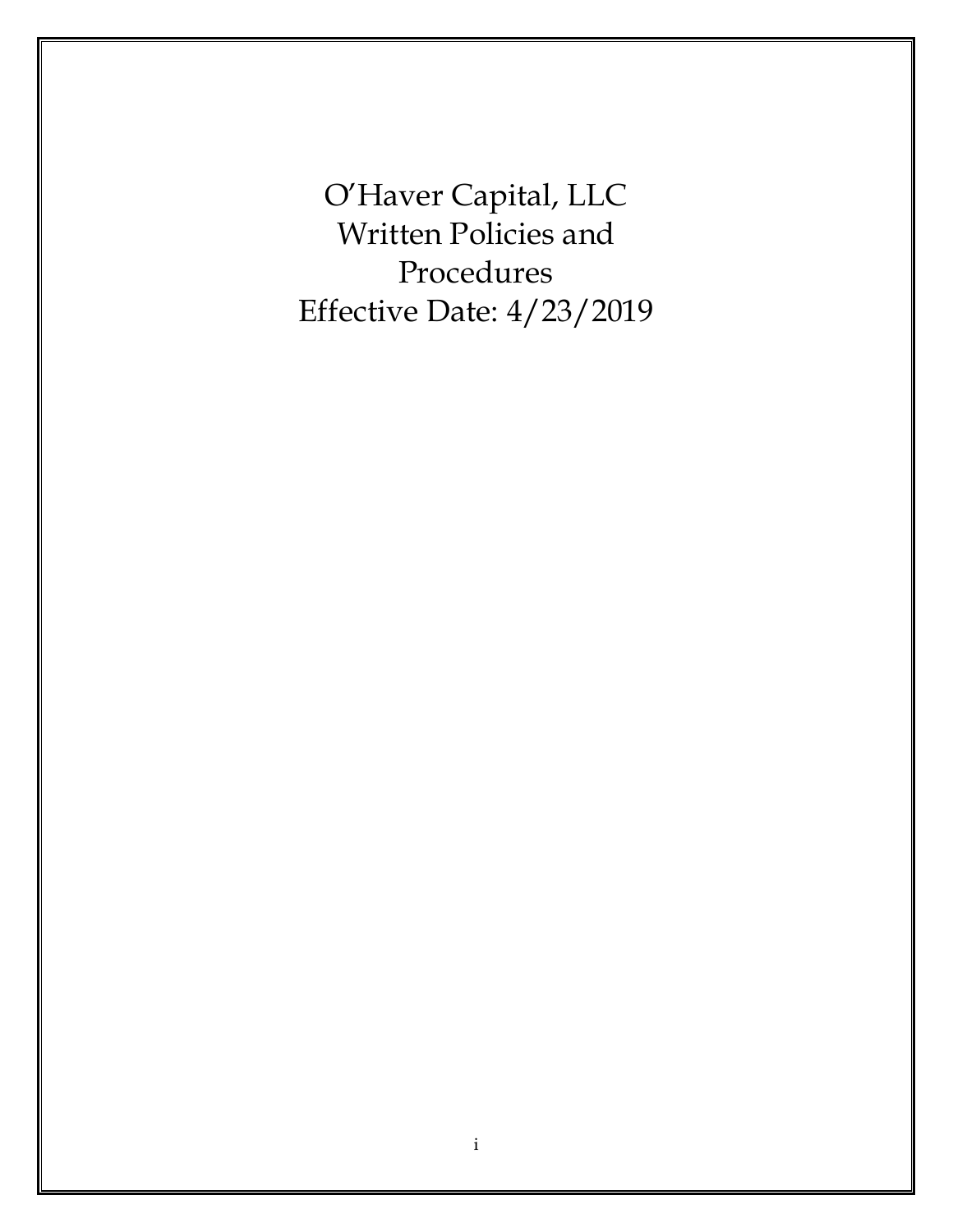# O'Haver Capital, LLC
# Written Policies and Procedures
# Effective Date: 4/23/2019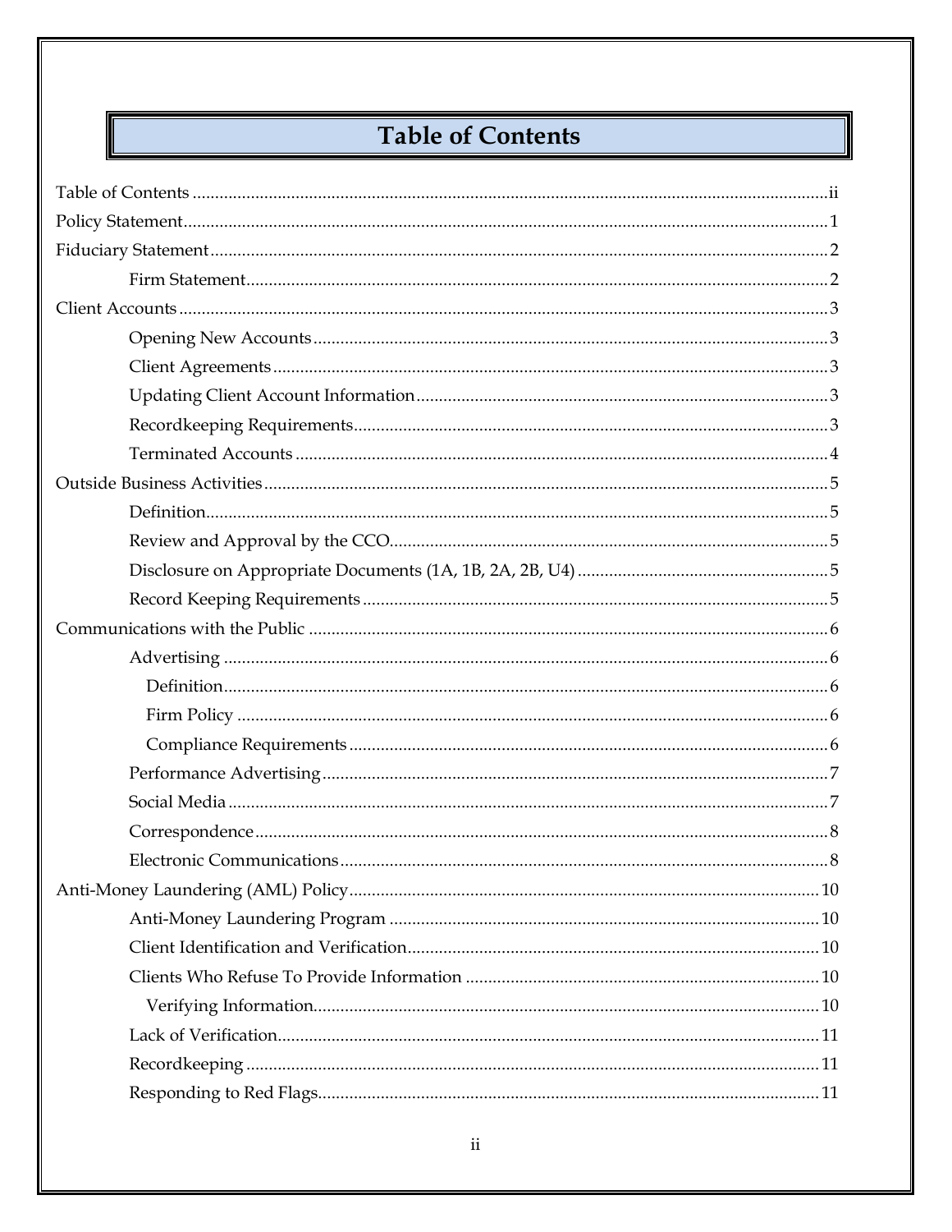# Table of Contents

Table of Contents ........................................ ii
Policy Statement ........................................ 1
Fiduciary Statement ........................................ 2
- Firm Statement ........................................ 2

Client Accounts ........................................ 3
- Opening New Accounts ........................................ 3
- Client Agreements ........................................ 3
- Updating Client Account Information ........................................ 3
- Recordkeeping Requirements ........................................ 3
- Terminated Accounts ........................................ 4

Outside Business Activities ........................................ 5
- Definition ........................................ 5
- Review and Approval by the CCO ........................................ 5
- Disclosure on Appropriate Documents (1A, 1B, 2A, 2B, U4) ........................................ 5
- Record Keeping Requirements ........................................ 5

Communications with the Public ........................................ 6
- Advertising ........................................ 6
  - Definition ........................................ 6
  - Firm Policy ........................................ 6
  - Compliance Requirements ........................................ 6
- Performance Advertising ........................................ 7
- Social Media ........................................ 7
- Correspondence ........................................ 8
- Electronic Communications ........................................ 8

Anti-Money Laundering (AML) Policy ........................................ 10
- Anti-Money Laundering Program ........................................ 10
- Client Identification and Verification ........................................ 10
- Clients Who Refuse To Provide Information ........................................ 10
  - Verifying Information ........................................ 10
- Lack of Verification ........................................ 11
- Recordkeeping ........................................ 11
- Responding to Red Flags ........................................ 11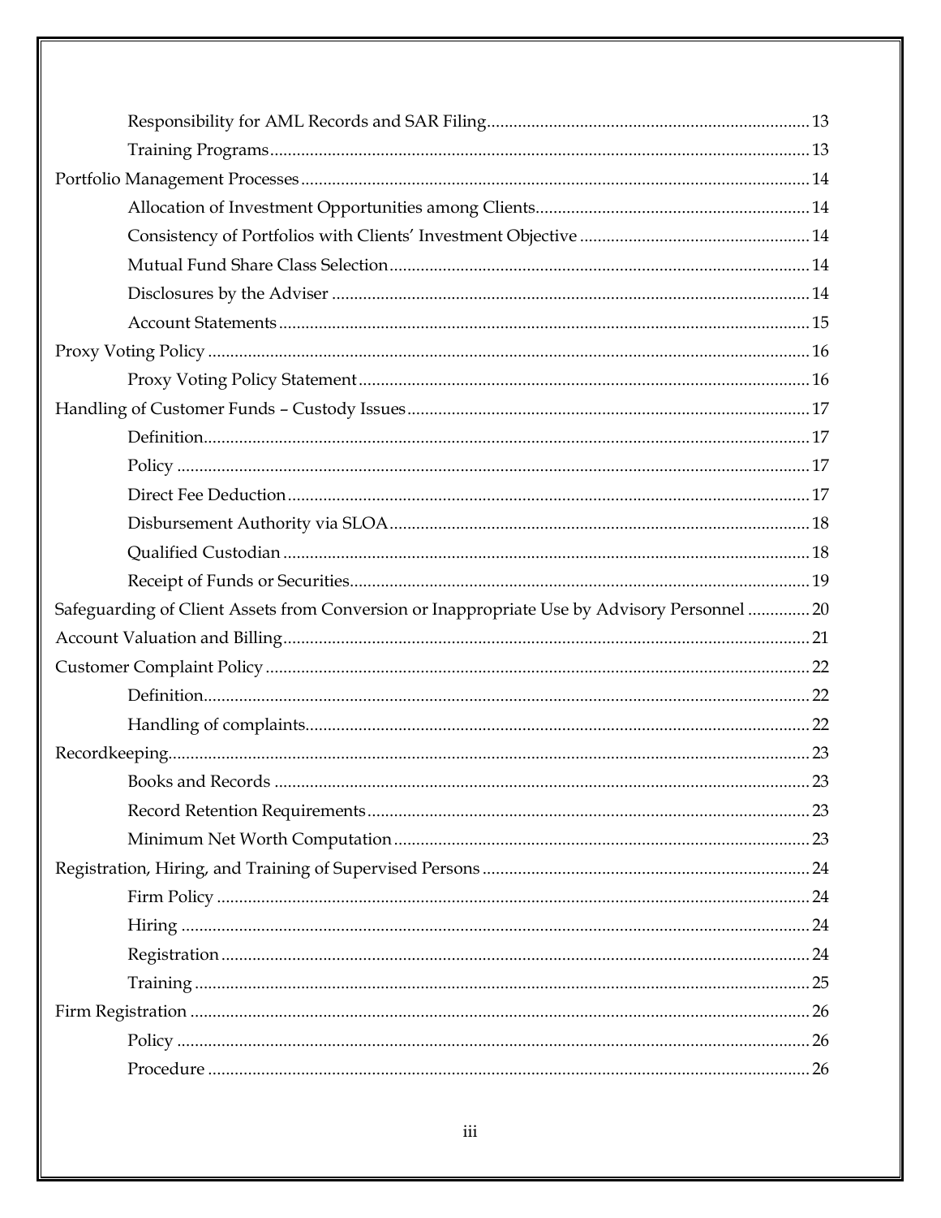- Responsibility for AML Records and SAR Filing ........ 13
- Training Programs ........ 13

Portfolio Management Processes ........ 14

- Allocation of Investment Opportunities among Clients ........ 14
- Consistency of Portfolios with Clients' Investment Objective ........ 14
- Mutual Fund Share Class Selection ........ 14
- Disclosures by the Adviser ........ 14
- Account Statements ........ 15

Proxy Voting Policy ........ 16

- Proxy Voting Policy Statement ........ 16

Handling of Customer Funds – Custody Issues ........ 17

- Definition ........ 17
- Policy ........ 17
- Direct Fee Deduction ........ 17
- Disbursement Authority via SLOA ........ 18
- Qualified Custodian ........ 18
- Receipt of Funds or Securities ........ 19

Safeguarding of Client Assets from Conversion or Inappropriate Use by Advisory Personnel ........ 20

Account Valuation and Billing ........ 21

Customer Complaint Policy ........ 22

- Definition ........ 22
- Handling of complaints ........ 22

Recordkeeping ........ 23

- Books and Records ........ 23
- Record Retention Requirements ........ 23
- Minimum Net Worth Computation ........ 23

Registration, Hiring, and Training of Supervised Persons ........ 24

- Firm Policy ........ 24
- Hiring ........ 24
- Registration ........ 24
- Training ........ 25

Firm Registration ........ 26

- Policy ........ 26
- Procedure ........ 26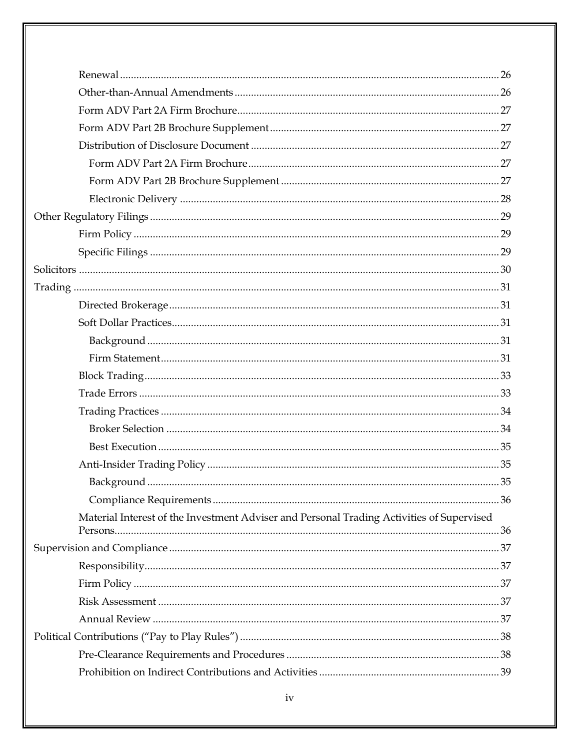- Renewal ........................................................................................................................... 26
- Other-than-Annual Amendments ................................................................................. 26
- Form ADV Part 2A Firm Brochure ................................................................................. 27
- Form ADV Part 2B Brochure Supplement ..................................................................... 27
- Distribution of Disclosure Document ........................................................................... 27
  - Form ADV Part 2A Firm Brochure ............................................................................ 27
  - Form ADV Part 2B Brochure Supplement ................................................................ 27
  - Electronic Delivery ..................................................................................................... 28

Other Regulatory Filings ......................................................................................................... 29

- Firm Policy ...................................................................................................................... 29
- Specific Filings ................................................................................................................ 29

Solicitors .................................................................................................................................. 30

Trading ..................................................................................................................................... 31

- Directed Brokerage ......................................................................................................... 31
- Soft Dollar Practices ........................................................................................................ 31
  - Background ................................................................................................................. 31
  - Firm Statement ............................................................................................................ 31
- Block Trading .................................................................................................................. 33
- Trade Errors .................................................................................................................... 33
- Trading Practices ............................................................................................................ 34
  - Broker Selection .......................................................................................................... 34
  - Best Execution ............................................................................................................. 35
- Anti-Insider Trading Policy ............................................................................................ 35
  - Background ................................................................................................................. 35
  - Compliance Requirements ......................................................................................... 36
- Material Interest of the Investment Adviser and Personal Trading Activities of Supervised Persons ............................................................................................................................ 36

Supervision and Compliance .................................................................................................. 37

- Responsibility .................................................................................................................. 37
- Firm Policy ...................................................................................................................... 37
- Risk Assessment ............................................................................................................. 37
- Annual Review ................................................................................................................ 37

Political Contributions ("Pay to Play Rules") ....................................................................... 38

- Pre-Clearance Requirements and Procedures .............................................................. 38
- Prohibition on Indirect Contributions and Activities .................................................. 39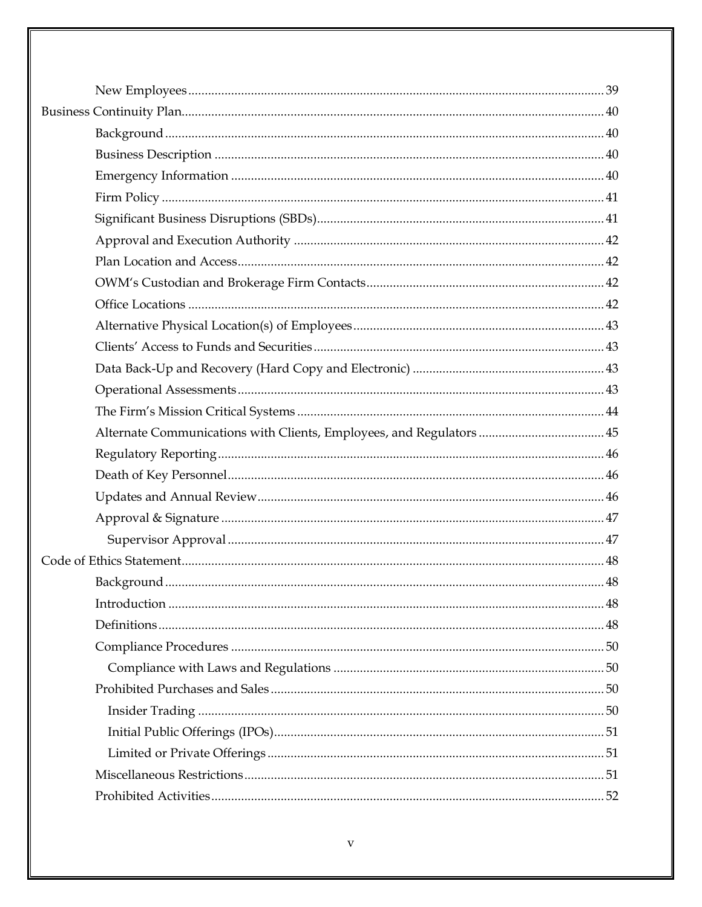- New Employees ... 39
- Business Continuity Plan ... 40
  - Background ... 40
  - Business Description ... 40
  - Emergency Information ... 40
  - Firm Policy ... 41
  - Significant Business Disruptions (SBDs) ... 41
  - Approval and Execution Authority ... 42
  - Plan Location and Access ... 42
  - OWM's Custodian and Brokerage Firm Contacts ... 42
  - Office Locations ... 42
  - Alternative Physical Location(s) of Employees ... 43
  - Clients' Access to Funds and Securities ... 43
  - Data Back-Up and Recovery (Hard Copy and Electronic) ... 43
  - Operational Assessments ... 43
  - The Firm's Mission Critical Systems ... 44
  - Alternate Communications with Clients, Employees, and Regulators ... 45
  - Regulatory Reporting ... 46
  - Death of Key Personnel ... 46
  - Updates and Annual Review ... 46
  - Approval & Signature ... 47
    - Supervisor Approval ... 47
- Code of Ethics Statement ... 48
  - Background ... 48
  - Introduction ... 48
  - Definitions ... 48
  - Compliance Procedures ... 50
    - Compliance with Laws and Regulations ... 50
  - Prohibited Purchases and Sales ... 50
    - Insider Trading ... 50
    - Initial Public Offerings (IPOs) ... 51
    - Limited or Private Offerings ... 51
  - Miscellaneous Restrictions ... 51
  - Prohibited Activities ... 52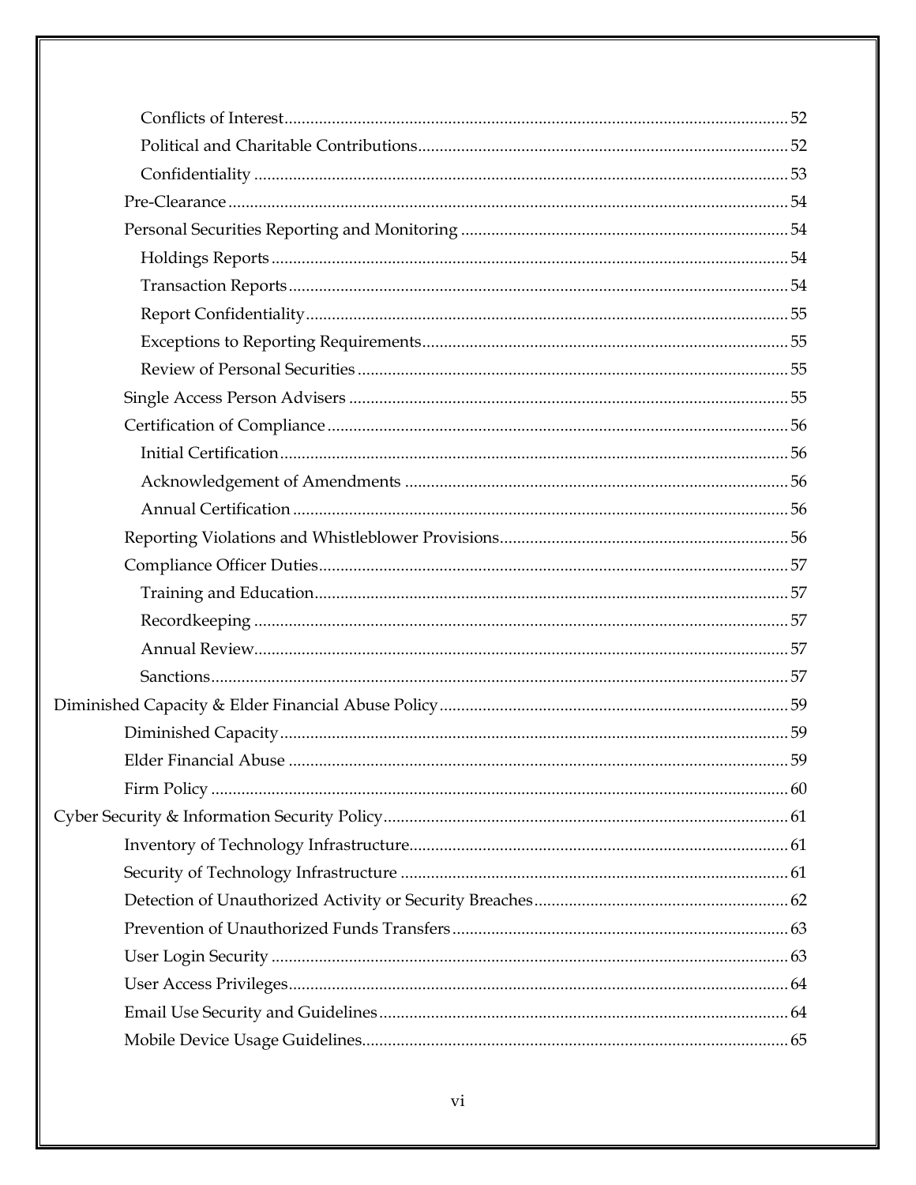- Conflicts of Interest ..... 52
- Political and Charitable Contributions ..... 52
- Confidentiality ..... 53

Pre-Clearance ..... 54

Personal Securities Reporting and Monitoring ..... 54

- Holdings Reports ..... 54
- Transaction Reports ..... 54
- Report Confidentiality ..... 55
- Exceptions to Reporting Requirements ..... 55
- Review of Personal Securities ..... 55

Single Access Person Advisers ..... 55

Certification of Compliance ..... 56

- Initial Certification ..... 56
- Acknowledgement of Amendments ..... 56
- Annual Certification ..... 56

Reporting Violations and Whistleblower Provisions ..... 56

Compliance Officer Duties ..... 57

- Training and Education ..... 57
- Recordkeeping ..... 57
- Annual Review ..... 57
- Sanctions ..... 57

Diminished Capacity & Elder Financial Abuse Policy ..... 59

- Diminished Capacity ..... 59
- Elder Financial Abuse ..... 59
- Firm Policy ..... 60

Cyber Security & Information Security Policy ..... 61

- Inventory of Technology Infrastructure ..... 61
- Security of Technology Infrastructure ..... 61
- Detection of Unauthorized Activity or Security Breaches ..... 62
- Prevention of Unauthorized Funds Transfers ..... 63
- User Login Security ..... 63
- User Access Privileges ..... 64
- Email Use Security and Guidelines ..... 64
- Mobile Device Usage Guidelines ..... 65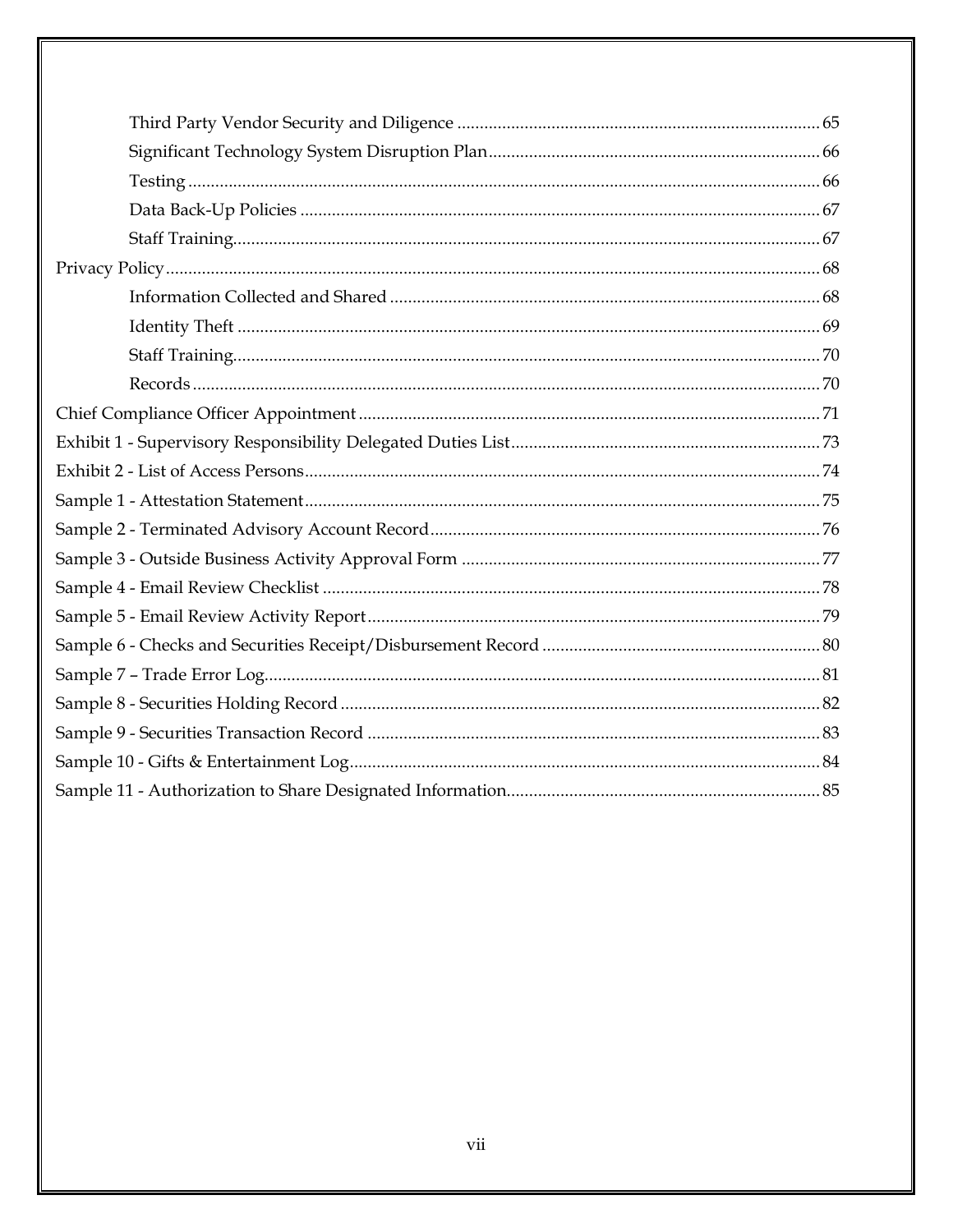- Third Party Vendor Security and Diligence ........ 65
- Significant Technology System Disruption Plan ........ 66
- Testing ........ 66
- Data Back-Up Policies ........ 67
- Staff Training ........ 67

Privacy Policy ........ 68

- Information Collected and Shared ........ 68
- Identity Theft ........ 69
- Staff Training ........ 70
- Records ........ 70

Chief Compliance Officer Appointment ........ 71

Exhibit 1 - Supervisory Responsibility Delegated Duties List ........ 73

Exhibit 2 - List of Access Persons ........ 74

Sample 1 - Attestation Statement ........ 75

Sample 2 - Terminated Advisory Account Record ........ 76

Sample 3 - Outside Business Activity Approval Form ........ 77

Sample 4 - Email Review Checklist ........ 78

Sample 5 - Email Review Activity Report ........ 79

Sample 6 - Checks and Securities Receipt/Disbursement Record ........ 80

Sample 7 – Trade Error Log ........ 81

Sample 8 - Securities Holding Record ........ 82

Sample 9 - Securities Transaction Record ........ 83

Sample 10 - Gifts & Entertainment Log ........ 84

Sample 11 - Authorization to Share Designated Information ........ 85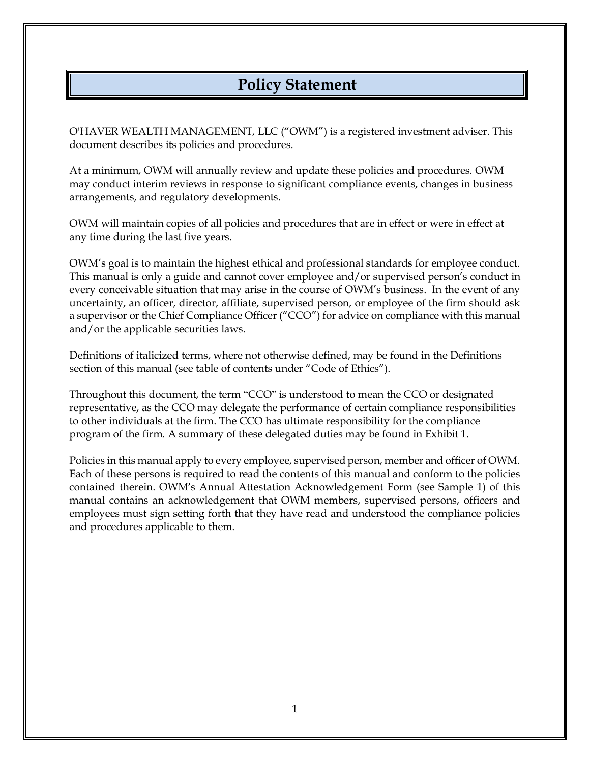# Policy Statement

O'HAVER WEALTH MANAGEMENT, LLC ("OWM") is a registered investment adviser. This document describes its policies and procedures.

At a minimum, OWM will annually review and update these policies and procedures. OWM may conduct interim reviews in response to significant compliance events, changes in business arrangements, and regulatory developments.

OWM will maintain copies of all policies and procedures that are in effect or were in effect at any time during the last five years.

OWM's goal is to maintain the highest ethical and professional standards for employee conduct. This manual is only a guide and cannot cover employee and/or supervised person's conduct in every conceivable situation that may arise in the course of OWM's business. In the event of any uncertainty, an officer, director, affiliate, supervised person, or employee of the firm should ask a supervisor or the Chief Compliance Officer ("CCO") for advice on compliance with this manual and/or the applicable securities laws.

Definitions of italicized terms, where not otherwise defined, may be found in the Definitions section of this manual (see table of contents under "Code of Ethics").

Throughout this document, the term "CCO" is understood to mean the CCO or designated representative, as the CCO may delegate the performance of certain compliance responsibilities to other individuals at the firm. The CCO has ultimate responsibility for the compliance program of the firm. A summary of these delegated duties may be found in Exhibit 1.

Policies in this manual apply to every employee, supervised person, member and officer of OWM. Each of these persons is required to read the contents of this manual and conform to the policies contained therein. OWM's Annual Attestation Acknowledgement Form (see Sample 1) of this manual contains an acknowledgement that OWM members, supervised persons, officers and employees must sign setting forth that they have read and understood the compliance policies and procedures applicable to them.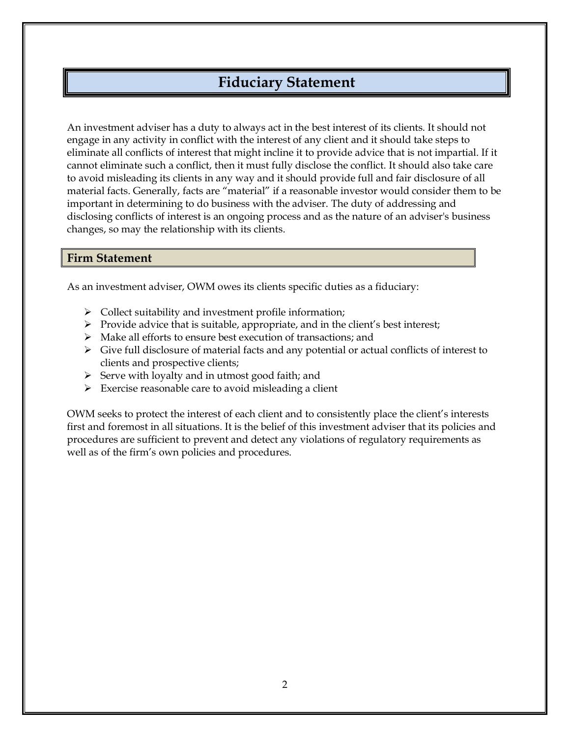# Fiduciary Statement

An investment adviser has a duty to always act in the best interest of its clients. It should not engage in any activity in conflict with the interest of any client and it should take steps to eliminate all conflicts of interest that might incline it to provide advice that is not impartial. If it cannot eliminate such a conflict, then it must fully disclose the conflict. It should also take care to avoid misleading its clients in any way and it should provide full and fair disclosure of all material facts. Generally, facts are "material" if a reasonable investor would consider them to be important in determining to do business with the adviser. The duty of addressing and disclosing conflicts of interest is an ongoing process and as the nature of an adviser's business changes, so may the relationship with its clients.

## Firm Statement

As an investment adviser, OWM owes its clients specific duties as a fiduciary:

- Collect suitability and investment profile information;
- Provide advice that is suitable, appropriate, and in the client's best interest;
- Make all efforts to ensure best execution of transactions; and
- Give full disclosure of material facts and any potential or actual conflicts of interest to clients and prospective clients;
- Serve with loyalty and in utmost good faith; and
- Exercise reasonable care to avoid misleading a client

OWM seeks to protect the interest of each client and to consistently place the client's interests first and foremost in all situations. It is the belief of this investment adviser that its policies and procedures are sufficient to prevent and detect any violations of regulatory requirements as well as of the firm's own policies and procedures.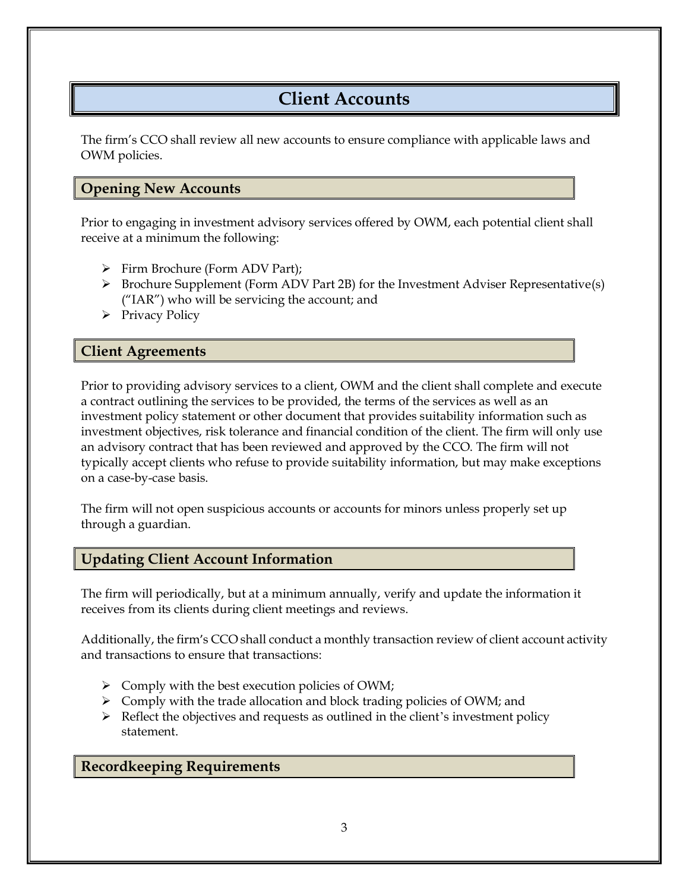# Client Accounts

The firm's CCO shall review all new accounts to ensure compliance with applicable laws and OWM policies.

## Opening New Accounts

Prior to engaging in investment advisory services offered by OWM, each potential client shall receive at a minimum the following:

- Firm Brochure (Form ADV Part);
- Brochure Supplement (Form ADV Part 2B) for the Investment Adviser Representative(s) ("IAR") who will be servicing the account; and
- Privacy Policy

## Client Agreements

Prior to providing advisory services to a client, OWM and the client shall complete and execute a contract outlining the services to be provided, the terms of the services as well as an investment policy statement or other document that provides suitability information such as investment objectives, risk tolerance and financial condition of the client. The firm will only use an advisory contract that has been reviewed and approved by the CCO. The firm will not typically accept clients who refuse to provide suitability information, but may make exceptions on a case-by-case basis.

The firm will not open suspicious accounts or accounts for minors unless properly set up through a guardian.

## Updating Client Account Information

The firm will periodically, but at a minimum annually, verify and update the information it receives from its clients during client meetings and reviews.

Additionally, the firm's CCO shall conduct a monthly transaction review of client account activity and transactions to ensure that transactions:

- Comply with the best execution policies of OWM;
- Comply with the trade allocation and block trading policies of OWM; and
- Reflect the objectives and requests as outlined in the client's investment policy statement.

## Recordkeeping Requirements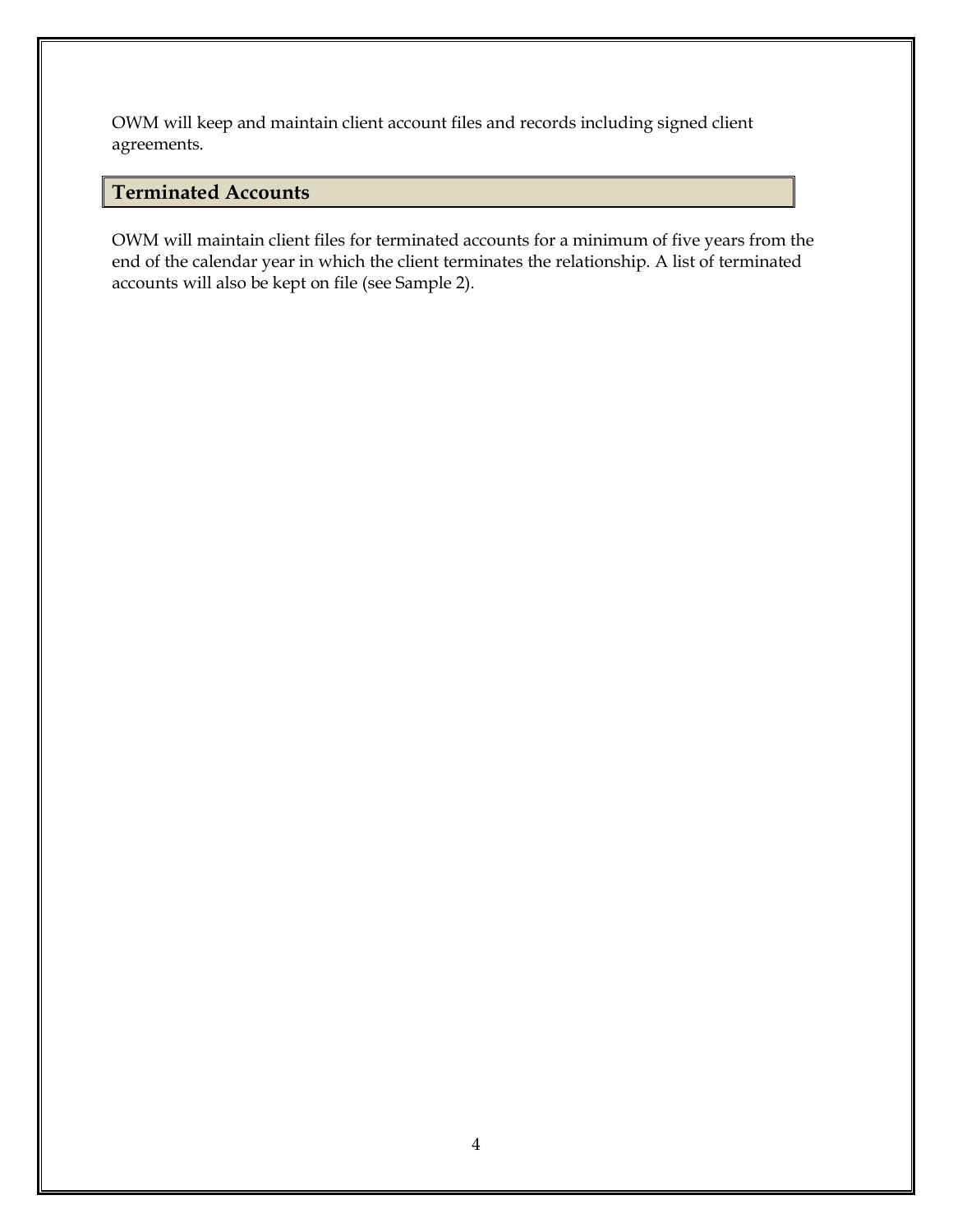OWM will keep and maintain client account files and records including signed client agreements.

## Terminated Accounts

OWM will maintain client files for terminated accounts for a minimum of five years from the end of the calendar year in which the client terminates the relationship. A list of terminated accounts will also be kept on file (see Sample 2).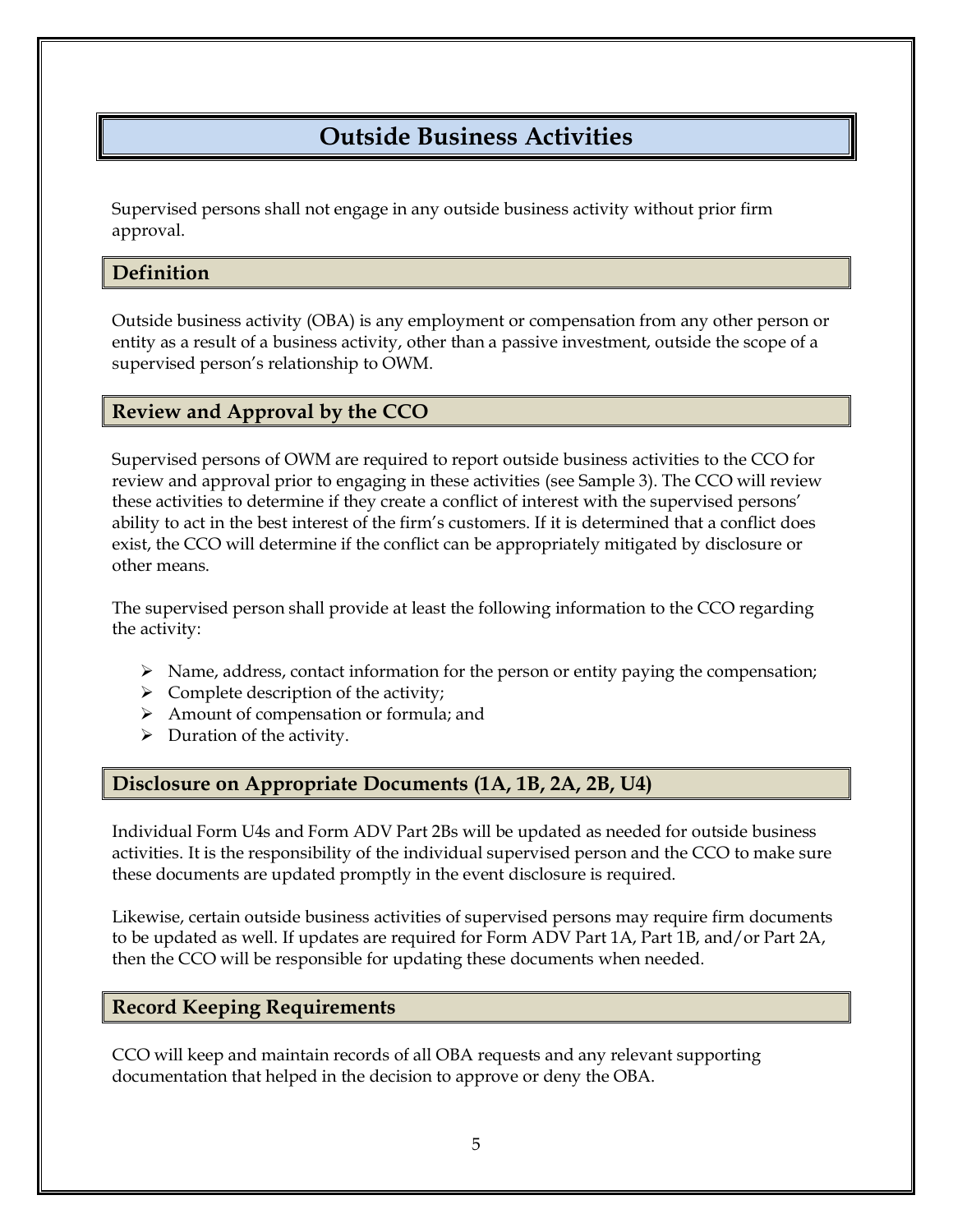# Outside Business Activities

Supervised persons shall not engage in any outside business activity without prior firm approval.

## Definition

Outside business activity (OBA) is any employment or compensation from any other person or entity as a result of a business activity, other than a passive investment, outside the scope of a supervised person's relationship to OWM.

## Review and Approval by the CCO

Supervised persons of OWM are required to report outside business activities to the CCO for review and approval prior to engaging in these activities (see Sample 3). The CCO will review these activities to determine if they create a conflict of interest with the supervised persons' ability to act in the best interest of the firm's customers. If it is determined that a conflict does exist, the CCO will determine if the conflict can be appropriately mitigated by disclosure or other means.

The supervised person shall provide at least the following information to the CCO regarding the activity:

- Name, address, contact information for the person or entity paying the compensation;
- Complete description of the activity;
- Amount of compensation or formula; and
- Duration of the activity.

## Disclosure on Appropriate Documents (1A, 1B, 2A, 2B, U4)

Individual Form U4s and Form ADV Part 2Bs will be updated as needed for outside business activities. It is the responsibility of the individual supervised person and the CCO to make sure these documents are updated promptly in the event disclosure is required.

Likewise, certain outside business activities of supervised persons may require firm documents to be updated as well. If updates are required for Form ADV Part 1A, Part 1B, and/or Part 2A, then the CCO will be responsible for updating these documents when needed.

## Record Keeping Requirements

CCO will keep and maintain records of all OBA requests and any relevant supporting documentation that helped in the decision to approve or deny the OBA.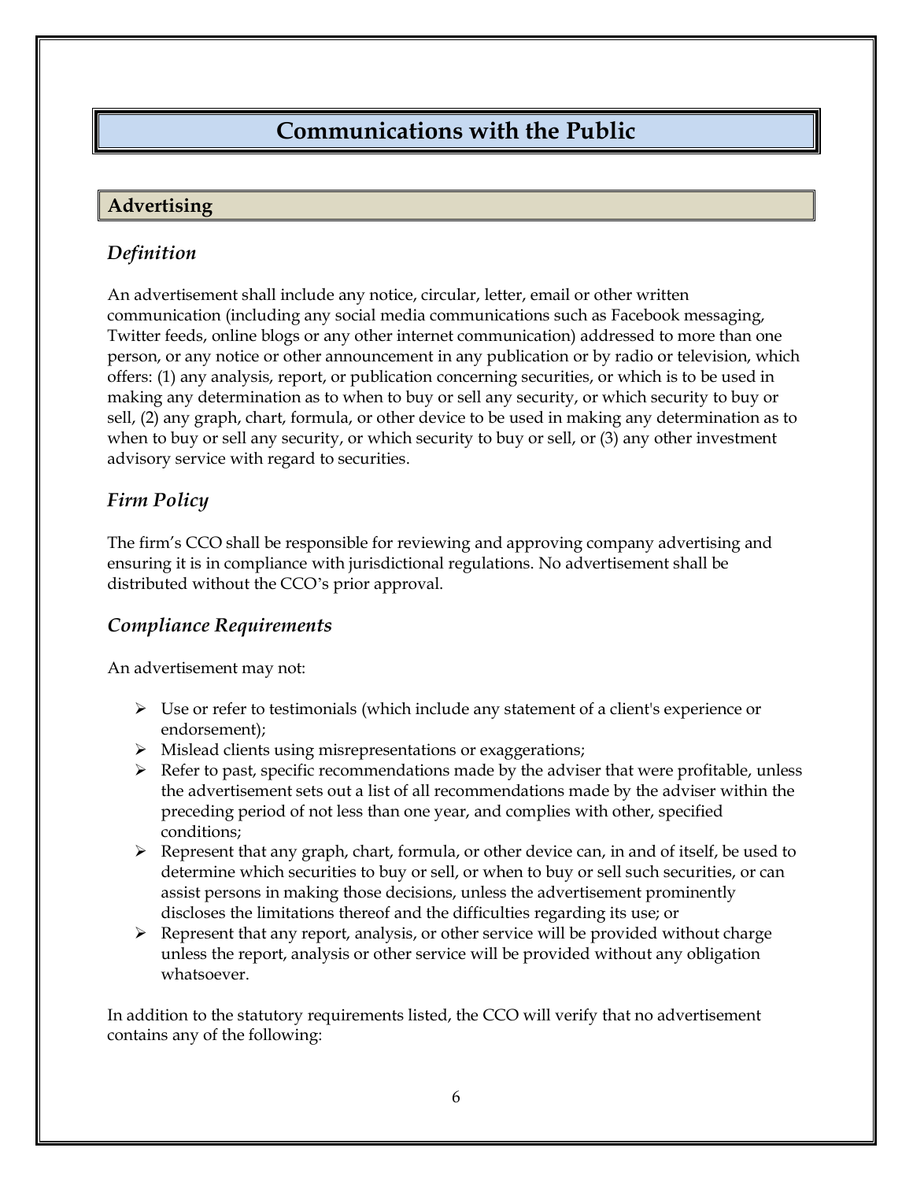# Communications with the Public

## Advertising

### *Definition*

An advertisement shall include any notice, circular, letter, email or other written communication (including any social media communications such as Facebook messaging, Twitter feeds, online blogs or any other internet communication) addressed to more than one person, or any notice or other announcement in any publication or by radio or television, which offers: (1) any analysis, report, or publication concerning securities, or which is to be used in making any determination as to when to buy or sell any security, or which security to buy or sell, (2) any graph, chart, formula, or other device to be used in making any determination as to when to buy or sell any security, or which security to buy or sell, or (3) any other investment advisory service with regard to securities.

### *Firm Policy*

The firm's CCO shall be responsible for reviewing and approving company advertising and ensuring it is in compliance with jurisdictional regulations. No advertisement shall be distributed without the CCO's prior approval.

### *Compliance Requirements*

An advertisement may not:

- Use or refer to testimonials (which include any statement of a client's experience or endorsement);
- Mislead clients using misrepresentations or exaggerations;
- Refer to past, specific recommendations made by the adviser that were profitable, unless the advertisement sets out a list of all recommendations made by the adviser within the preceding period of not less than one year, and complies with other, specified conditions;
- Represent that any graph, chart, formula, or other device can, in and of itself, be used to determine which securities to buy or sell, or when to buy or sell such securities, or can assist persons in making those decisions, unless the advertisement prominently discloses the limitations thereof and the difficulties regarding its use; or
- Represent that any report, analysis, or other service will be provided without charge unless the report, analysis or other service will be provided without any obligation whatsoever.

In addition to the statutory requirements listed, the CCO will verify that no advertisement contains any of the following: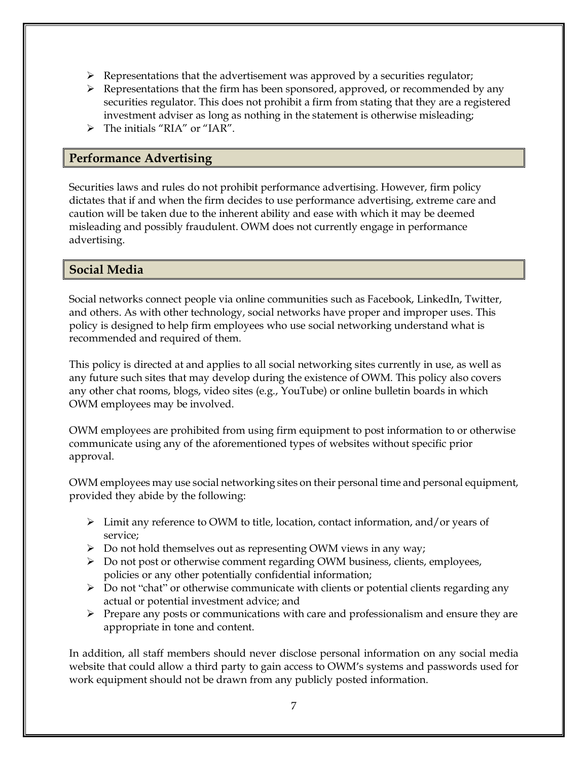- Representations that the advertisement was approved by a securities regulator;
- Representations that the firm has been sponsored, approved, or recommended by any securities regulator. This does not prohibit a firm from stating that they are a registered investment adviser as long as nothing in the statement is otherwise misleading;
- The initials "RIA" or "IAR".

## Performance Advertising

Securities laws and rules do not prohibit performance advertising. However, firm policy dictates that if and when the firm decides to use performance advertising, extreme care and caution will be taken due to the inherent ability and ease with which it may be deemed misleading and possibly fraudulent. OWM does not currently engage in performance advertising.

## Social Media

Social networks connect people via online communities such as Facebook, LinkedIn, Twitter, and others. As with other technology, social networks have proper and improper uses. This policy is designed to help firm employees who use social networking understand what is recommended and required of them.

This policy is directed at and applies to all social networking sites currently in use, as well as any future such sites that may develop during the existence of OWM. This policy also covers any other chat rooms, blogs, video sites (e.g., YouTube) or online bulletin boards in which OWM employees may be involved.

OWM employees are prohibited from using firm equipment to post information to or otherwise communicate using any of the aforementioned types of websites without specific prior approval.

OWM employees may use social networking sites on their personal time and personal equipment, provided they abide by the following:

- Limit any reference to OWM to title, location, contact information, and/or years of service;
- Do not hold themselves out as representing OWM views in any way;
- Do not post or otherwise comment regarding OWM business, clients, employees, policies or any other potentially confidential information;
- Do not "chat" or otherwise communicate with clients or potential clients regarding any actual or potential investment advice; and
- Prepare any posts or communications with care and professionalism and ensure they are appropriate in tone and content.

In addition, all staff members should never disclose personal information on any social media website that could allow a third party to gain access to OWM's systems and passwords used for work equipment should not be drawn from any publicly posted information.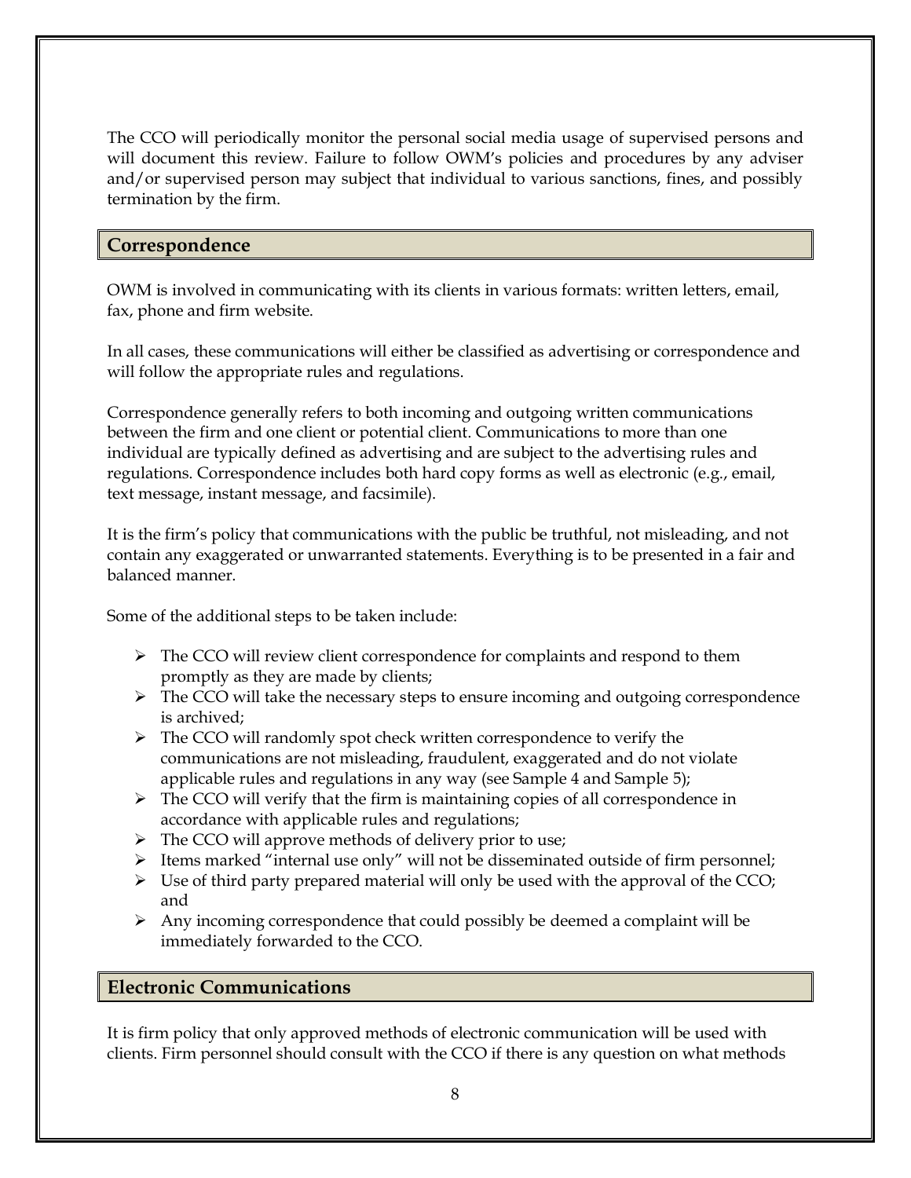The CCO will periodically monitor the personal social media usage of supervised persons and will document this review. Failure to follow OWM's policies and procedures by any adviser and/or supervised person may subject that individual to various sanctions, fines, and possibly termination by the firm.

## Correspondence

OWM is involved in communicating with its clients in various formats: written letters, email, fax, phone and firm website.

In all cases, these communications will either be classified as advertising or correspondence and will follow the appropriate rules and regulations.

Correspondence generally refers to both incoming and outgoing written communications between the firm and one client or potential client. Communications to more than one individual are typically defined as advertising and are subject to the advertising rules and regulations. Correspondence includes both hard copy forms as well as electronic (e.g., email, text message, instant message, and facsimile).

It is the firm's policy that communications with the public be truthful, not misleading, and not contain any exaggerated or unwarranted statements. Everything is to be presented in a fair and balanced manner.

Some of the additional steps to be taken include:

- The CCO will review client correspondence for complaints and respond to them promptly as they are made by clients;
- The CCO will take the necessary steps to ensure incoming and outgoing correspondence is archived;
- The CCO will randomly spot check written correspondence to verify the communications are not misleading, fraudulent, exaggerated and do not violate applicable rules and regulations in any way (see Sample 4 and Sample 5);
- The CCO will verify that the firm is maintaining copies of all correspondence in accordance with applicable rules and regulations;
- The CCO will approve methods of delivery prior to use;
- Items marked "internal use only" will not be disseminated outside of firm personnel;
- Use of third party prepared material will only be used with the approval of the CCO; and
- Any incoming correspondence that could possibly be deemed a complaint will be immediately forwarded to the CCO.

## Electronic Communications

It is firm policy that only approved methods of electronic communication will be used with clients. Firm personnel should consult with the CCO if there is any question on what methods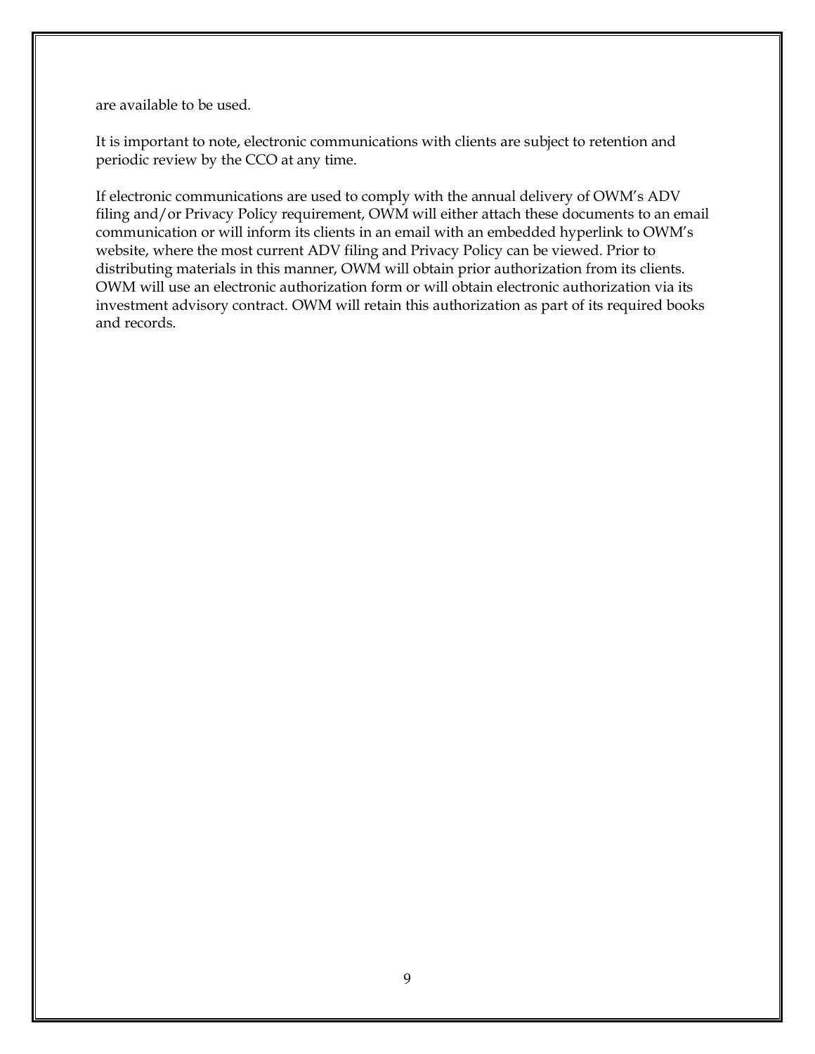are available to be used.

It is important to note, electronic communications with clients are subject to retention and periodic review by the CCO at any time.

If electronic communications are used to comply with the annual delivery of OWM's ADV filing and/or Privacy Policy requirement, OWM will either attach these documents to an email communication or will inform its clients in an email with an embedded hyperlink to OWM's website, where the most current ADV filing and Privacy Policy can be viewed. Prior to distributing materials in this manner, OWM will obtain prior authorization from its clients. OWM will use an electronic authorization form or will obtain electronic authorization via its investment advisory contract. OWM will retain this authorization as part of its required books and records.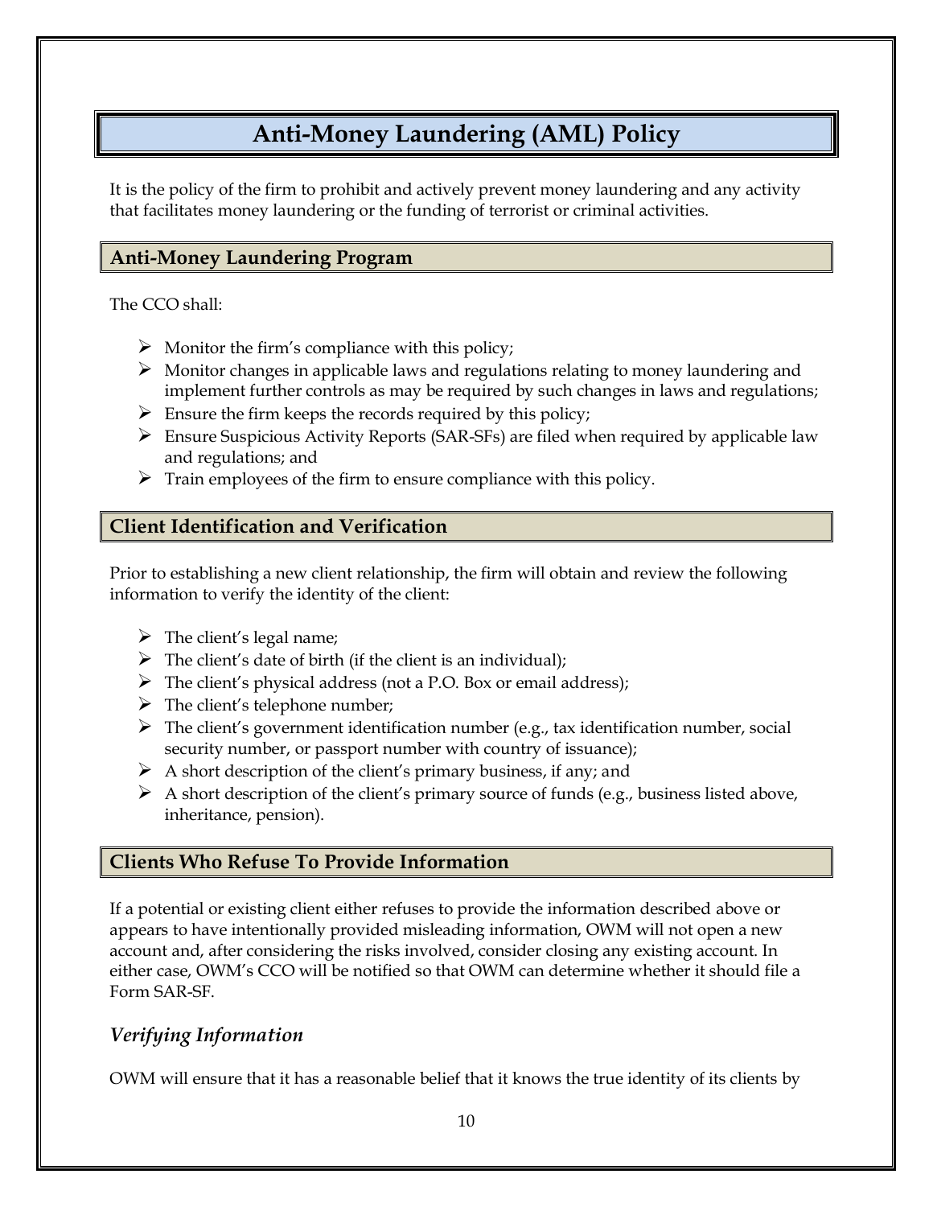# Anti-Money Laundering (AML) Policy

It is the policy of the firm to prohibit and actively prevent money laundering and any activity that facilitates money laundering or the funding of terrorist or criminal activities.

## Anti-Money Laundering Program

The CCO shall:

- Monitor the firm's compliance with this policy;
- Monitor changes in applicable laws and regulations relating to money laundering and implement further controls as may be required by such changes in laws and regulations;
- Ensure the firm keeps the records required by this policy;
- Ensure Suspicious Activity Reports (SAR-SFs) are filed when required by applicable law and regulations; and
- Train employees of the firm to ensure compliance with this policy.

## Client Identification and Verification

Prior to establishing a new client relationship, the firm will obtain and review the following information to verify the identity of the client:

- The client's legal name;
- The client's date of birth (if the client is an individual);
- The client's physical address (not a P.O. Box or email address);
- The client's telephone number;
- The client's government identification number (e.g., tax identification number, social security number, or passport number with country of issuance);
- A short description of the client's primary business, if any; and
- A short description of the client's primary source of funds (e.g., business listed above, inheritance, pension).

## Clients Who Refuse To Provide Information

If a potential or existing client either refuses to provide the information described above or appears to have intentionally provided misleading information, OWM will not open a new account and, after considering the risks involved, consider closing any existing account. In either case, OWM's CCO will be notified so that OWM can determine whether it should file a Form SAR-SF.

### *Verifying Information*

OWM will ensure that it has a reasonable belief that it knows the true identity of its clients by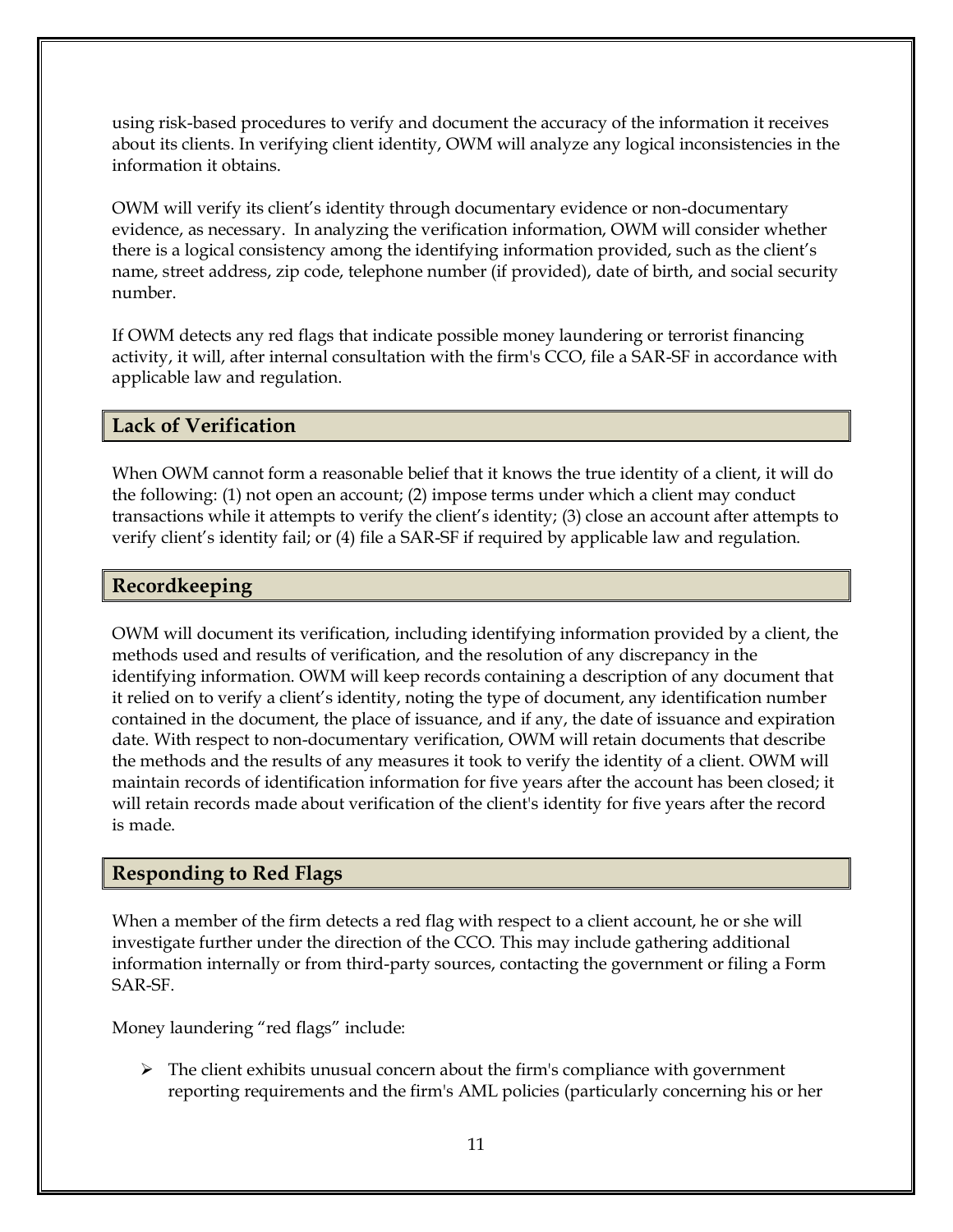using risk-based procedures to verify and document the accuracy of the information it receives about its clients. In verifying client identity, OWM will analyze any logical inconsistencies in the information it obtains.

OWM will verify its client's identity through documentary evidence or non-documentary evidence, as necessary. In analyzing the verification information, OWM will consider whether there is a logical consistency among the identifying information provided, such as the client's name, street address, zip code, telephone number (if provided), date of birth, and social security number.

If OWM detects any red flags that indicate possible money laundering or terrorist financing activity, it will, after internal consultation with the firm's CCO, file a SAR-SF in accordance with applicable law and regulation.

## Lack of Verification

When OWM cannot form a reasonable belief that it knows the true identity of a client, it will do the following: (1) not open an account; (2) impose terms under which a client may conduct transactions while it attempts to verify the client's identity; (3) close an account after attempts to verify client's identity fail; or (4) file a SAR-SF if required by applicable law and regulation.

## Recordkeeping

OWM will document its verification, including identifying information provided by a client, the methods used and results of verification, and the resolution of any discrepancy in the identifying information. OWM will keep records containing a description of any document that it relied on to verify a client's identity, noting the type of document, any identification number contained in the document, the place of issuance, and if any, the date of issuance and expiration date. With respect to non-documentary verification, OWM will retain documents that describe the methods and the results of any measures it took to verify the identity of a client. OWM will maintain records of identification information for five years after the account has been closed; it will retain records made about verification of the client's identity for five years after the record is made.

## Responding to Red Flags

When a member of the firm detects a red flag with respect to a client account, he or she will investigate further under the direction of the CCO. This may include gathering additional information internally or from third-party sources, contacting the government or filing a Form SAR-SF.

Money laundering "red flags" include:

- The client exhibits unusual concern about the firm's compliance with government reporting requirements and the firm's AML policies (particularly concerning his or her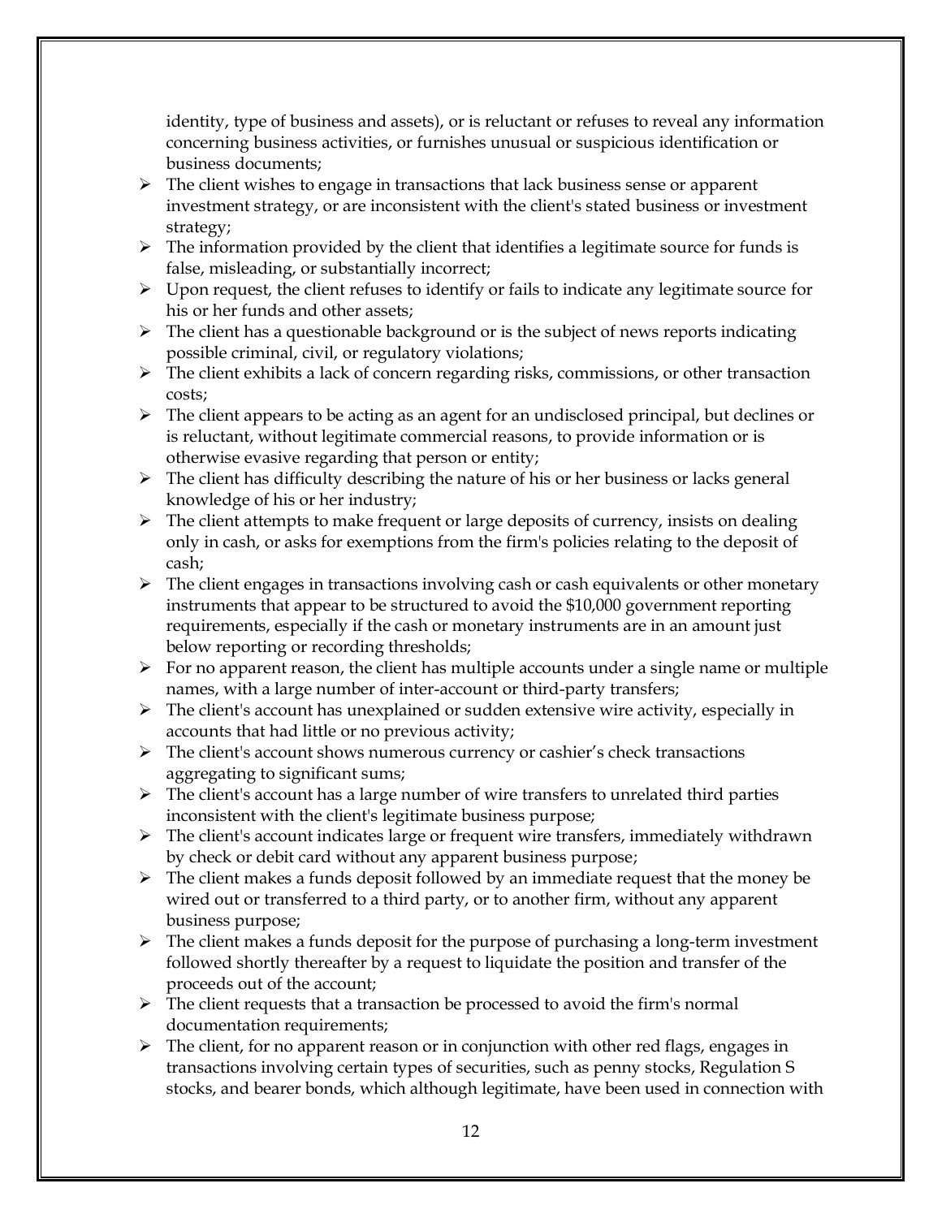identity, type of business and assets), or is reluctant or refuses to reveal any information concerning business activities, or furnishes unusual or suspicious identification or business documents;

- The client wishes to engage in transactions that lack business sense or apparent investment strategy, or are inconsistent with the client's stated business or investment strategy;
- The information provided by the client that identifies a legitimate source for funds is false, misleading, or substantially incorrect;
- Upon request, the client refuses to identify or fails to indicate any legitimate source for his or her funds and other assets;
- The client has a questionable background or is the subject of news reports indicating possible criminal, civil, or regulatory violations;
- The client exhibits a lack of concern regarding risks, commissions, or other transaction costs;
- The client appears to be acting as an agent for an undisclosed principal, but declines or is reluctant, without legitimate commercial reasons, to provide information or is otherwise evasive regarding that person or entity;
- The client has difficulty describing the nature of his or her business or lacks general knowledge of his or her industry;
- The client attempts to make frequent or large deposits of currency, insists on dealing only in cash, or asks for exemptions from the firm's policies relating to the deposit of cash;
- The client engages in transactions involving cash or cash equivalents or other monetary instruments that appear to be structured to avoid the $10,000 government reporting requirements, especially if the cash or monetary instruments are in an amount just below reporting or recording thresholds;
- For no apparent reason, the client has multiple accounts under a single name or multiple names, with a large number of inter-account or third-party transfers;
- The client's account has unexplained or sudden extensive wire activity, especially in accounts that had little or no previous activity;
- The client's account shows numerous currency or cashier's check transactions aggregating to significant sums;
- The client's account has a large number of wire transfers to unrelated third parties inconsistent with the client's legitimate business purpose;
- The client's account indicates large or frequent wire transfers, immediately withdrawn by check or debit card without any apparent business purpose;
- The client makes a funds deposit followed by an immediate request that the money be wired out or transferred to a third party, or to another firm, without any apparent business purpose;
- The client makes a funds deposit for the purpose of purchasing a long-term investment followed shortly thereafter by a request to liquidate the position and transfer of the proceeds out of the account;
- The client requests that a transaction be processed to avoid the firm's normal documentation requirements;
- The client, for no apparent reason or in conjunction with other red flags, engages in transactions involving certain types of securities, such as penny stocks, Regulation S stocks, and bearer bonds, which although legitimate, have been used in connection with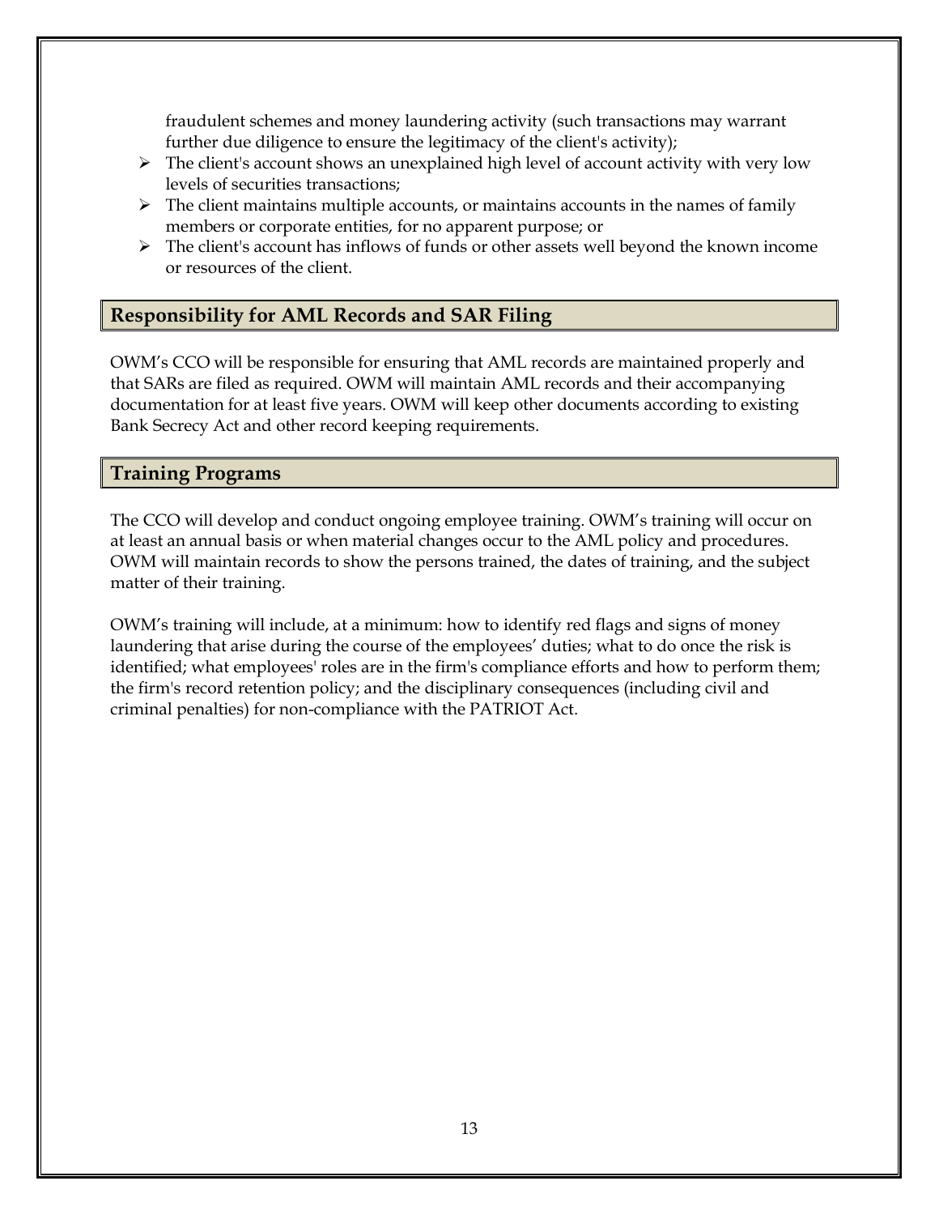fraudulent schemes and money laundering activity (such transactions may warrant further due diligence to ensure the legitimacy of the client's activity);

- The client's account shows an unexplained high level of account activity with very low levels of securities transactions;
- The client maintains multiple accounts, or maintains accounts in the names of family members or corporate entities, for no apparent purpose; or
- The client's account has inflows of funds or other assets well beyond the known income or resources of the client.

## Responsibility for AML Records and SAR Filing

OWM's CCO will be responsible for ensuring that AML records are maintained properly and that SARs are filed as required. OWM will maintain AML records and their accompanying documentation for at least five years. OWM will keep other documents according to existing Bank Secrecy Act and other record keeping requirements.

## Training Programs

The CCO will develop and conduct ongoing employee training. OWM's training will occur on at least an annual basis or when material changes occur to the AML policy and procedures. OWM will maintain records to show the persons trained, the dates of training, and the subject matter of their training.

OWM's training will include, at a minimum: how to identify red flags and signs of money laundering that arise during the course of the employees' duties; what to do once the risk is identified; what employees' roles are in the firm's compliance efforts and how to perform them; the firm's record retention policy; and the disciplinary consequences (including civil and criminal penalties) for non-compliance with the PATRIOT Act.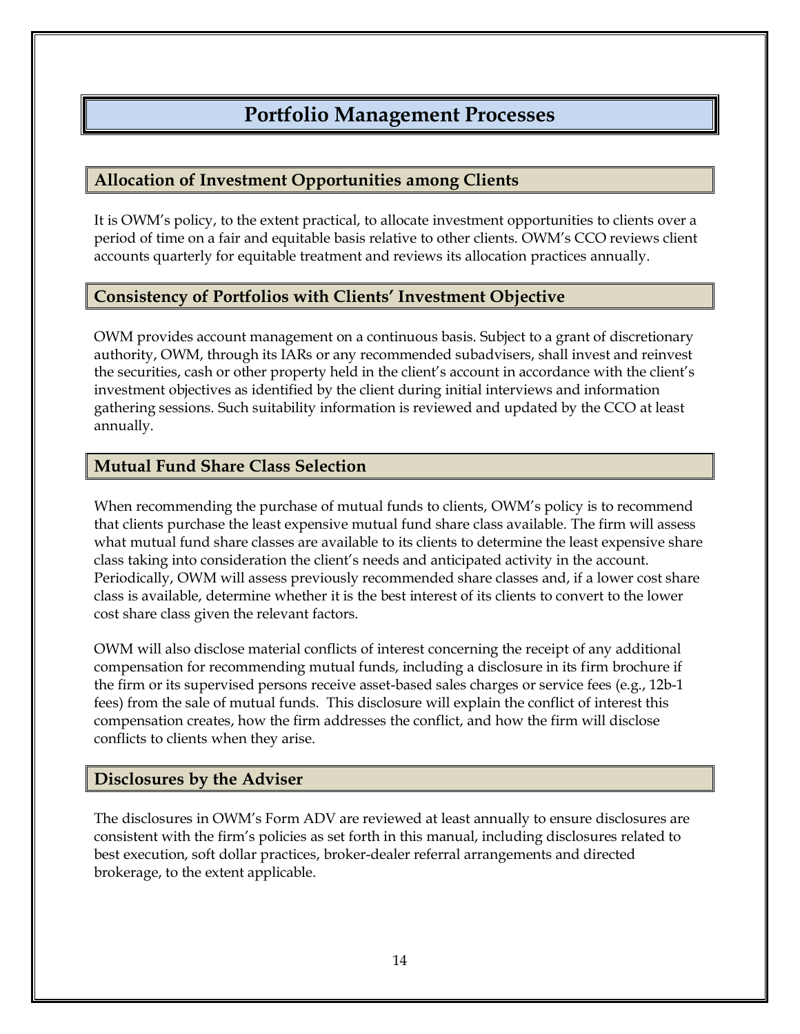# Portfolio Management Processes

## Allocation of Investment Opportunities among Clients

It is OWM's policy, to the extent practical, to allocate investment opportunities to clients over a period of time on a fair and equitable basis relative to other clients. OWM's CCO reviews client accounts quarterly for equitable treatment and reviews its allocation practices annually.

## Consistency of Portfolios with Clients' Investment Objective

OWM provides account management on a continuous basis. Subject to a grant of discretionary authority, OWM, through its IARs or any recommended subadvisers, shall invest and reinvest the securities, cash or other property held in the client's account in accordance with the client's investment objectives as identified by the client during initial interviews and information gathering sessions. Such suitability information is reviewed and updated by the CCO at least annually.

## Mutual Fund Share Class Selection

When recommending the purchase of mutual funds to clients, OWM's policy is to recommend that clients purchase the least expensive mutual fund share class available. The firm will assess what mutual fund share classes are available to its clients to determine the least expensive share class taking into consideration the client's needs and anticipated activity in the account. Periodically, OWM will assess previously recommended share classes and, if a lower cost share class is available, determine whether it is the best interest of its clients to convert to the lower cost share class given the relevant factors.

OWM will also disclose material conflicts of interest concerning the receipt of any additional compensation for recommending mutual funds, including a disclosure in its firm brochure if the firm or its supervised persons receive asset-based sales charges or service fees (e.g., 12b-1 fees) from the sale of mutual funds. This disclosure will explain the conflict of interest this compensation creates, how the firm addresses the conflict, and how the firm will disclose conflicts to clients when they arise.

## Disclosures by the Adviser

The disclosures in OWM's Form ADV are reviewed at least annually to ensure disclosures are consistent with the firm's policies as set forth in this manual, including disclosures related to best execution, soft dollar practices, broker-dealer referral arrangements and directed brokerage, to the extent applicable.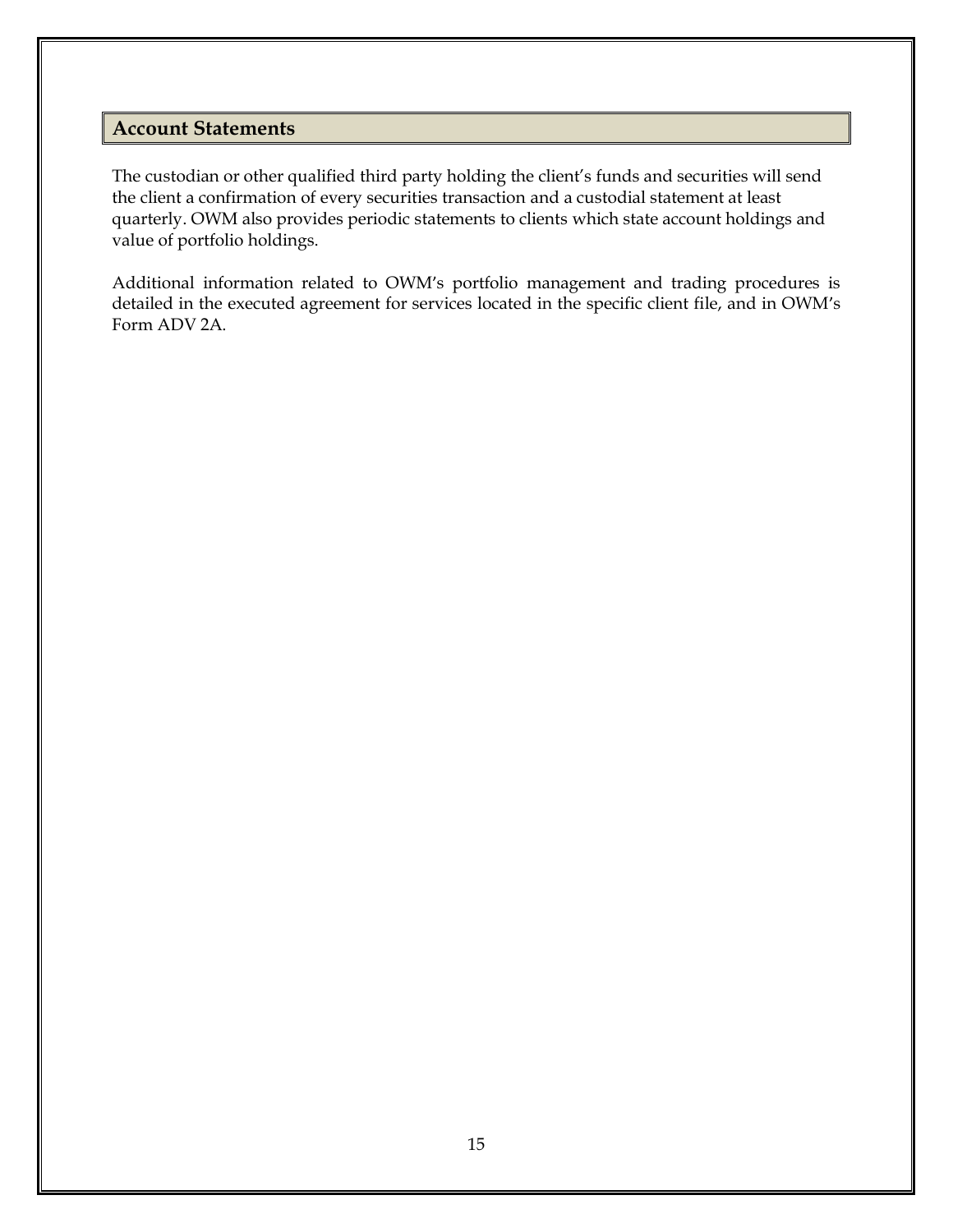## Account Statements

The custodian or other qualified third party holding the client's funds and securities will send the client a confirmation of every securities transaction and a custodial statement at least quarterly. OWM also provides periodic statements to clients which state account holdings and value of portfolio holdings.

Additional information related to OWM's portfolio management and trading procedures is detailed in the executed agreement for services located in the specific client file, and in OWM's Form ADV 2A.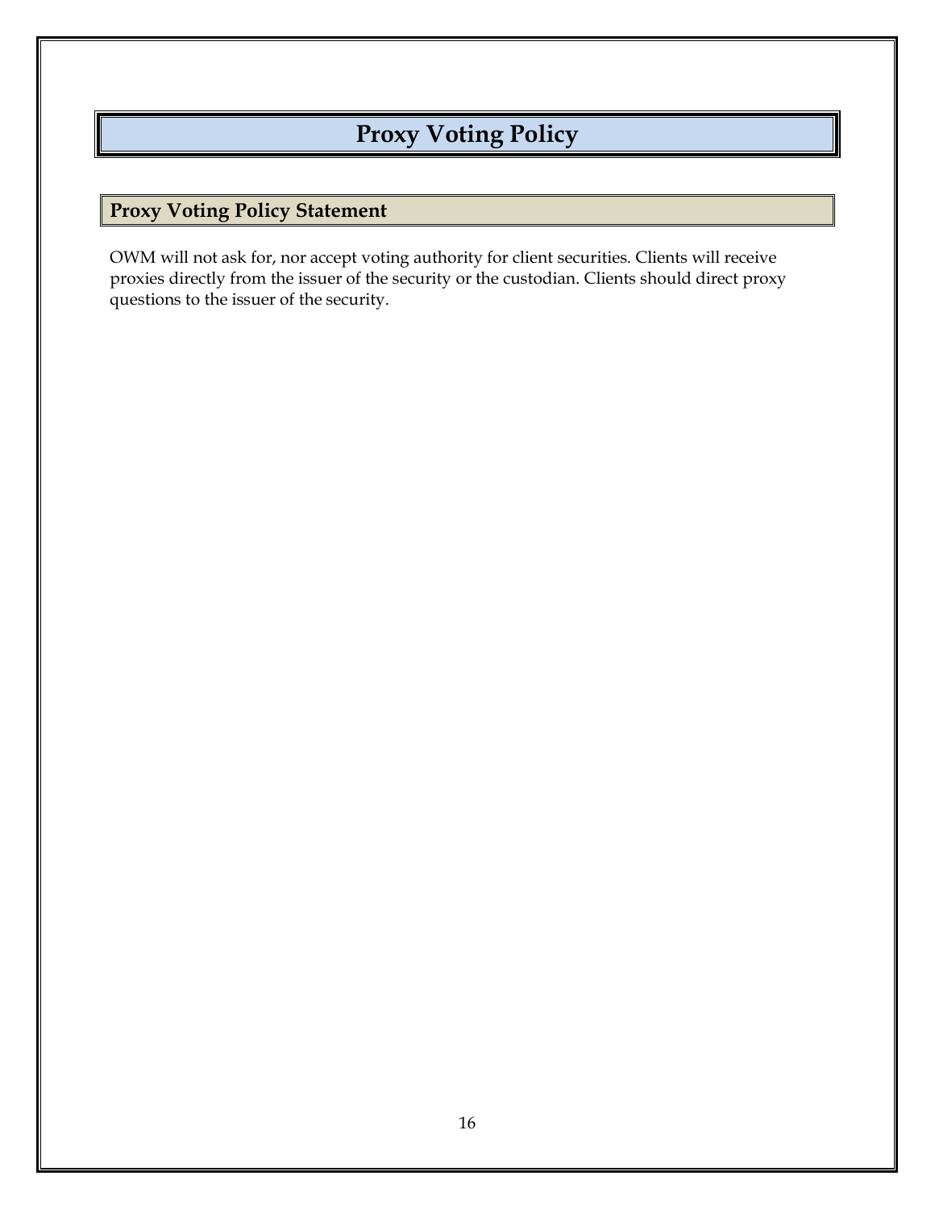# Proxy Voting Policy

## Proxy Voting Policy Statement

OWM will not ask for, nor accept voting authority for client securities. Clients will receive proxies directly from the issuer of the security or the custodian. Clients should direct proxy questions to the issuer of the security.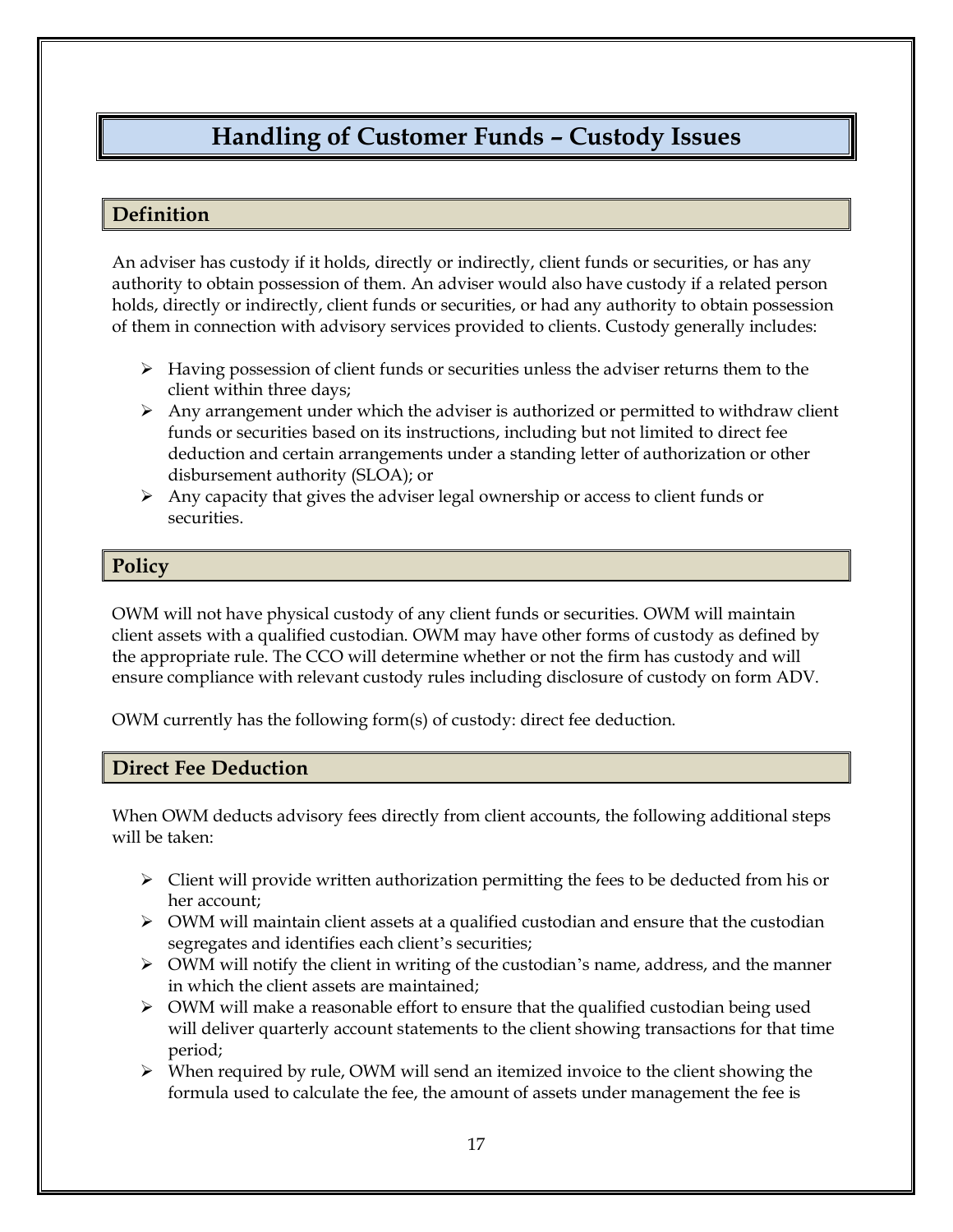# Handling of Customer Funds – Custody Issues

## Definition

An adviser has custody if it holds, directly or indirectly, client funds or securities, or has any authority to obtain possession of them. An adviser would also have custody if a related person holds, directly or indirectly, client funds or securities, or had any authority to obtain possession of them in connection with advisory services provided to clients. Custody generally includes:

- Having possession of client funds or securities unless the adviser returns them to the client within three days;
- Any arrangement under which the adviser is authorized or permitted to withdraw client funds or securities based on its instructions, including but not limited to direct fee deduction and certain arrangements under a standing letter of authorization or other disbursement authority (SLOA); or
- Any capacity that gives the adviser legal ownership or access to client funds or securities.

## Policy

OWM will not have physical custody of any client funds or securities. OWM will maintain client assets with a qualified custodian. OWM may have other forms of custody as defined by the appropriate rule. The CCO will determine whether or not the firm has custody and will ensure compliance with relevant custody rules including disclosure of custody on form ADV.

OWM currently has the following form(s) of custody: direct fee deduction.

## Direct Fee Deduction

When OWM deducts advisory fees directly from client accounts, the following additional steps will be taken:

- Client will provide written authorization permitting the fees to be deducted from his or her account;
- OWM will maintain client assets at a qualified custodian and ensure that the custodian segregates and identifies each client's securities;
- OWM will notify the client in writing of the custodian's name, address, and the manner in which the client assets are maintained;
- OWM will make a reasonable effort to ensure that the qualified custodian being used will deliver quarterly account statements to the client showing transactions for that time period;
- When required by rule, OWM will send an itemized invoice to the client showing the formula used to calculate the fee, the amount of assets under management the fee is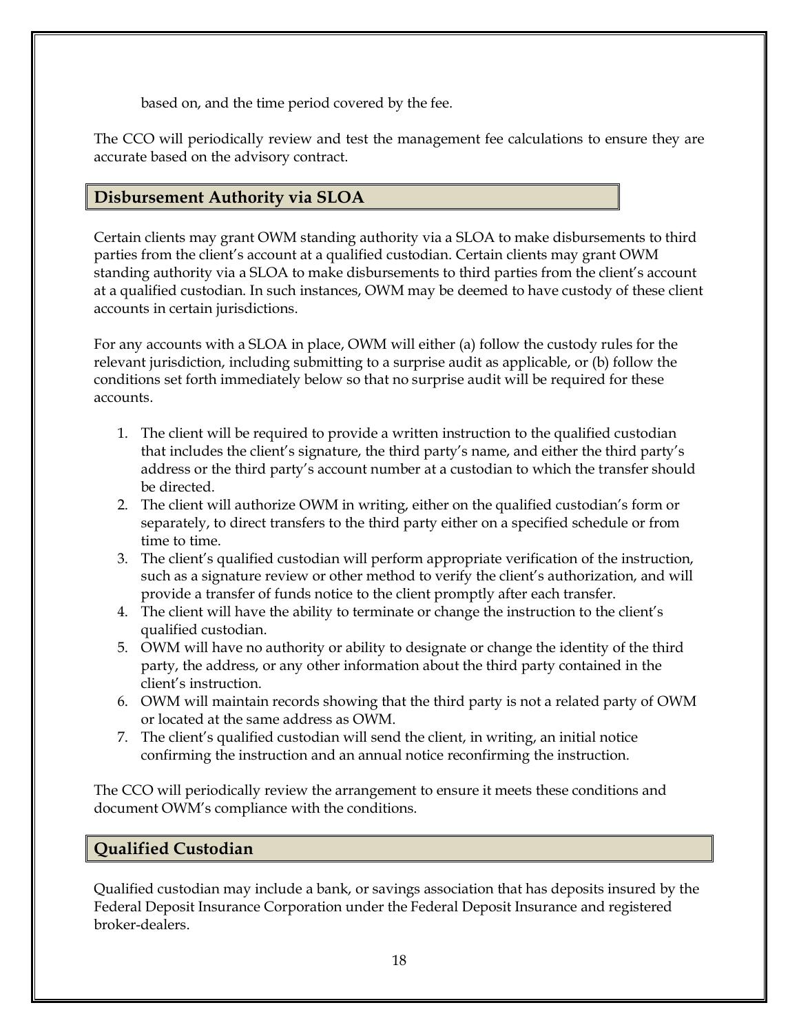based on, and the time period covered by the fee.

The CCO will periodically review and test the management fee calculations to ensure they are accurate based on the advisory contract.

## Disbursement Authority via SLOA

Certain clients may grant OWM standing authority via a SLOA to make disbursements to third parties from the client's account at a qualified custodian. Certain clients may grant OWM standing authority via a SLOA to make disbursements to third parties from the client's account at a qualified custodian. In such instances, OWM may be deemed to have custody of these client accounts in certain jurisdictions.

For any accounts with a SLOA in place, OWM will either (a) follow the custody rules for the relevant jurisdiction, including submitting to a surprise audit as applicable, or (b) follow the conditions set forth immediately below so that no surprise audit will be required for these accounts.

1. The client will be required to provide a written instruction to the qualified custodian that includes the client's signature, the third party's name, and either the third party's address or the third party's account number at a custodian to which the transfer should be directed.
2. The client will authorize OWM in writing, either on the qualified custodian's form or separately, to direct transfers to the third party either on a specified schedule or from time to time.
3. The client's qualified custodian will perform appropriate verification of the instruction, such as a signature review or other method to verify the client's authorization, and will provide a transfer of funds notice to the client promptly after each transfer.
4. The client will have the ability to terminate or change the instruction to the client's qualified custodian.
5. OWM will have no authority or ability to designate or change the identity of the third party, the address, or any other information about the third party contained in the client's instruction.
6. OWM will maintain records showing that the third party is not a related party of OWM or located at the same address as OWM.
7. The client's qualified custodian will send the client, in writing, an initial notice confirming the instruction and an annual notice reconfirming the instruction.

The CCO will periodically review the arrangement to ensure it meets these conditions and document OWM's compliance with the conditions.

## Qualified Custodian

Qualified custodian may include a bank, or savings association that has deposits insured by the Federal Deposit Insurance Corporation under the Federal Deposit Insurance and registered broker-dealers.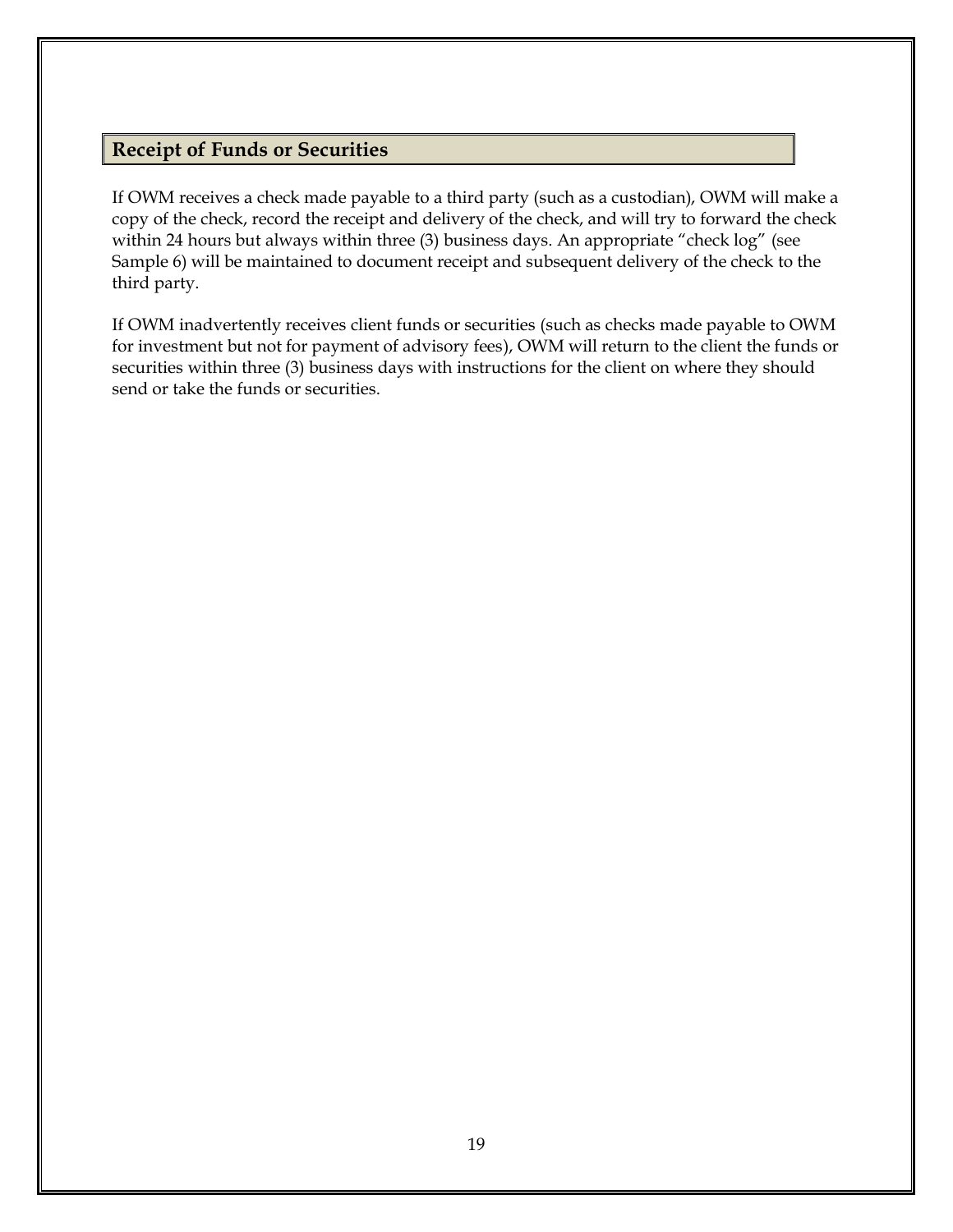## Receipt of Funds or Securities

If OWM receives a check made payable to a third party (such as a custodian), OWM will make a copy of the check, record the receipt and delivery of the check, and will try to forward the check within 24 hours but always within three (3) business days. An appropriate "check log" (see Sample 6) will be maintained to document receipt and subsequent delivery of the check to the third party.

If OWM inadvertently receives client funds or securities (such as checks made payable to OWM for investment but not for payment of advisory fees), OWM will return to the client the funds or securities within three (3) business days with instructions for the client on where they should send or take the funds or securities.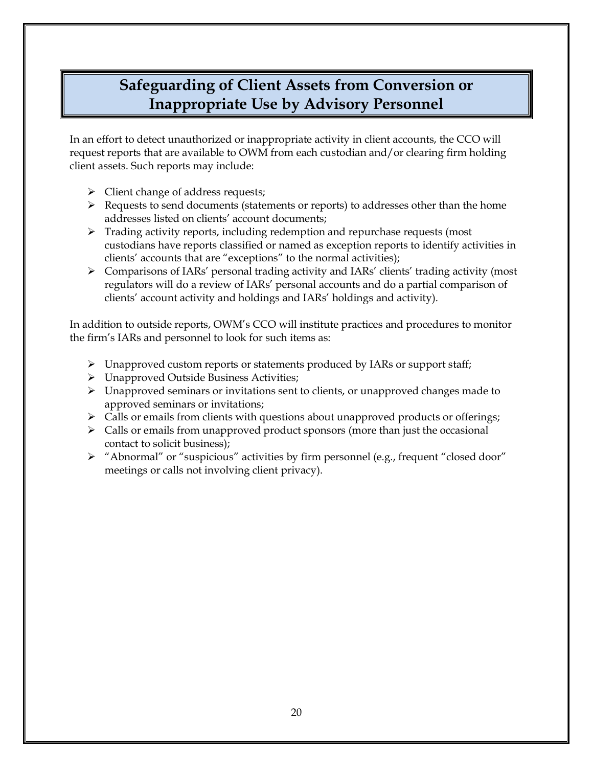## Safeguarding of Client Assets from Conversion or Inappropriate Use by Advisory Personnel

In an effort to detect unauthorized or inappropriate activity in client accounts, the CCO will request reports that are available to OWM from each custodian and/or clearing firm holding client assets. Such reports may include:

- Client change of address requests;
- Requests to send documents (statements or reports) to addresses other than the home addresses listed on clients' account documents;
- Trading activity reports, including redemption and repurchase requests (most custodians have reports classified or named as exception reports to identify activities in clients' accounts that are "exceptions" to the normal activities);
- Comparisons of IARs' personal trading activity and IARs' clients' trading activity (most regulators will do a review of IARs' personal accounts and do a partial comparison of clients' account activity and holdings and IARs' holdings and activity).

In addition to outside reports, OWM's CCO will institute practices and procedures to monitor the firm's IARs and personnel to look for such items as:

- Unapproved custom reports or statements produced by IARs or support staff;
- Unapproved Outside Business Activities;
- Unapproved seminars or invitations sent to clients, or unapproved changes made to approved seminars or invitations;
- Calls or emails from clients with questions about unapproved products or offerings;
- Calls or emails from unapproved product sponsors (more than just the occasional contact to solicit business);
- "Abnormal" or "suspicious" activities by firm personnel (e.g., frequent "closed door" meetings or calls not involving client privacy).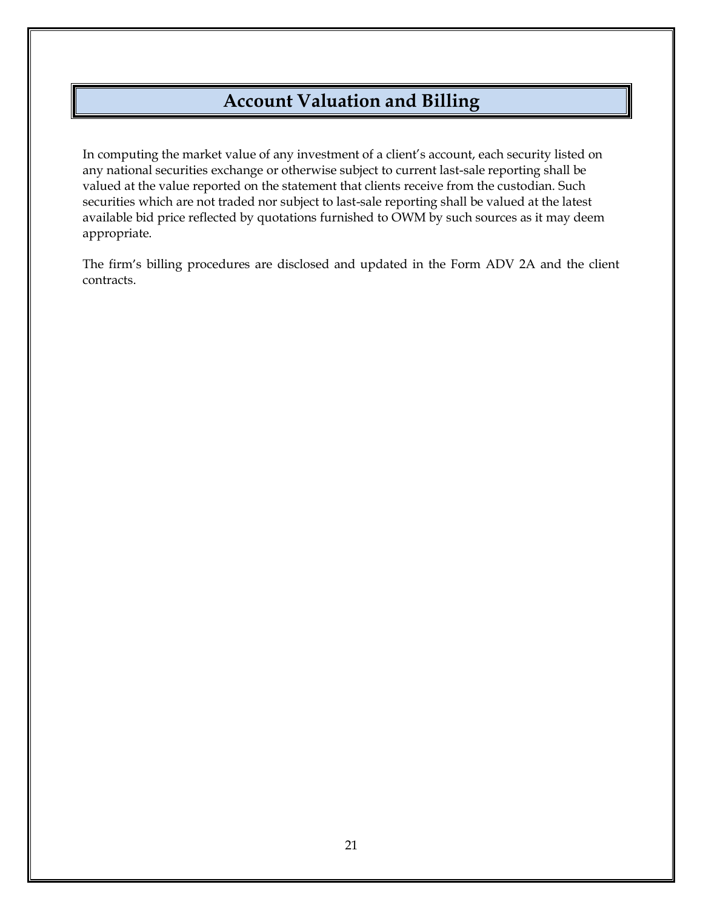## Account Valuation and Billing

In computing the market value of any investment of a client's account, each security listed on any national securities exchange or otherwise subject to current last-sale reporting shall be valued at the value reported on the statement that clients receive from the custodian. Such securities which are not traded nor subject to last-sale reporting shall be valued at the latest available bid price reflected by quotations furnished to OWM by such sources as it may deem appropriate.

The firm's billing procedures are disclosed and updated in the Form ADV 2A and the client contracts.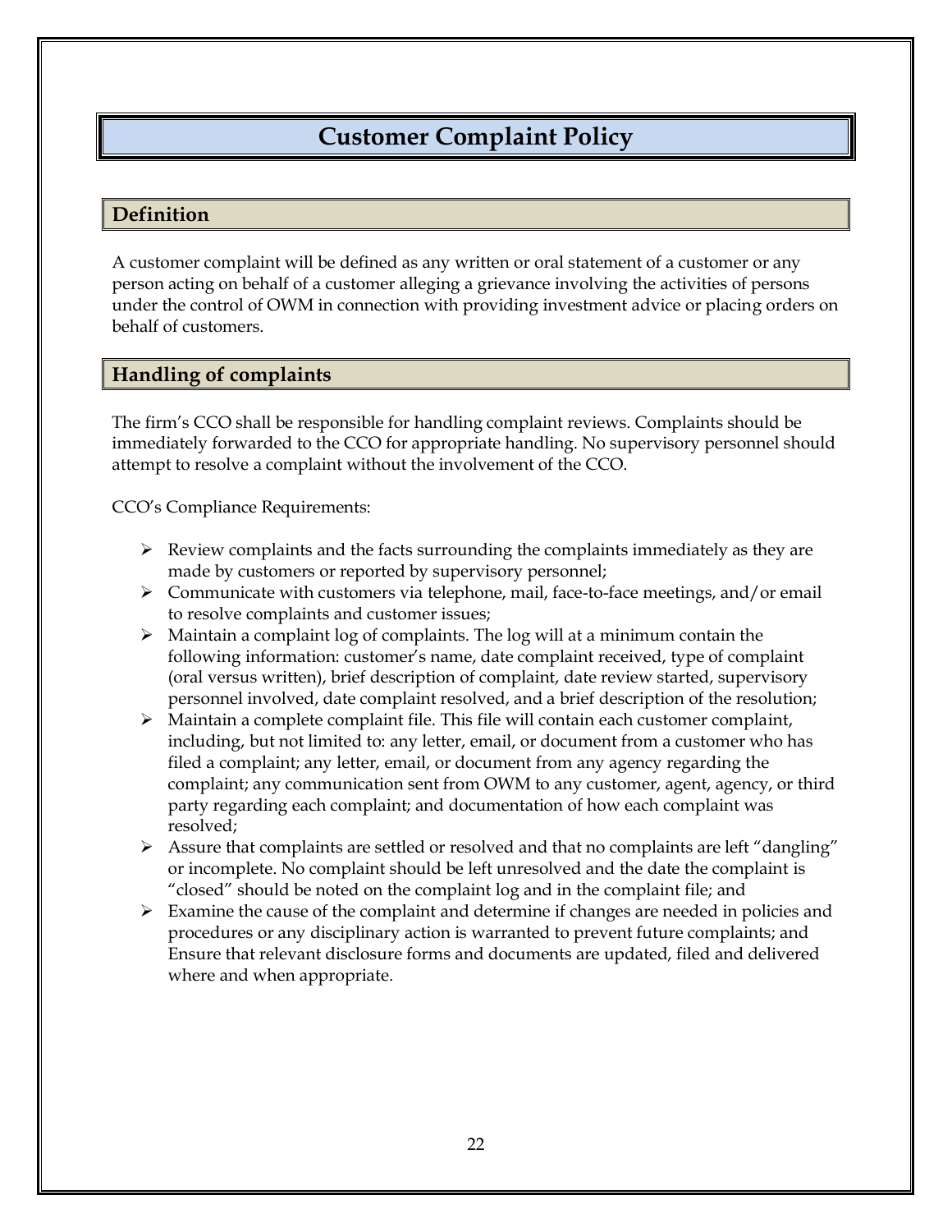# Customer Complaint Policy

## Definition

A customer complaint will be defined as any written or oral statement of a customer or any person acting on behalf of a customer alleging a grievance involving the activities of persons under the control of OWM in connection with providing investment advice or placing orders on behalf of customers.

## Handling of complaints

The firm's CCO shall be responsible for handling complaint reviews. Complaints should be immediately forwarded to the CCO for appropriate handling. No supervisory personnel should attempt to resolve a complaint without the involvement of the CCO.

CCO's Compliance Requirements:

- Review complaints and the facts surrounding the complaints immediately as they are made by customers or reported by supervisory personnel;
- Communicate with customers via telephone, mail, face-to-face meetings, and/or email to resolve complaints and customer issues;
- Maintain a complaint log of complaints. The log will at a minimum contain the following information: customer's name, date complaint received, type of complaint (oral versus written), brief description of complaint, date review started, supervisory personnel involved, date complaint resolved, and a brief description of the resolution;
- Maintain a complete complaint file. This file will contain each customer complaint, including, but not limited to: any letter, email, or document from a customer who has filed a complaint; any letter, email, or document from any agency regarding the complaint; any communication sent from OWM to any customer, agent, agency, or third party regarding each complaint; and documentation of how each complaint was resolved;
- Assure that complaints are settled or resolved and that no complaints are left "dangling" or incomplete. No complaint should be left unresolved and the date the complaint is "closed" should be noted on the complaint log and in the complaint file; and
- Examine the cause of the complaint and determine if changes are needed in policies and procedures or any disciplinary action is warranted to prevent future complaints; and Ensure that relevant disclosure forms and documents are updated, filed and delivered where and when appropriate.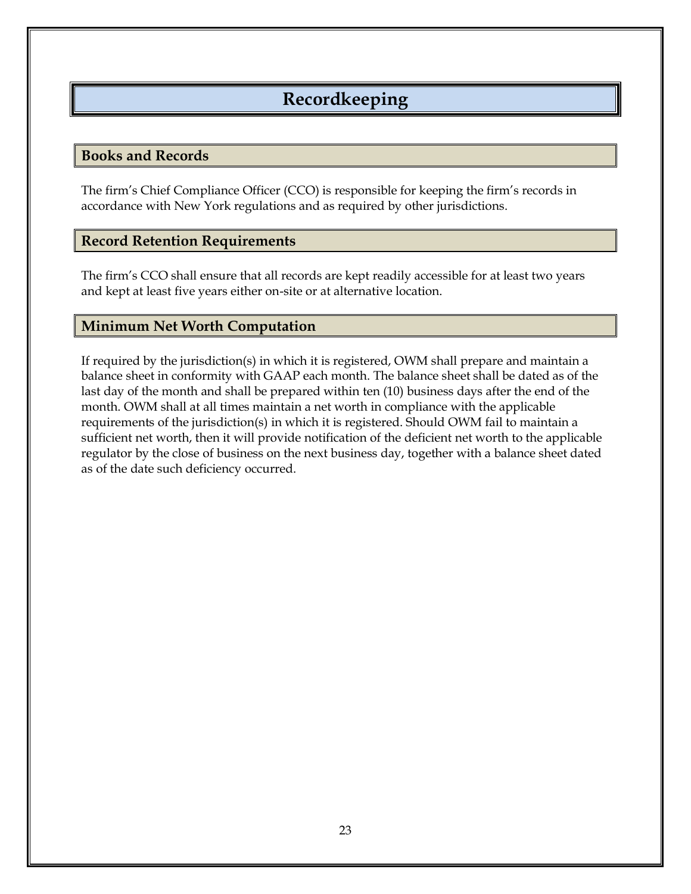# Recordkeeping

## Books and Records

The firm's Chief Compliance Officer (CCO) is responsible for keeping the firm's records in accordance with New York regulations and as required by other jurisdictions.

## Record Retention Requirements

The firm's CCO shall ensure that all records are kept readily accessible for at least two years and kept at least five years either on-site or at alternative location.

## Minimum Net Worth Computation

If required by the jurisdiction(s) in which it is registered, OWM shall prepare and maintain a balance sheet in conformity with GAAP each month. The balance sheet shall be dated as of the last day of the month and shall be prepared within ten (10) business days after the end of the month. OWM shall at all times maintain a net worth in compliance with the applicable requirements of the jurisdiction(s) in which it is registered. Should OWM fail to maintain a sufficient net worth, then it will provide notification of the deficient net worth to the applicable regulator by the close of business on the next business day, together with a balance sheet dated as of the date such deficiency occurred.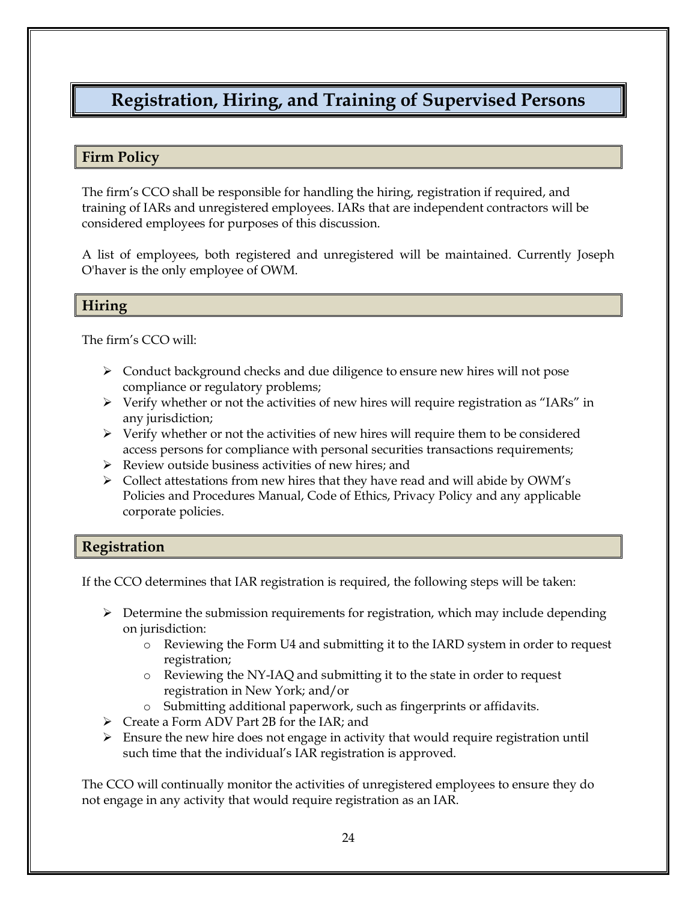# Registration, Hiring, and Training of Supervised Persons

## Firm Policy

The firm's CCO shall be responsible for handling the hiring, registration if required, and training of IARs and unregistered employees. IARs that are independent contractors will be considered employees for purposes of this discussion.

A list of employees, both registered and unregistered will be maintained. Currently Joseph O'haver is the only employee of OWM.

## Hiring

The firm's CCO will:

- Conduct background checks and due diligence to ensure new hires will not pose compliance or regulatory problems;
- Verify whether or not the activities of new hires will require registration as "IARs" in any jurisdiction;
- Verify whether or not the activities of new hires will require them to be considered access persons for compliance with personal securities transactions requirements;
- Review outside business activities of new hires; and
- Collect attestations from new hires that they have read and will abide by OWM's Policies and Procedures Manual, Code of Ethics, Privacy Policy and any applicable corporate policies.

## Registration

If the CCO determines that IAR registration is required, the following steps will be taken:

- Determine the submission requirements for registration, which may include depending on jurisdiction:
  - Reviewing the Form U4 and submitting it to the IARD system in order to request registration;
  - Reviewing the NY-IAQ and submitting it to the state in order to request registration in New York; and/or
  - Submitting additional paperwork, such as fingerprints or affidavits.
- Create a Form ADV Part 2B for the IAR; and
- Ensure the new hire does not engage in activity that would require registration until such time that the individual's IAR registration is approved.

The CCO will continually monitor the activities of unregistered employees to ensure they do not engage in any activity that would require registration as an IAR.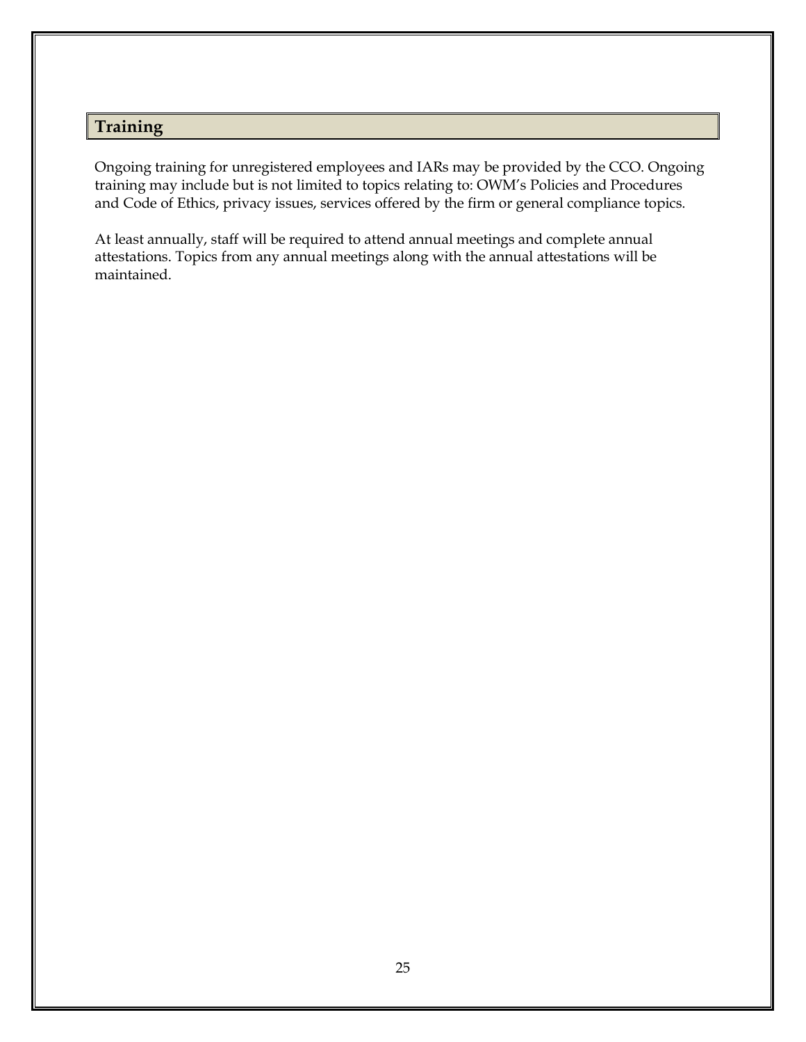## Training

Ongoing training for unregistered employees and IARs may be provided by the CCO. Ongoing training may include but is not limited to topics relating to: OWM's Policies and Procedures and Code of Ethics, privacy issues, services offered by the firm or general compliance topics.

At least annually, staff will be required to attend annual meetings and complete annual attestations. Topics from any annual meetings along with the annual attestations will be maintained.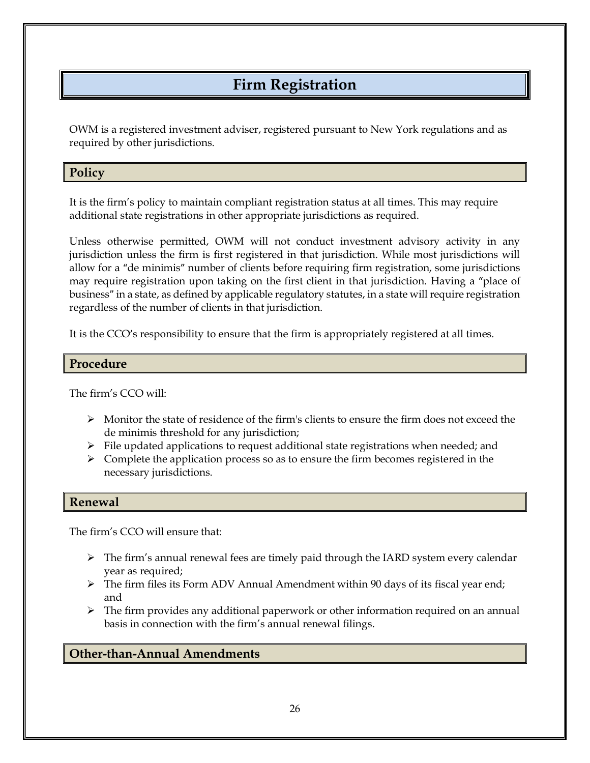# Firm Registration

OWM is a registered investment adviser, registered pursuant to New York regulations and as required by other jurisdictions.

## Policy

It is the firm's policy to maintain compliant registration status at all times. This may require additional state registrations in other appropriate jurisdictions as required.

Unless otherwise permitted, OWM will not conduct investment advisory activity in any jurisdiction unless the firm is first registered in that jurisdiction. While most jurisdictions will allow for a "de minimis" number of clients before requiring firm registration, some jurisdictions may require registration upon taking on the first client in that jurisdiction. Having a "place of business" in a state, as defined by applicable regulatory statutes, in a state will require registration regardless of the number of clients in that jurisdiction.

It is the CCO's responsibility to ensure that the firm is appropriately registered at all times.

## Procedure

The firm's CCO will:

- Monitor the state of residence of the firm's clients to ensure the firm does not exceed the de minimis threshold for any jurisdiction;
- File updated applications to request additional state registrations when needed; and
- Complete the application process so as to ensure the firm becomes registered in the necessary jurisdictions.

## Renewal

The firm's CCO will ensure that:

- The firm's annual renewal fees are timely paid through the IARD system every calendar year as required;
- The firm files its Form ADV Annual Amendment within 90 days of its fiscal year end; and
- The firm provides any additional paperwork or other information required on an annual basis in connection with the firm's annual renewal filings.

## Other-than-Annual Amendments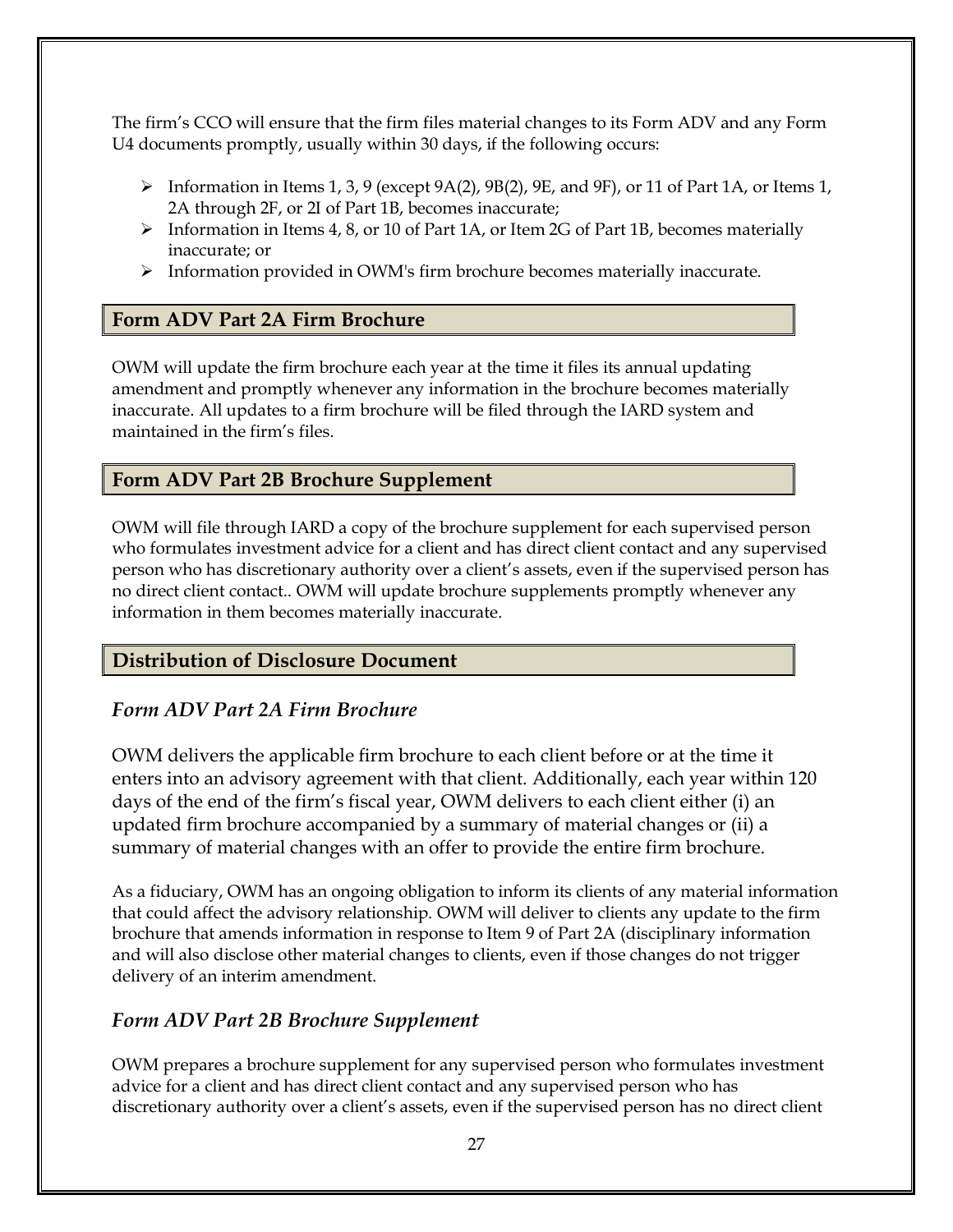The firm's CCO will ensure that the firm files material changes to its Form ADV and any Form U4 documents promptly, usually within 30 days, if the following occurs:

- Information in Items 1, 3, 9 (except 9A(2), 9B(2), 9E, and 9F), or 11 of Part 1A, or Items 1, 2A through 2F, or 2I of Part 1B, becomes inaccurate;
- Information in Items 4, 8, or 10 of Part 1A, or Item 2G of Part 1B, becomes materially inaccurate; or
- Information provided in OWM's firm brochure becomes materially inaccurate.

## Form ADV Part 2A Firm Brochure

OWM will update the firm brochure each year at the time it files its annual updating amendment and promptly whenever any information in the brochure becomes materially inaccurate. All updates to a firm brochure will be filed through the IARD system and maintained in the firm's files.

## Form ADV Part 2B Brochure Supplement

OWM will file through IARD a copy of the brochure supplement for each supervised person who formulates investment advice for a client and has direct client contact and any supervised person who has discretionary authority over a client's assets, even if the supervised person has no direct client contact.. OWM will update brochure supplements promptly whenever any information in them becomes materially inaccurate.

## Distribution of Disclosure Document

### *Form ADV Part 2A Firm Brochure*

OWM delivers the applicable firm brochure to each client before or at the time it enters into an advisory agreement with that client. Additionally, each year within 120 days of the end of the firm's fiscal year, OWM delivers to each client either (i) an updated firm brochure accompanied by a summary of material changes or (ii) a summary of material changes with an offer to provide the entire firm brochure.

As a fiduciary, OWM has an ongoing obligation to inform its clients of any material information that could affect the advisory relationship. OWM will deliver to clients any update to the firm brochure that amends information in response to Item 9 of Part 2A (disciplinary information and will also disclose other material changes to clients, even if those changes do not trigger delivery of an interim amendment.

### *Form ADV Part 2B Brochure Supplement*

OWM prepares a brochure supplement for any supervised person who formulates investment advice for a client and has direct client contact and any supervised person who has discretionary authority over a client's assets, even if the supervised person has no direct client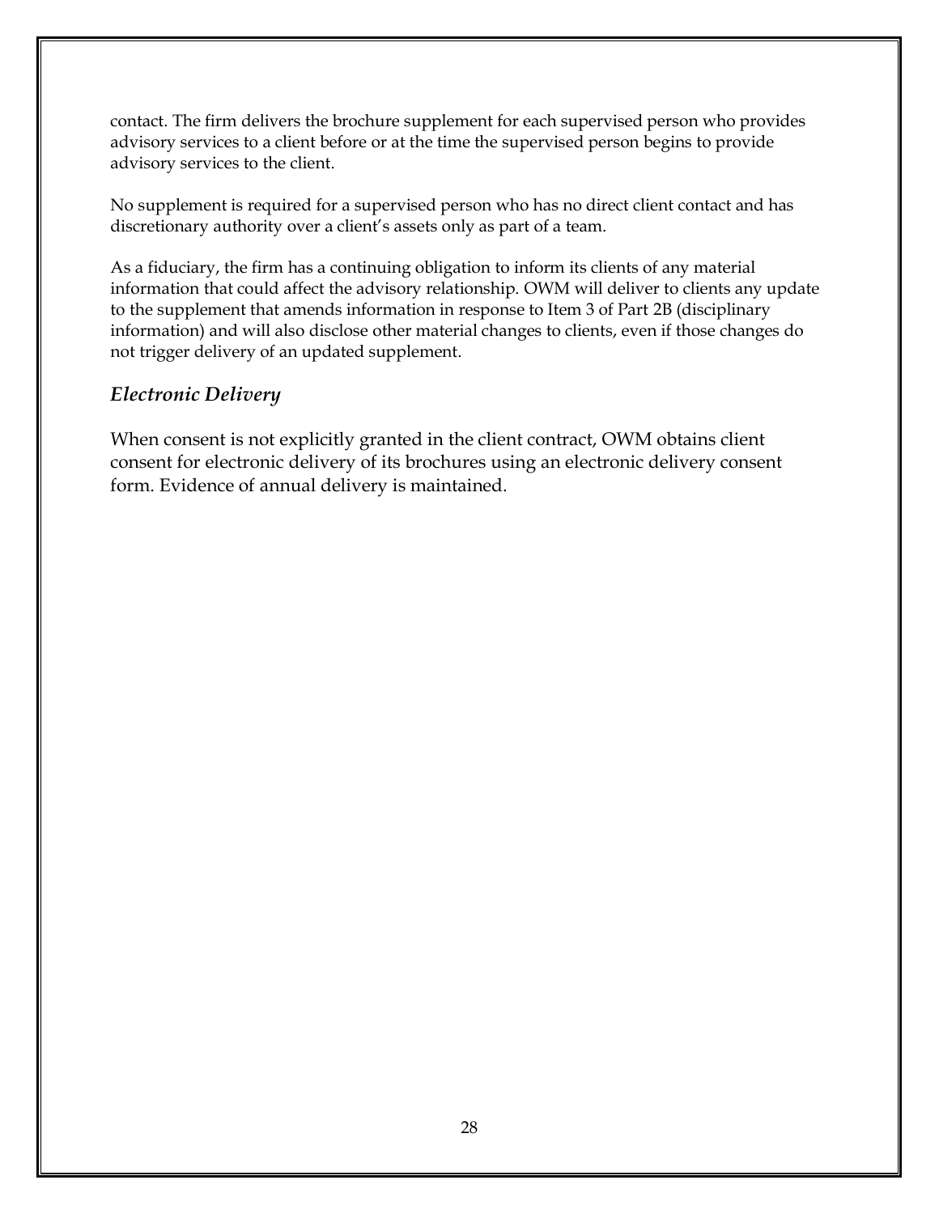contact. The firm delivers the brochure supplement for each supervised person who provides advisory services to a client before or at the time the supervised person begins to provide advisory services to the client.

No supplement is required for a supervised person who has no direct client contact and has discretionary authority over a client's assets only as part of a team.

As a fiduciary, the firm has a continuing obligation to inform its clients of any material information that could affect the advisory relationship. OWM will deliver to clients any update to the supplement that amends information in response to Item 3 of Part 2B (disciplinary information) and will also disclose other material changes to clients, even if those changes do not trigger delivery of an updated supplement.

### *Electronic Delivery*

When consent is not explicitly granted in the client contract, OWM obtains client consent for electronic delivery of its brochures using an electronic delivery consent form. Evidence of annual delivery is maintained.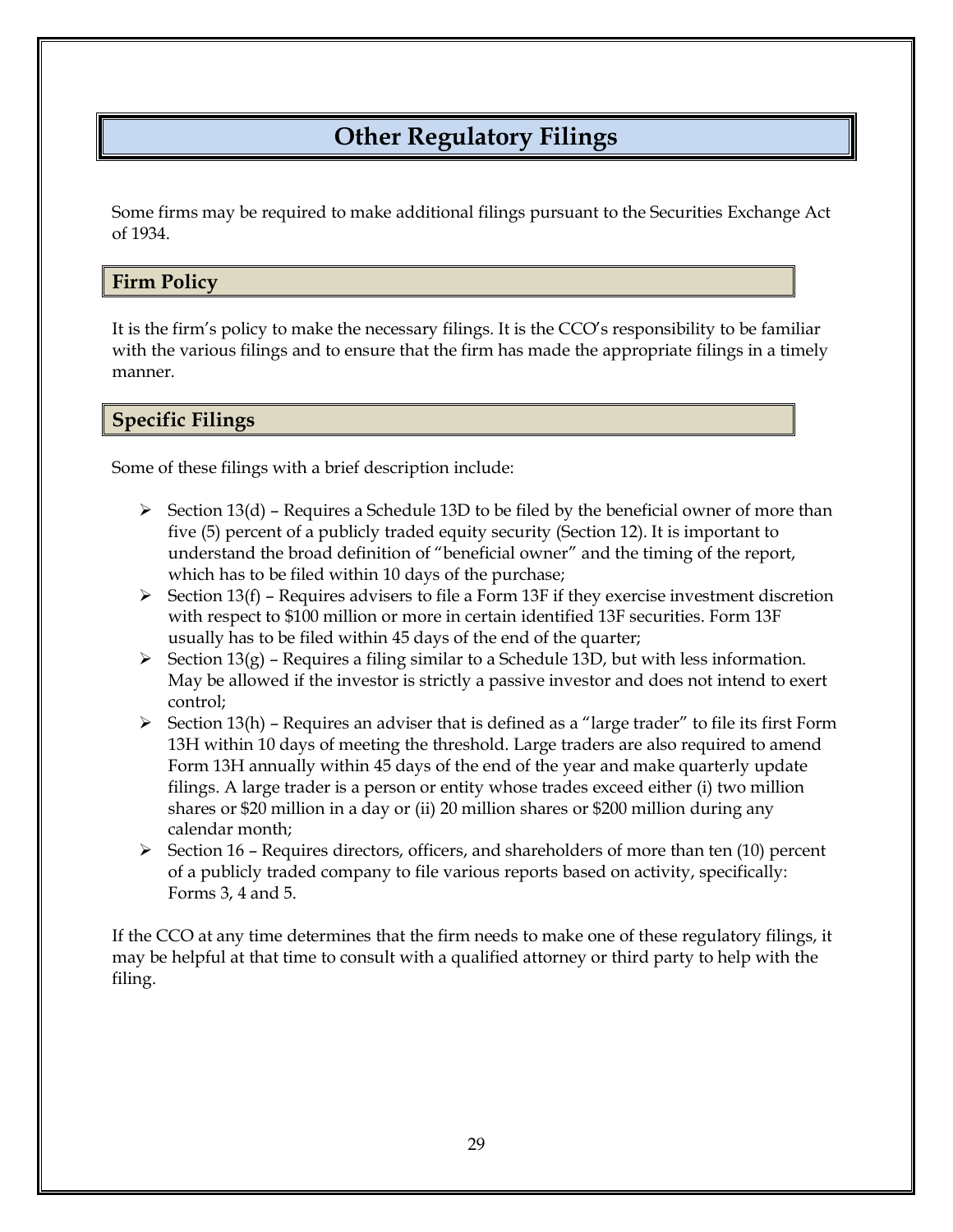# Other Regulatory Filings

Some firms may be required to make additional filings pursuant to the Securities Exchange Act of 1934.

## Firm Policy

It is the firm's policy to make the necessary filings. It is the CCO's responsibility to be familiar with the various filings and to ensure that the firm has made the appropriate filings in a timely manner.

## Specific Filings

Some of these filings with a brief description include:

- Section 13(d) – Requires a Schedule 13D to be filed by the beneficial owner of more than five (5) percent of a publicly traded equity security (Section 12). It is important to understand the broad definition of "beneficial owner" and the timing of the report, which has to be filed within 10 days of the purchase;
- Section 13(f) – Requires advisers to file a Form 13F if they exercise investment discretion with respect to $100 million or more in certain identified 13F securities. Form 13F usually has to be filed within 45 days of the end of the quarter;
- Section 13(g) – Requires a filing similar to a Schedule 13D, but with less information. May be allowed if the investor is strictly a passive investor and does not intend to exert control;
- Section 13(h) – Requires an adviser that is defined as a "large trader" to file its first Form 13H within 10 days of meeting the threshold. Large traders are also required to amend Form 13H annually within 45 days of the end of the year and make quarterly update filings. A large trader is a person or entity whose trades exceed either (i) two million shares or $20 million in a day or (ii) 20 million shares or $200 million during any calendar month;
- Section 16 – Requires directors, officers, and shareholders of more than ten (10) percent of a publicly traded company to file various reports based on activity, specifically: Forms 3, 4 and 5.

If the CCO at any time determines that the firm needs to make one of these regulatory filings, it may be helpful at that time to consult with a qualified attorney or third party to help with the filing.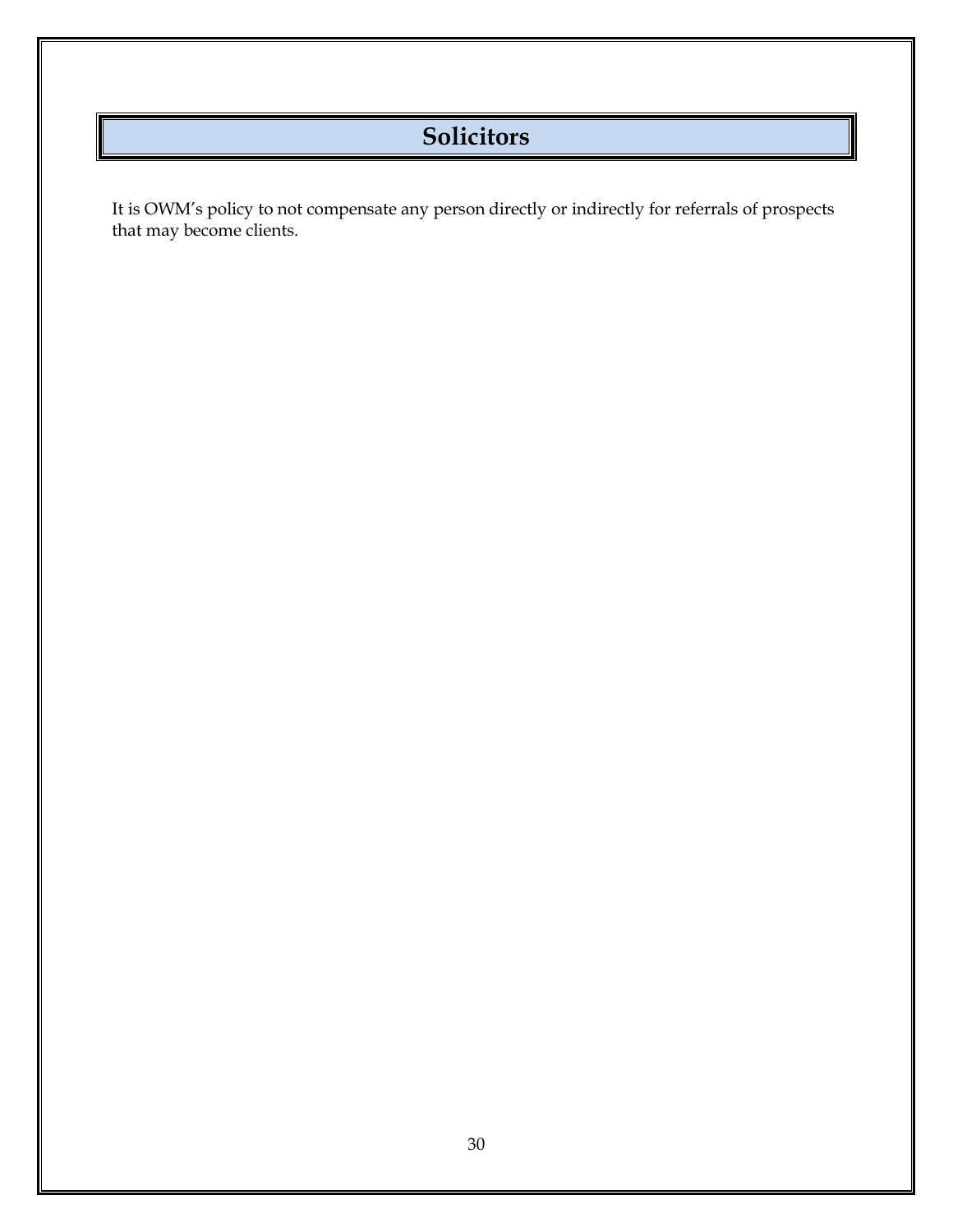# Solicitors

It is OWM's policy to not compensate any person directly or indirectly for referrals of prospects that may become clients.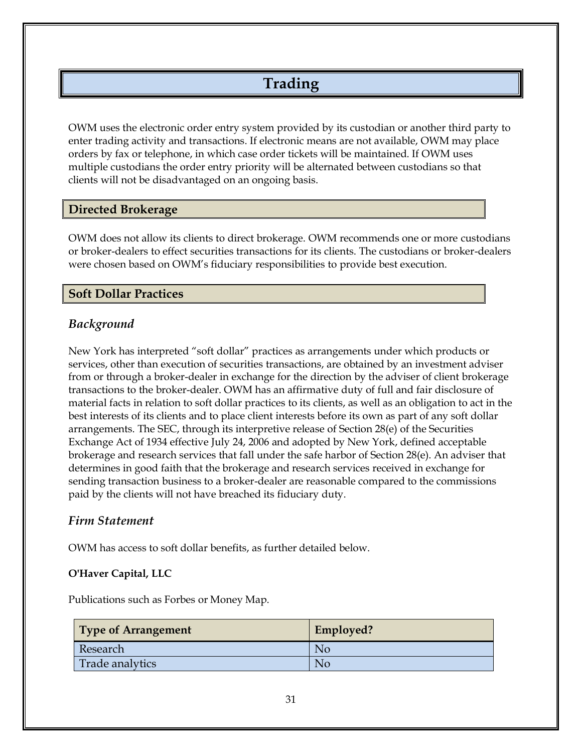# Trading

OWM uses the electronic order entry system provided by its custodian or another third party to enter trading activity and transactions. If electronic means are not available, OWM may place orders by fax or telephone, in which case order tickets will be maintained. If OWM uses multiple custodians the order entry priority will be alternated between custodians so that clients will not be disadvantaged on an ongoing basis.

## Directed Brokerage

OWM does not allow its clients to direct brokerage. OWM recommends one or more custodians or broker-dealers to effect securities transactions for its clients. The custodians or broker-dealers were chosen based on OWM's fiduciary responsibilities to provide best execution.

## Soft Dollar Practices

### *Background*

New York has interpreted "soft dollar" practices as arrangements under which products or services, other than execution of securities transactions, are obtained by an investment adviser from or through a broker-dealer in exchange for the direction by the adviser of client brokerage transactions to the broker-dealer. OWM has an affirmative duty of full and fair disclosure of material facts in relation to soft dollar practices to its clients, as well as an obligation to act in the best interests of its clients and to place client interests before its own as part of any soft dollar arrangements. The SEC, through its interpretive release of Section 28(e) of the Securities Exchange Act of 1934 effective July 24, 2006 and adopted by New York, defined acceptable brokerage and research services that fall under the safe harbor of Section 28(e). An adviser that determines in good faith that the brokerage and research services received in exchange for sending transaction business to a broker-dealer are reasonable compared to the commissions paid by the clients will not have breached its fiduciary duty.

### *Firm Statement*

OWM has access to soft dollar benefits, as further detailed below.

**O'Haver Capital, LLC**

Publications such as Forbes or Money Map.

| Type of Arrangement | Employed? |
|---|---|
| Research | No |
| Trade analytics | No |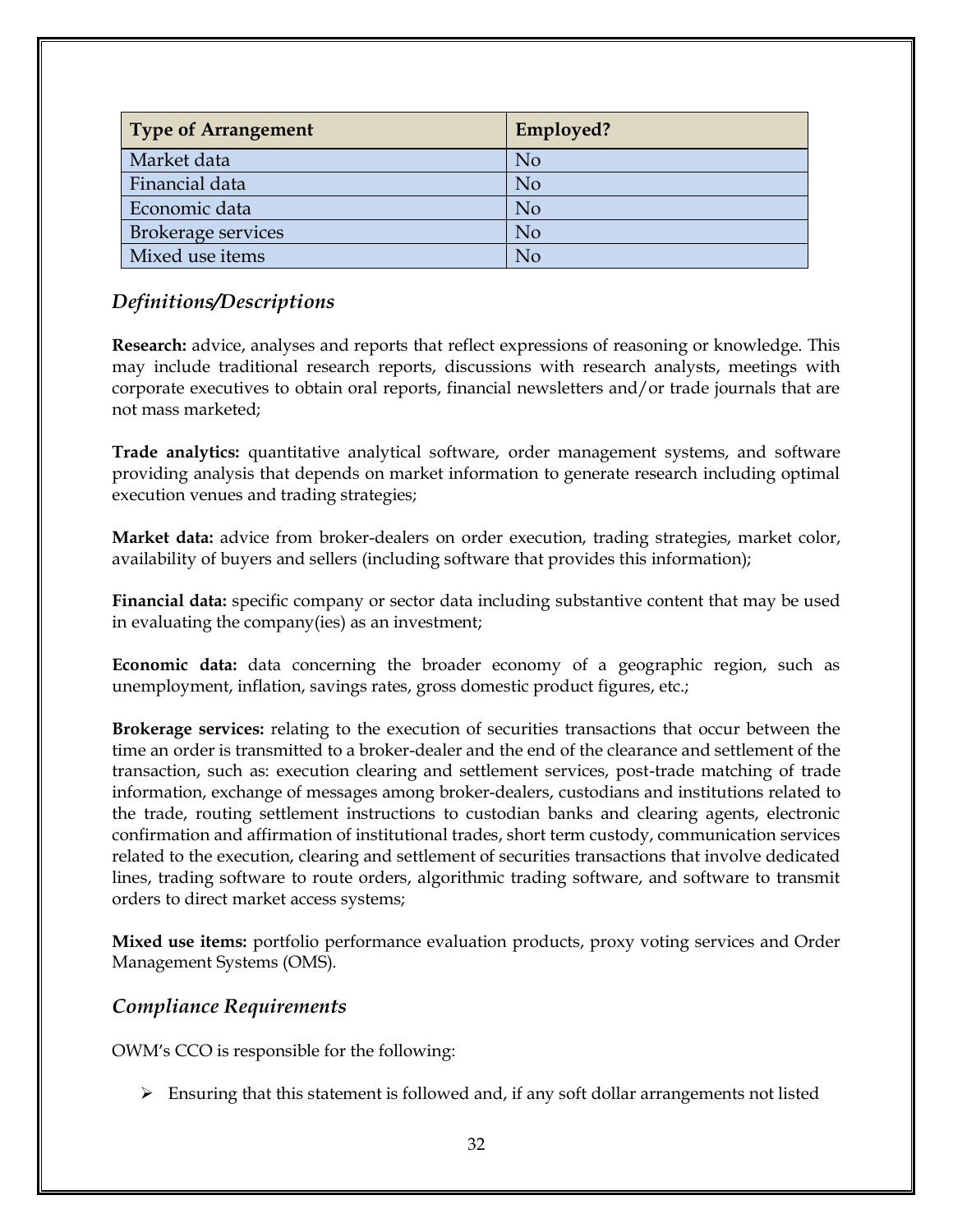| Type of Arrangement | Employed? |
| --- | --- |
| Market data | No |
| Financial data | No |
| Economic data | No |
| Brokerage services | No |
| Mixed use items | No |

## *Definitions/Descriptions*

**Research:** advice, analyses and reports that reflect expressions of reasoning or knowledge. This may include traditional research reports, discussions with research analysts, meetings with corporate executives to obtain oral reports, financial newsletters and/or trade journals that are not mass marketed;

**Trade analytics:** quantitative analytical software, order management systems, and software providing analysis that depends on market information to generate research including optimal execution venues and trading strategies;

**Market data:** advice from broker-dealers on order execution, trading strategies, market color, availability of buyers and sellers (including software that provides this information);

**Financial data:** specific company or sector data including substantive content that may be used in evaluating the company(ies) as an investment;

**Economic data:** data concerning the broader economy of a geographic region, such as unemployment, inflation, savings rates, gross domestic product figures, etc.;

**Brokerage services:** relating to the execution of securities transactions that occur between the time an order is transmitted to a broker-dealer and the end of the clearance and settlement of the transaction, such as: execution clearing and settlement services, post-trade matching of trade information, exchange of messages among broker-dealers, custodians and institutions related to the trade, routing settlement instructions to custodian banks and clearing agents, electronic confirmation and affirmation of institutional trades, short term custody, communication services related to the execution, clearing and settlement of securities transactions that involve dedicated lines, trading software to route orders, algorithmic trading software, and software to transmit orders to direct market access systems;

**Mixed use items:** portfolio performance evaluation products, proxy voting services and Order Management Systems (OMS).

## *Compliance Requirements*

OWM's CCO is responsible for the following:

- Ensuring that this statement is followed and, if any soft dollar arrangements not listed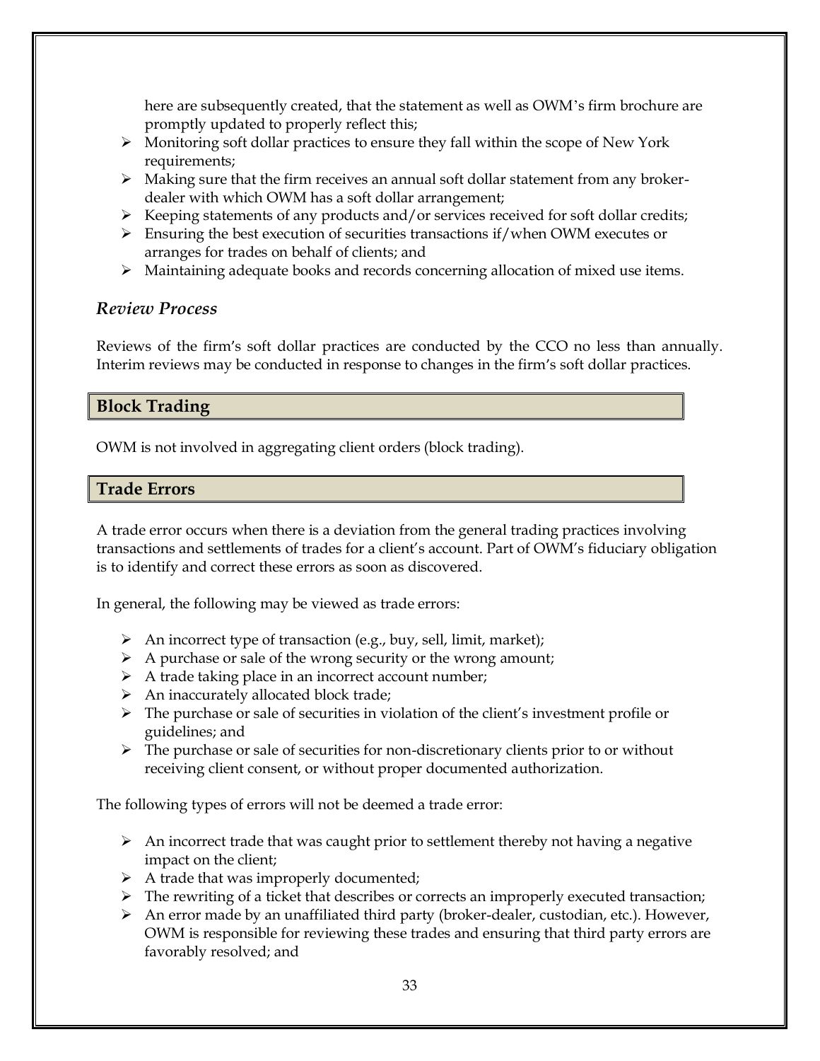here are subsequently created, that the statement as well as OWM's firm brochure are promptly updated to properly reflect this;

- Monitoring soft dollar practices to ensure they fall within the scope of New York requirements;
- Making sure that the firm receives an annual soft dollar statement from any broker-dealer with which OWM has a soft dollar arrangement;
- Keeping statements of any products and/or services received for soft dollar credits;
- Ensuring the best execution of securities transactions if/when OWM executes or arranges for trades on behalf of clients; and
- Maintaining adequate books and records concerning allocation of mixed use items.

### *Review Process*

Reviews of the firm's soft dollar practices are conducted by the CCO no less than annually. Interim reviews may be conducted in response to changes in the firm's soft dollar practices.

## Block Trading

OWM is not involved in aggregating client orders (block trading).

## Trade Errors

A trade error occurs when there is a deviation from the general trading practices involving transactions and settlements of trades for a client's account. Part of OWM's fiduciary obligation is to identify and correct these errors as soon as discovered.

In general, the following may be viewed as trade errors:

- An incorrect type of transaction (e.g., buy, sell, limit, market);
- A purchase or sale of the wrong security or the wrong amount;
- A trade taking place in an incorrect account number;
- An inaccurately allocated block trade;
- The purchase or sale of securities in violation of the client's investment profile or guidelines; and
- The purchase or sale of securities for non-discretionary clients prior to or without receiving client consent, or without proper documented authorization.

The following types of errors will not be deemed a trade error:

- An incorrect trade that was caught prior to settlement thereby not having a negative impact on the client;
- A trade that was improperly documented;
- The rewriting of a ticket that describes or corrects an improperly executed transaction;
- An error made by an unaffiliated third party (broker-dealer, custodian, etc.). However, OWM is responsible for reviewing these trades and ensuring that third party errors are favorably resolved; and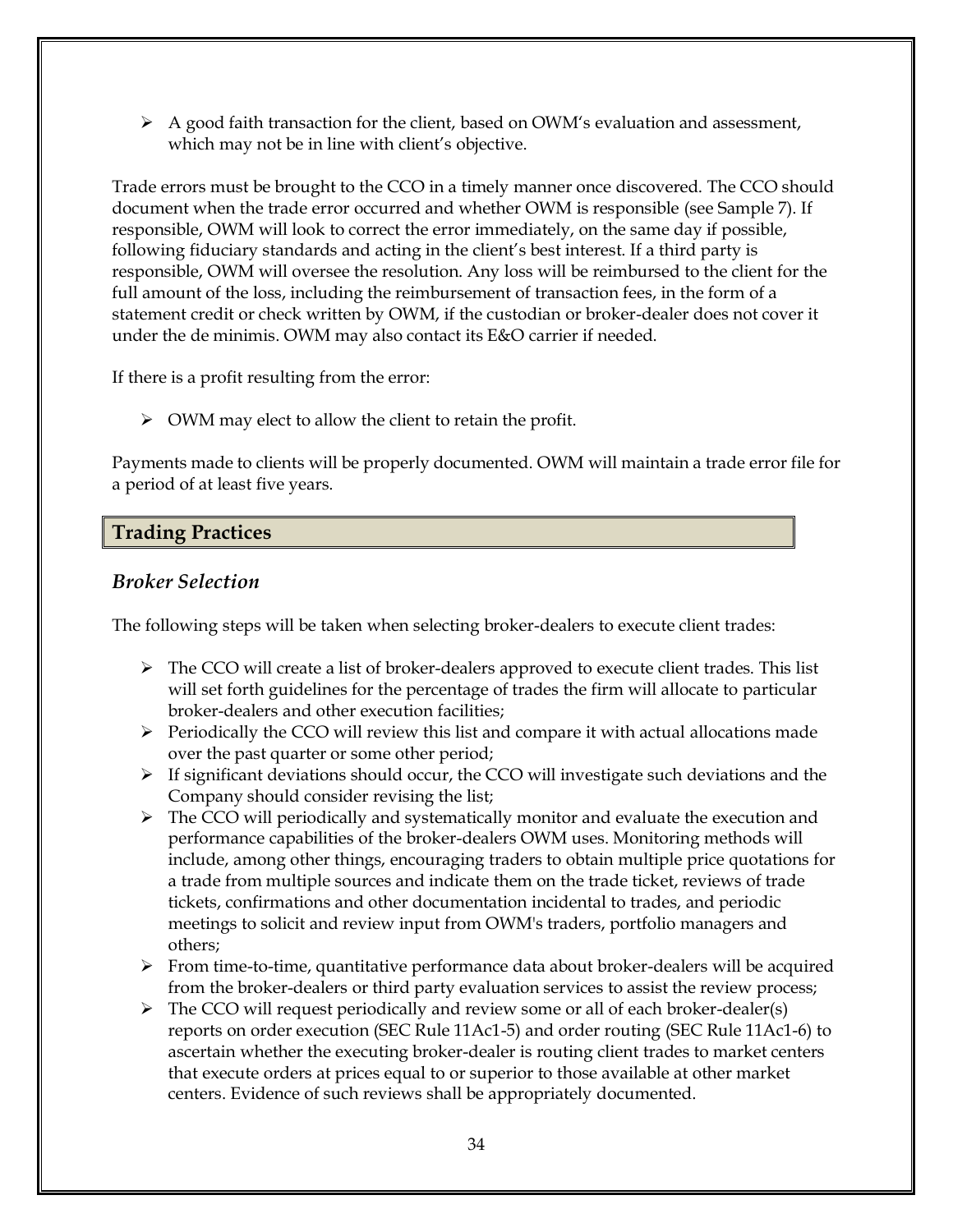- A good faith transaction for the client, based on OWM's evaluation and assessment, which may not be in line with client's objective.

Trade errors must be brought to the CCO in a timely manner once discovered. The CCO should document when the trade error occurred and whether OWM is responsible (see Sample 7). If responsible, OWM will look to correct the error immediately, on the same day if possible, following fiduciary standards and acting in the client's best interest. If a third party is responsible, OWM will oversee the resolution. Any loss will be reimbursed to the client for the full amount of the loss, including the reimbursement of transaction fees, in the form of a statement credit or check written by OWM, if the custodian or broker-dealer does not cover it under the de minimis. OWM may also contact its E&O carrier if needed.

If there is a profit resulting from the error:

- OWM may elect to allow the client to retain the profit.

Payments made to clients will be properly documented. OWM will maintain a trade error file for a period of at least five years.

## Trading Practices

### *Broker Selection*

The following steps will be taken when selecting broker-dealers to execute client trades:

- The CCO will create a list of broker-dealers approved to execute client trades. This list will set forth guidelines for the percentage of trades the firm will allocate to particular broker-dealers and other execution facilities;
- Periodically the CCO will review this list and compare it with actual allocations made over the past quarter or some other period;
- If significant deviations should occur, the CCO will investigate such deviations and the Company should consider revising the list;
- The CCO will periodically and systematically monitor and evaluate the execution and performance capabilities of the broker-dealers OWM uses. Monitoring methods will include, among other things, encouraging traders to obtain multiple price quotations for a trade from multiple sources and indicate them on the trade ticket, reviews of trade tickets, confirmations and other documentation incidental to trades, and periodic meetings to solicit and review input from OWM's traders, portfolio managers and others;
- From time-to-time, quantitative performance data about broker-dealers will be acquired from the broker-dealers or third party evaluation services to assist the review process;
- The CCO will request periodically and review some or all of each broker-dealer(s) reports on order execution (SEC Rule 11Ac1-5) and order routing (SEC Rule 11Ac1-6) to ascertain whether the executing broker-dealer is routing client trades to market centers that execute orders at prices equal to or superior to those available at other market centers. Evidence of such reviews shall be appropriately documented.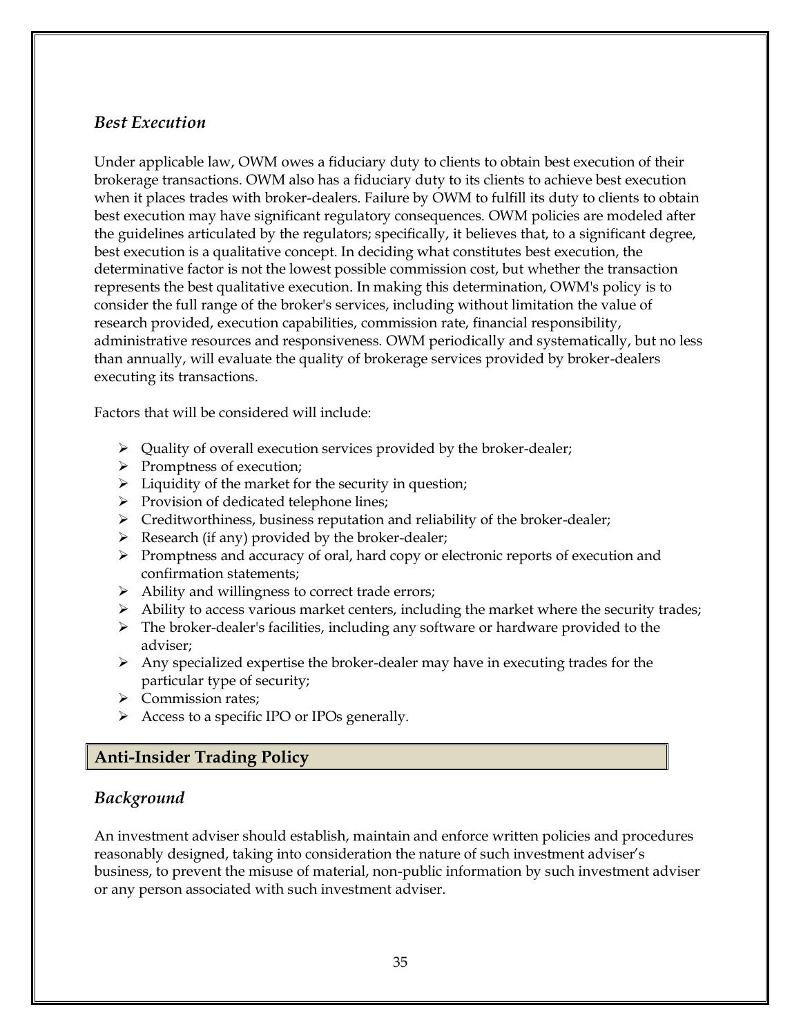### *Best Execution*

Under applicable law, OWM owes a fiduciary duty to clients to obtain best execution of their brokerage transactions. OWM also has a fiduciary duty to its clients to achieve best execution when it places trades with broker-dealers. Failure by OWM to fulfill its duty to clients to obtain best execution may have significant regulatory consequences. OWM policies are modeled after the guidelines articulated by the regulators; specifically, it believes that, to a significant degree, best execution is a qualitative concept. In deciding what constitutes best execution, the determinative factor is not the lowest possible commission cost, but whether the transaction represents the best qualitative execution. In making this determination, OWM's policy is to consider the full range of the broker's services, including without limitation the value of research provided, execution capabilities, commission rate, financial responsibility, administrative resources and responsiveness. OWM periodically and systematically, but no less than annually, will evaluate the quality of brokerage services provided by broker-dealers executing its transactions.

Factors that will be considered will include:

- Quality of overall execution services provided by the broker-dealer;
- Promptness of execution;
- Liquidity of the market for the security in question;
- Provision of dedicated telephone lines;
- Creditworthiness, business reputation and reliability of the broker-dealer;
- Research (if any) provided by the broker-dealer;
- Promptness and accuracy of oral, hard copy or electronic reports of execution and confirmation statements;
- Ability and willingness to correct trade errors;
- Ability to access various market centers, including the market where the security trades;
- The broker-dealer's facilities, including any software or hardware provided to the adviser;
- Any specialized expertise the broker-dealer may have in executing trades for the particular type of security;
- Commission rates;
- Access to a specific IPO or IPOs generally.

## Anti-Insider Trading Policy

### *Background*

An investment adviser should establish, maintain and enforce written policies and procedures reasonably designed, taking into consideration the nature of such investment adviser's business, to prevent the misuse of material, non-public information by such investment adviser or any person associated with such investment adviser.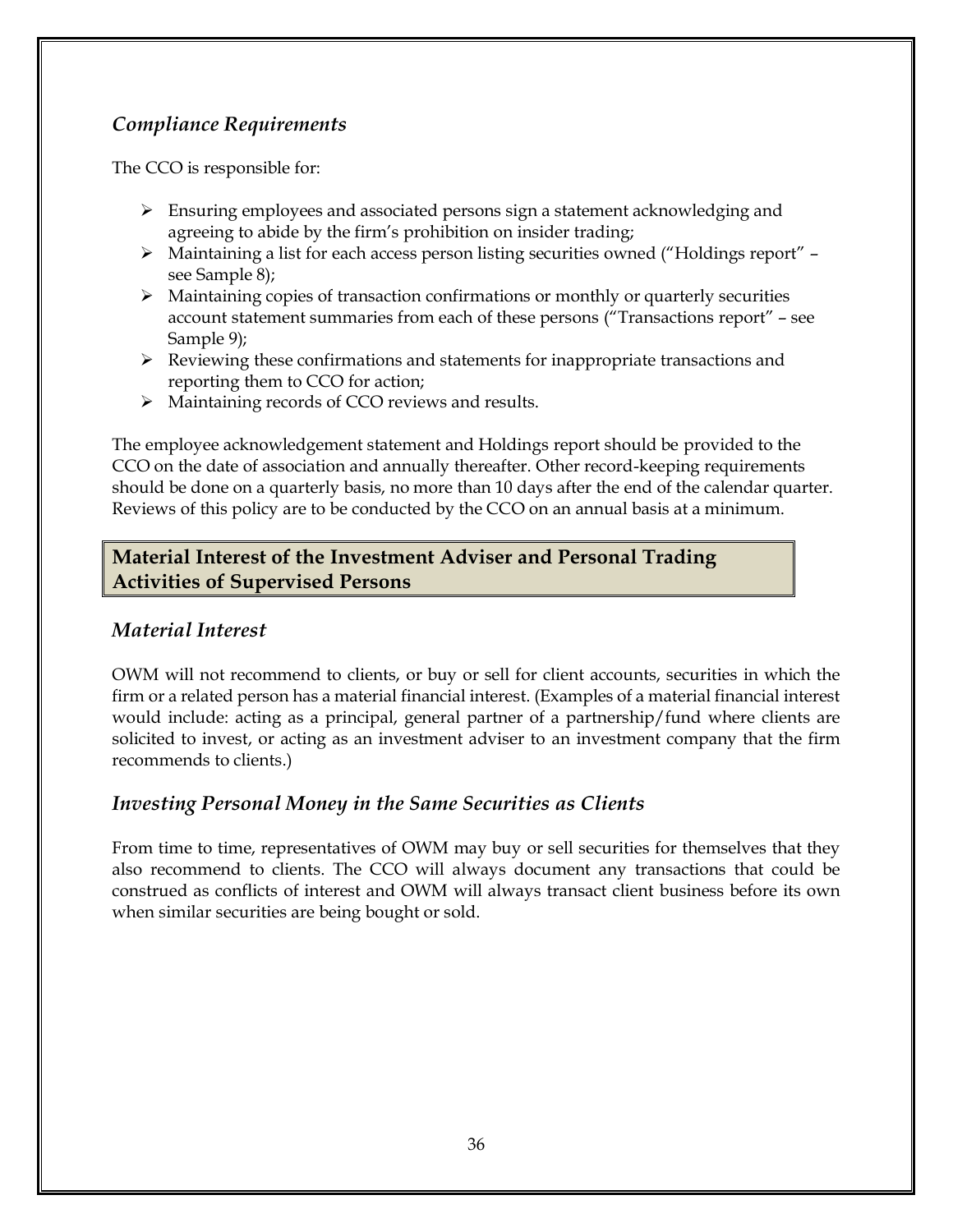### *Compliance Requirements*

The CCO is responsible for:

- Ensuring employees and associated persons sign a statement acknowledging and agreeing to abide by the firm's prohibition on insider trading;
- Maintaining a list for each access person listing securities owned ("Holdings report" – see Sample 8);
- Maintaining copies of transaction confirmations or monthly or quarterly securities account statement summaries from each of these persons ("Transactions report" – see Sample 9);
- Reviewing these confirmations and statements for inappropriate transactions and reporting them to CCO for action;
- Maintaining records of CCO reviews and results.

The employee acknowledgement statement and Holdings report should be provided to the CCO on the date of association and annually thereafter. Other record-keeping requirements should be done on a quarterly basis, no more than 10 days after the end of the calendar quarter. Reviews of this policy are to be conducted by the CCO on an annual basis at a minimum.

## Material Interest of the Investment Adviser and Personal Trading Activities of Supervised Persons

### *Material Interest*

OWM will not recommend to clients, or buy or sell for client accounts, securities in which the firm or a related person has a material financial interest. (Examples of a material financial interest would include: acting as a principal, general partner of a partnership/fund where clients are solicited to invest, or acting as an investment adviser to an investment company that the firm recommends to clients.)

### *Investing Personal Money in the Same Securities as Clients*

From time to time, representatives of OWM may buy or sell securities for themselves that they also recommend to clients. The CCO will always document any transactions that could be construed as conflicts of interest and OWM will always transact client business before its own when similar securities are being bought or sold.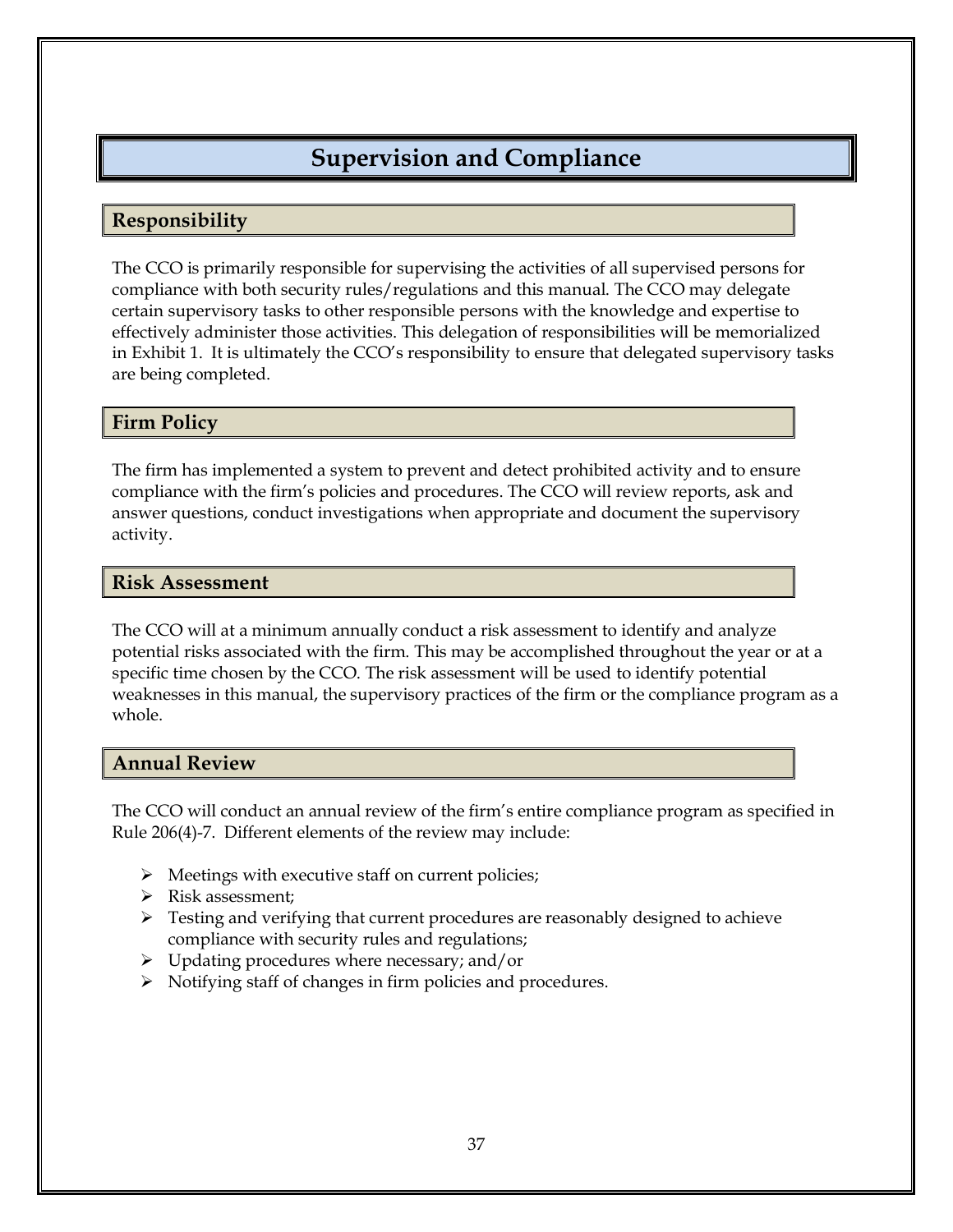# Supervision and Compliance

## Responsibility

The CCO is primarily responsible for supervising the activities of all supervised persons for compliance with both security rules/regulations and this manual. The CCO may delegate certain supervisory tasks to other responsible persons with the knowledge and expertise to effectively administer those activities. This delegation of responsibilities will be memorialized in Exhibit 1. It is ultimately the CCO's responsibility to ensure that delegated supervisory tasks are being completed.

## Firm Policy

The firm has implemented a system to prevent and detect prohibited activity and to ensure compliance with the firm's policies and procedures. The CCO will review reports, ask and answer questions, conduct investigations when appropriate and document the supervisory activity.

## Risk Assessment

The CCO will at a minimum annually conduct a risk assessment to identify and analyze potential risks associated with the firm. This may be accomplished throughout the year or at a specific time chosen by the CCO. The risk assessment will be used to identify potential weaknesses in this manual, the supervisory practices of the firm or the compliance program as a whole.

## Annual Review

The CCO will conduct an annual review of the firm's entire compliance program as specified in Rule 206(4)-7. Different elements of the review may include:

- Meetings with executive staff on current policies;
- Risk assessment;
- Testing and verifying that current procedures are reasonably designed to achieve compliance with security rules and regulations;
- Updating procedures where necessary; and/or
- Notifying staff of changes in firm policies and procedures.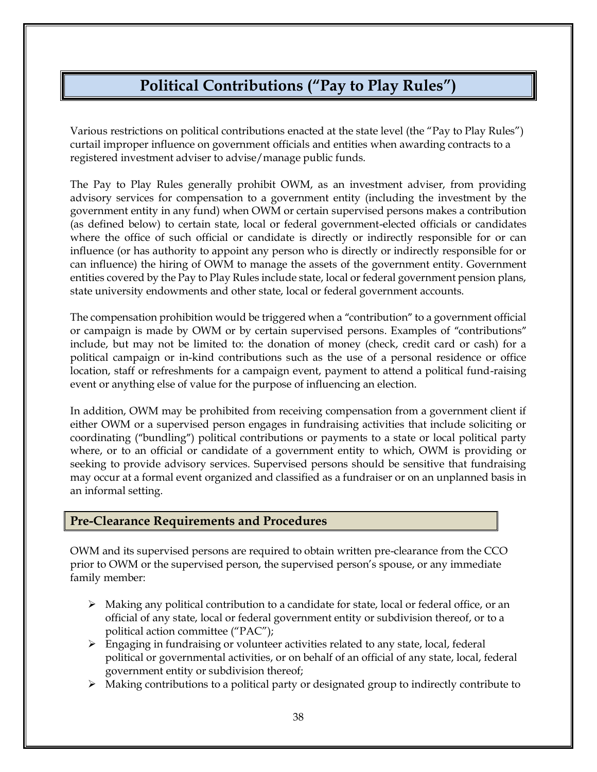# Political Contributions ("Pay to Play Rules")

Various restrictions on political contributions enacted at the state level (the "Pay to Play Rules") curtail improper influence on government officials and entities when awarding contracts to a registered investment adviser to advise/manage public funds.

The Pay to Play Rules generally prohibit OWM, as an investment adviser, from providing advisory services for compensation to a government entity (including the investment by the government entity in any fund) when OWM or certain supervised persons makes a contribution (as defined below) to certain state, local or federal government-elected officials or candidates where the office of such official or candidate is directly or indirectly responsible for or can influence (or has authority to appoint any person who is directly or indirectly responsible for or can influence) the hiring of OWM to manage the assets of the government entity. Government entities covered by the Pay to Play Rules include state, local or federal government pension plans, state university endowments and other state, local or federal government accounts.

The compensation prohibition would be triggered when a "contribution" to a government official or campaign is made by OWM or by certain supervised persons. Examples of "contributions" include, but may not be limited to: the donation of money (check, credit card or cash) for a political campaign or in-kind contributions such as the use of a personal residence or office location, staff or refreshments for a campaign event, payment to attend a political fund-raising event or anything else of value for the purpose of influencing an election.

In addition, OWM may be prohibited from receiving compensation from a government client if either OWM or a supervised person engages in fundraising activities that include soliciting or coordinating ("bundling") political contributions or payments to a state or local political party where, or to an official or candidate of a government entity to which, OWM is providing or seeking to provide advisory services. Supervised persons should be sensitive that fundraising may occur at a formal event organized and classified as a fundraiser or on an unplanned basis in an informal setting.

## Pre-Clearance Requirements and Procedures

OWM and its supervised persons are required to obtain written pre-clearance from the CCO prior to OWM or the supervised person, the supervised person's spouse, or any immediate family member:

- Making any political contribution to a candidate for state, local or federal office, or an official of any state, local or federal government entity or subdivision thereof, or to a political action committee ("PAC");
- Engaging in fundraising or volunteer activities related to any state, local, federal political or governmental activities, or on behalf of an official of any state, local, federal government entity or subdivision thereof;
- Making contributions to a political party or designated group to indirectly contribute to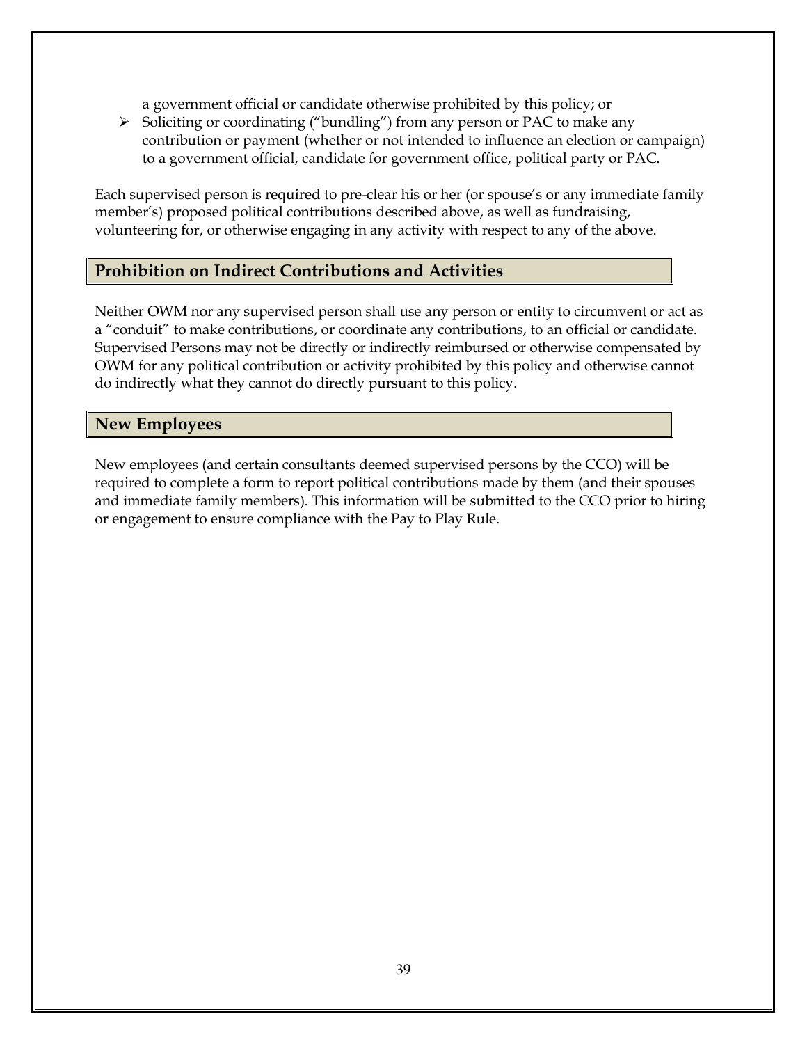a government official or candidate otherwise prohibited by this policy; or

- Soliciting or coordinating ("bundling") from any person or PAC to make any contribution or payment (whether or not intended to influence an election or campaign) to a government official, candidate for government office, political party or PAC.

Each supervised person is required to pre-clear his or her (or spouse's or any immediate family member's) proposed political contributions described above, as well as fundraising, volunteering for, or otherwise engaging in any activity with respect to any of the above.

## Prohibition on Indirect Contributions and Activities

Neither OWM nor any supervised person shall use any person or entity to circumvent or act as a "conduit" to make contributions, or coordinate any contributions, to an official or candidate. Supervised Persons may not be directly or indirectly reimbursed or otherwise compensated by OWM for any political contribution or activity prohibited by this policy and otherwise cannot do indirectly what they cannot do directly pursuant to this policy.

## New Employees

New employees (and certain consultants deemed supervised persons by the CCO) will be required to complete a form to report political contributions made by them (and their spouses and immediate family members). This information will be submitted to the CCO prior to hiring or engagement to ensure compliance with the Pay to Play Rule.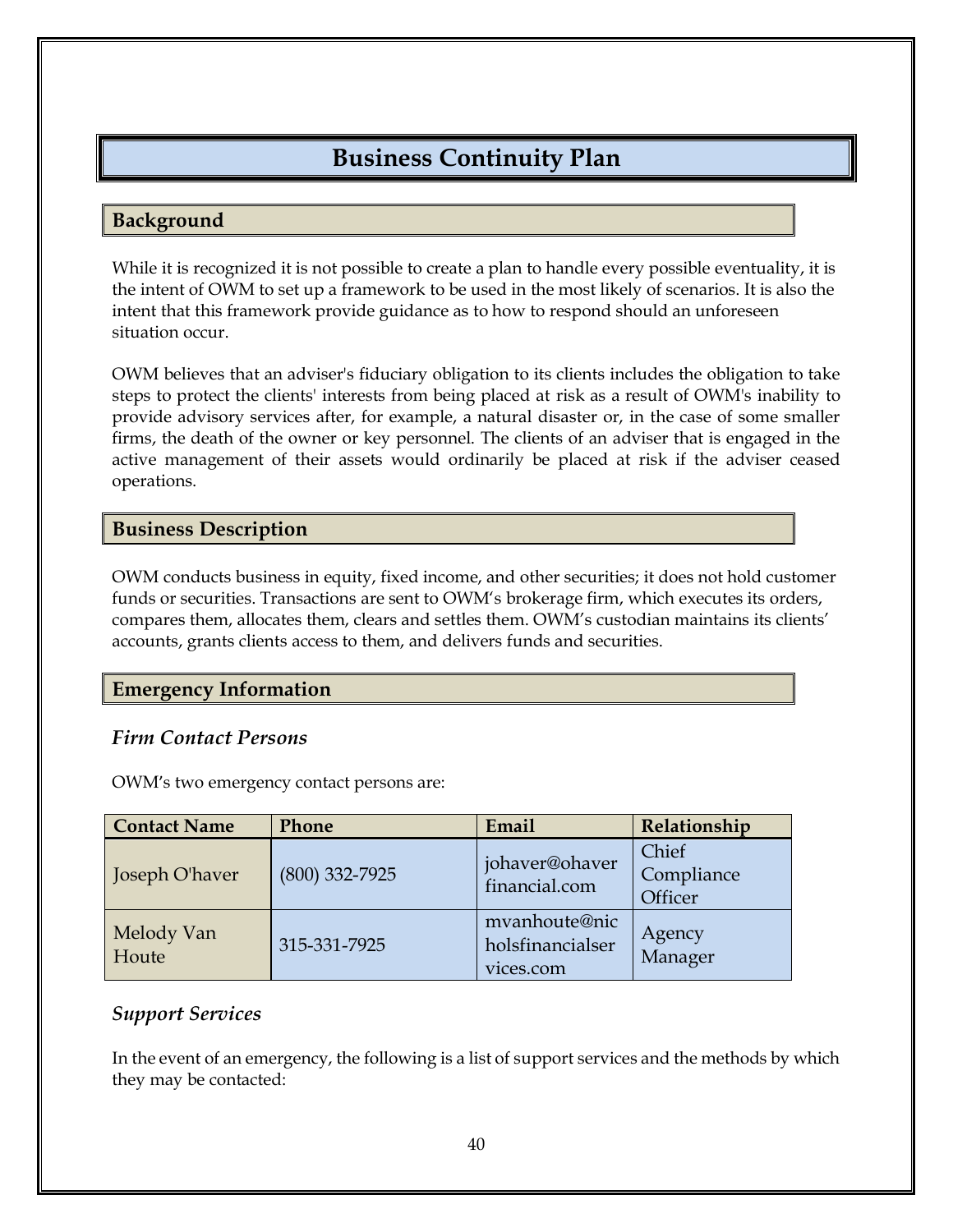# Business Continuity Plan

## Background

While it is recognized it is not possible to create a plan to handle every possible eventuality, it is the intent of OWM to set up a framework to be used in the most likely of scenarios. It is also the intent that this framework provide guidance as to how to respond should an unforeseen situation occur.

OWM believes that an adviser's fiduciary obligation to its clients includes the obligation to take steps to protect the clients' interests from being placed at risk as a result of OWM's inability to provide advisory services after, for example, a natural disaster or, in the case of some smaller firms, the death of the owner or key personnel. The clients of an adviser that is engaged in the active management of their assets would ordinarily be placed at risk if the adviser ceased operations.

## Business Description

OWM conducts business in equity, fixed income, and other securities; it does not hold customer funds or securities. Transactions are sent to OWM's brokerage firm, which executes its orders, compares them, allocates them, clears and settles them. OWM's custodian maintains its clients' accounts, grants clients access to them, and delivers funds and securities.

## Emergency Information

### *Firm Contact Persons*

OWM's two emergency contact persons are:

| Contact Name | Phone | Email | Relationship |
|---|---|---|---|
| Joseph O'haver | (800) 332-7925 | johaver@ohaverfinancial.com | Chief Compliance Officer |
| Melody Van Houte | 315-331-7925 | mvanhoute@nicholsfinancialservices.com | Agency Manager |

### *Support Services*

In the event of an emergency, the following is a list of support services and the methods by which they may be contacted: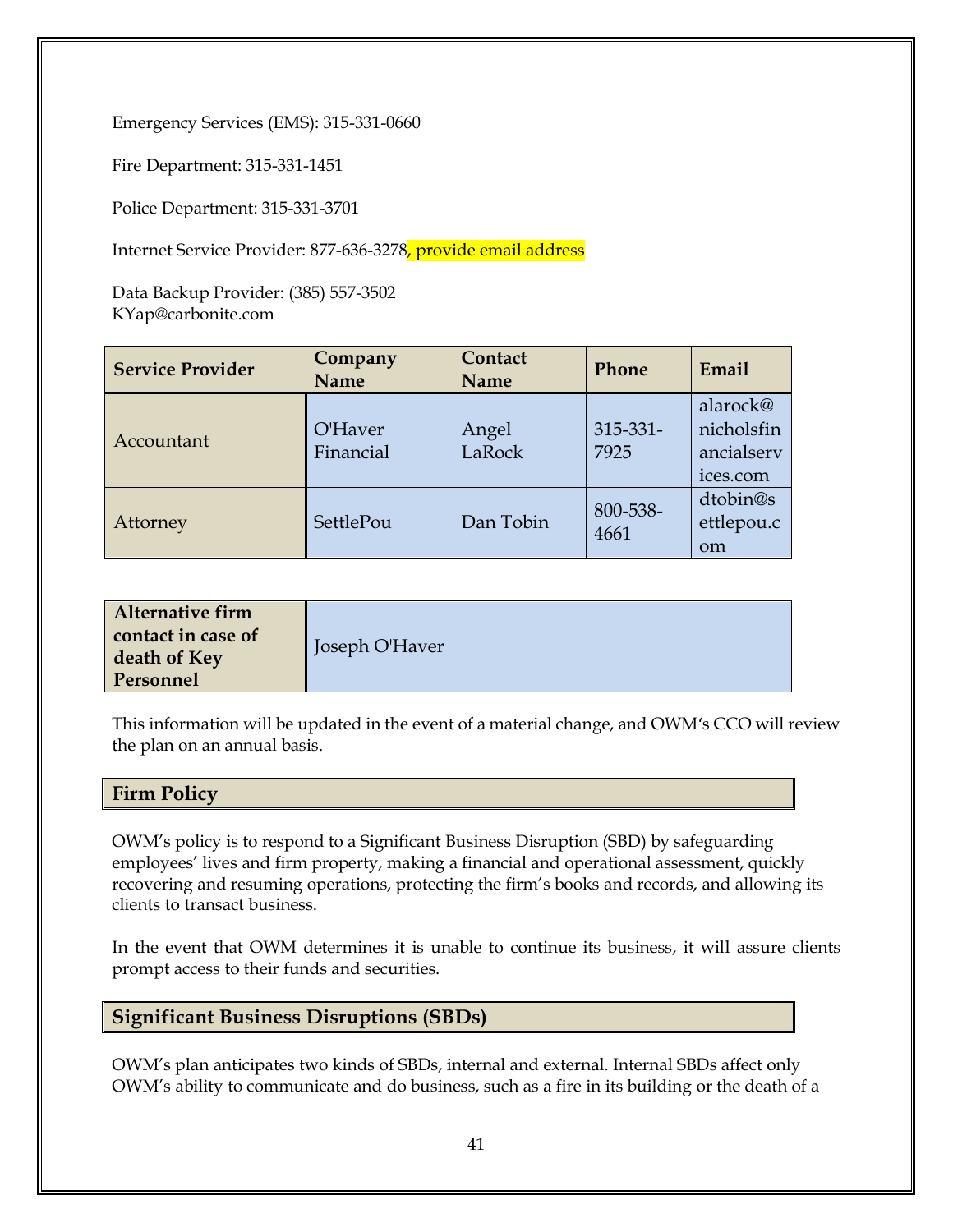Emergency Services (EMS): 315-331-0660

Fire Department: 315-331-1451

Police Department: 315-331-3701

Internet Service Provider: 877-636-3278, provide email address

Data Backup Provider: (385) 557-3502
KYap@carbonite.com

| Service Provider | Company Name | Contact Name | Phone | Email |
| --- | --- | --- | --- | --- |
| Accountant | O'Haver Financial | Angel LaRock | 315-331-7925 | alarock@nicholsfinancialservices.com |
| Attorney | SettlePou | Dan Tobin | 800-538-4661 | dtobin@settlepou.com |

| Alternative firm contact in case of death of Key Personnel | Joseph O'Haver |
| --- | --- |

This information will be updated in the event of a material change, and OWM's CCO will review the plan on an annual basis.

## Firm Policy

OWM's policy is to respond to a Significant Business Disruption (SBD) by safeguarding employees' lives and firm property, making a financial and operational assessment, quickly recovering and resuming operations, protecting the firm's books and records, and allowing its clients to transact business.

In the event that OWM determines it is unable to continue its business, it will assure clients prompt access to their funds and securities.

## Significant Business Disruptions (SBDs)

OWM's plan anticipates two kinds of SBDs, internal and external. Internal SBDs affect only OWM's ability to communicate and do business, such as a fire in its building or the death of a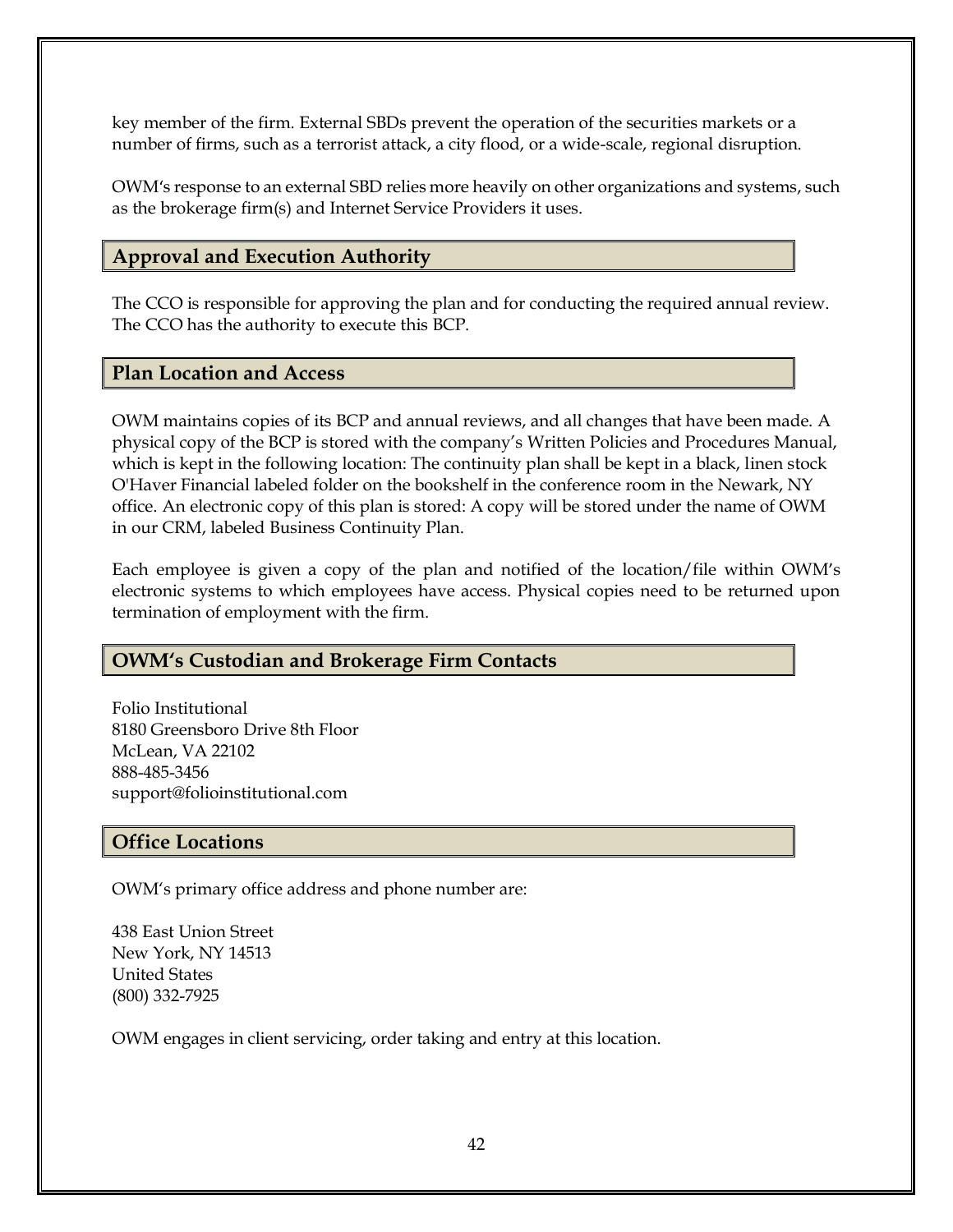key member of the firm. External SBDs prevent the operation of the securities markets or a number of firms, such as a terrorist attack, a city flood, or a wide-scale, regional disruption.

OWM's response to an external SBD relies more heavily on other organizations and systems, such as the brokerage firm(s) and Internet Service Providers it uses.

## Approval and Execution Authority

The CCO is responsible for approving the plan and for conducting the required annual review. The CCO has the authority to execute this BCP.

## Plan Location and Access

OWM maintains copies of its BCP and annual reviews, and all changes that have been made. A physical copy of the BCP is stored with the company's Written Policies and Procedures Manual, which is kept in the following location: The continuity plan shall be kept in a black, linen stock O'Haver Financial labeled folder on the bookshelf in the conference room in the Newark, NY office. An electronic copy of this plan is stored: A copy will be stored under the name of OWM in our CRM, labeled Business Continuity Plan.

Each employee is given a copy of the plan and notified of the location/file within OWM's electronic systems to which employees have access. Physical copies need to be returned upon termination of employment with the firm.

## OWM's Custodian and Brokerage Firm Contacts

Folio Institutional
8180 Greensboro Drive 8th Floor
McLean, VA 22102
888-485-3456
support@folioinstitutional.com

## Office Locations

OWM's primary office address and phone number are:

438 East Union Street
New York, NY 14513
United States
(800) 332-7925

OWM engages in client servicing, order taking and entry at this location.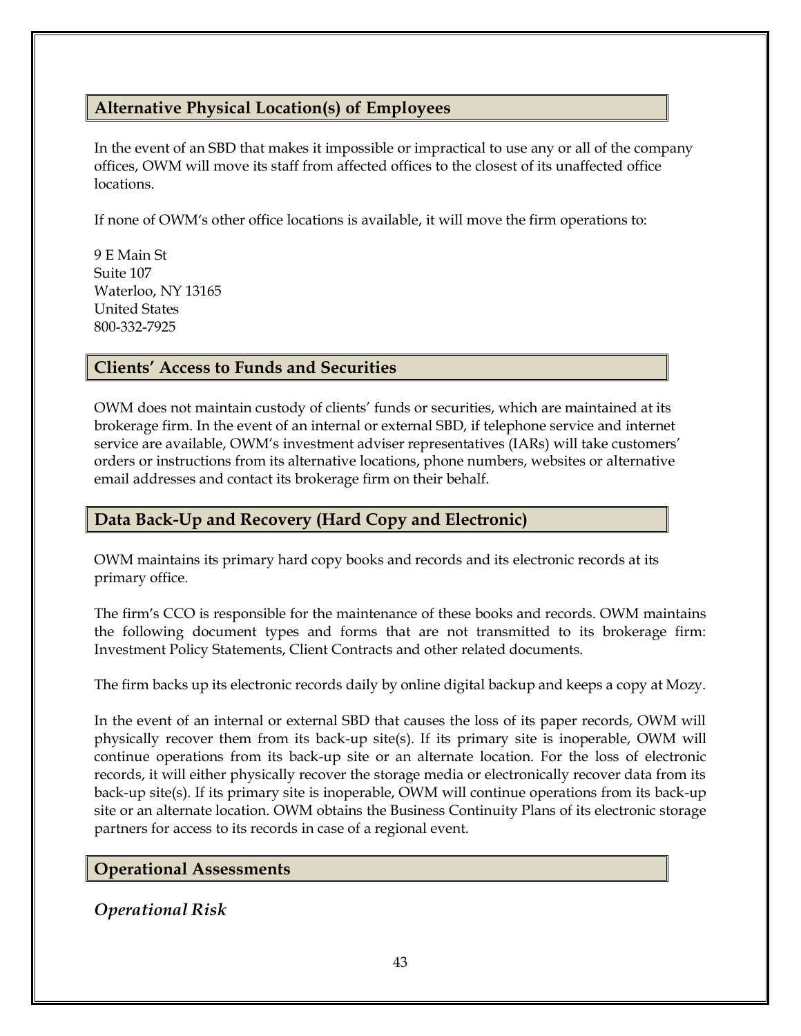## Alternative Physical Location(s) of Employees

In the event of an SBD that makes it impossible or impractical to use any or all of the company offices, OWM will move its staff from affected offices to the closest of its unaffected office locations.

If none of OWM's other office locations is available, it will move the firm operations to:

9 E Main St
Suite 107
Waterloo, NY 13165
United States
800-332-7925

## Clients' Access to Funds and Securities

OWM does not maintain custody of clients' funds or securities, which are maintained at its brokerage firm. In the event of an internal or external SBD, if telephone service and internet service are available, OWM's investment adviser representatives (IARs) will take customers' orders or instructions from its alternative locations, phone numbers, websites or alternative email addresses and contact its brokerage firm on their behalf.

## Data Back-Up and Recovery (Hard Copy and Electronic)

OWM maintains its primary hard copy books and records and its electronic records at its primary office.

The firm's CCO is responsible for the maintenance of these books and records. OWM maintains the following document types and forms that are not transmitted to its brokerage firm: Investment Policy Statements, Client Contracts and other related documents.

The firm backs up its electronic records daily by online digital backup and keeps a copy at Mozy.

In the event of an internal or external SBD that causes the loss of its paper records, OWM will physically recover them from its back-up site(s). If its primary site is inoperable, OWM will continue operations from its back-up site or an alternate location. For the loss of electronic records, it will either physically recover the storage media or electronically recover data from its back-up site(s). If its primary site is inoperable, OWM will continue operations from its back-up site or an alternate location. OWM obtains the Business Continuity Plans of its electronic storage partners for access to its records in case of a regional event.

## Operational Assessments

### *Operational Risk*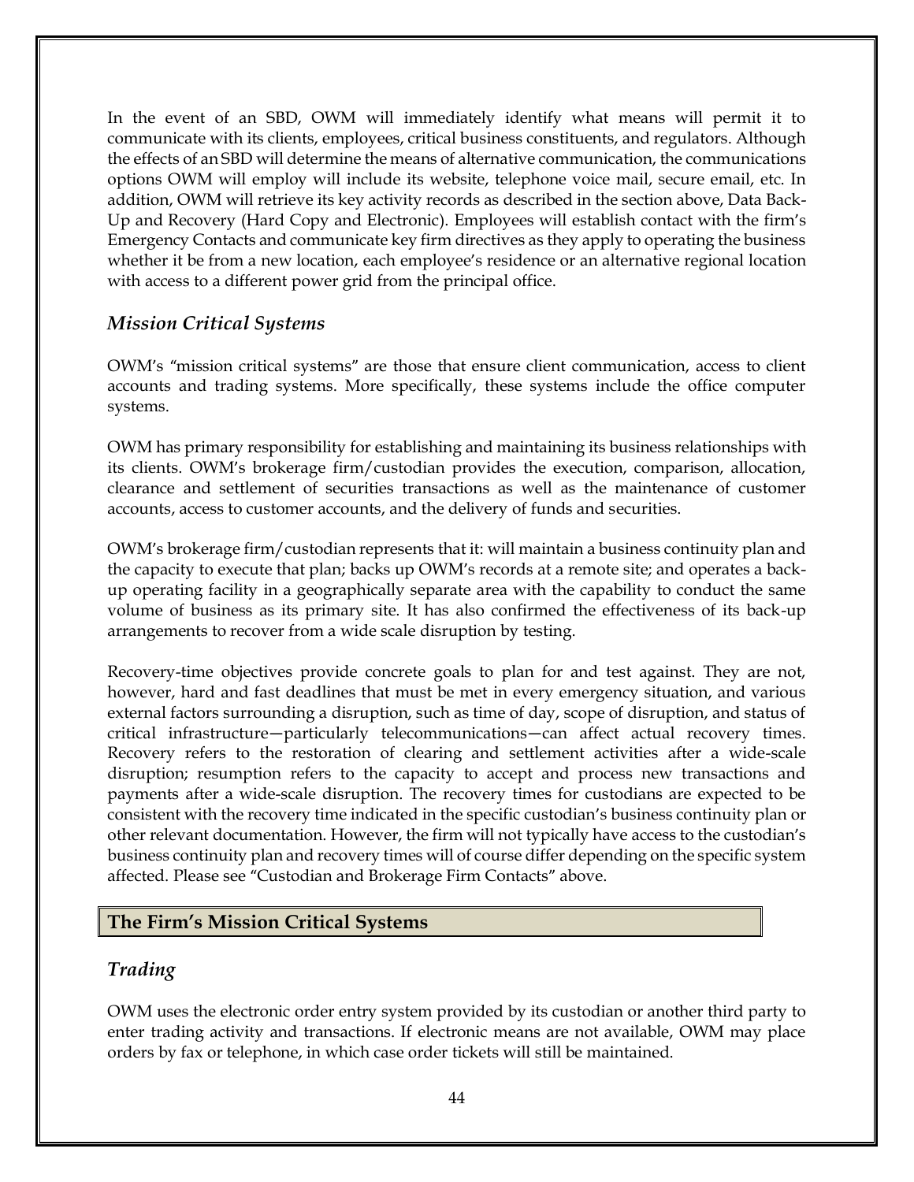In the event of an SBD, OWM will immediately identify what means will permit it to communicate with its clients, employees, critical business constituents, and regulators. Although the effects of an SBD will determine the means of alternative communication, the communications options OWM will employ will include its website, telephone voice mail, secure email, etc. In addition, OWM will retrieve its key activity records as described in the section above, Data Back-Up and Recovery (Hard Copy and Electronic). Employees will establish contact with the firm's Emergency Contacts and communicate key firm directives as they apply to operating the business whether it be from a new location, each employee's residence or an alternative regional location with access to a different power grid from the principal office.

### *Mission Critical Systems*

OWM's "mission critical systems" are those that ensure client communication, access to client accounts and trading systems. More specifically, these systems include the office computer systems.

OWM has primary responsibility for establishing and maintaining its business relationships with its clients. OWM's brokerage firm/custodian provides the execution, comparison, allocation, clearance and settlement of securities transactions as well as the maintenance of customer accounts, access to customer accounts, and the delivery of funds and securities.

OWM's brokerage firm/custodian represents that it: will maintain a business continuity plan and the capacity to execute that plan; backs up OWM's records at a remote site; and operates a back-up operating facility in a geographically separate area with the capability to conduct the same volume of business as its primary site. It has also confirmed the effectiveness of its back-up arrangements to recover from a wide scale disruption by testing.

Recovery-time objectives provide concrete goals to plan for and test against. They are not, however, hard and fast deadlines that must be met in every emergency situation, and various external factors surrounding a disruption, such as time of day, scope of disruption, and status of critical infrastructure—particularly telecommunications—can affect actual recovery times. Recovery refers to the restoration of clearing and settlement activities after a wide-scale disruption; resumption refers to the capacity to accept and process new transactions and payments after a wide-scale disruption. The recovery times for custodians are expected to be consistent with the recovery time indicated in the specific custodian's business continuity plan or other relevant documentation. However, the firm will not typically have access to the custodian's business continuity plan and recovery times will of course differ depending on the specific system affected. Please see "Custodian and Brokerage Firm Contacts" above.

## The Firm's Mission Critical Systems

### *Trading*

OWM uses the electronic order entry system provided by its custodian or another third party to enter trading activity and transactions. If electronic means are not available, OWM may place orders by fax or telephone, in which case order tickets will still be maintained.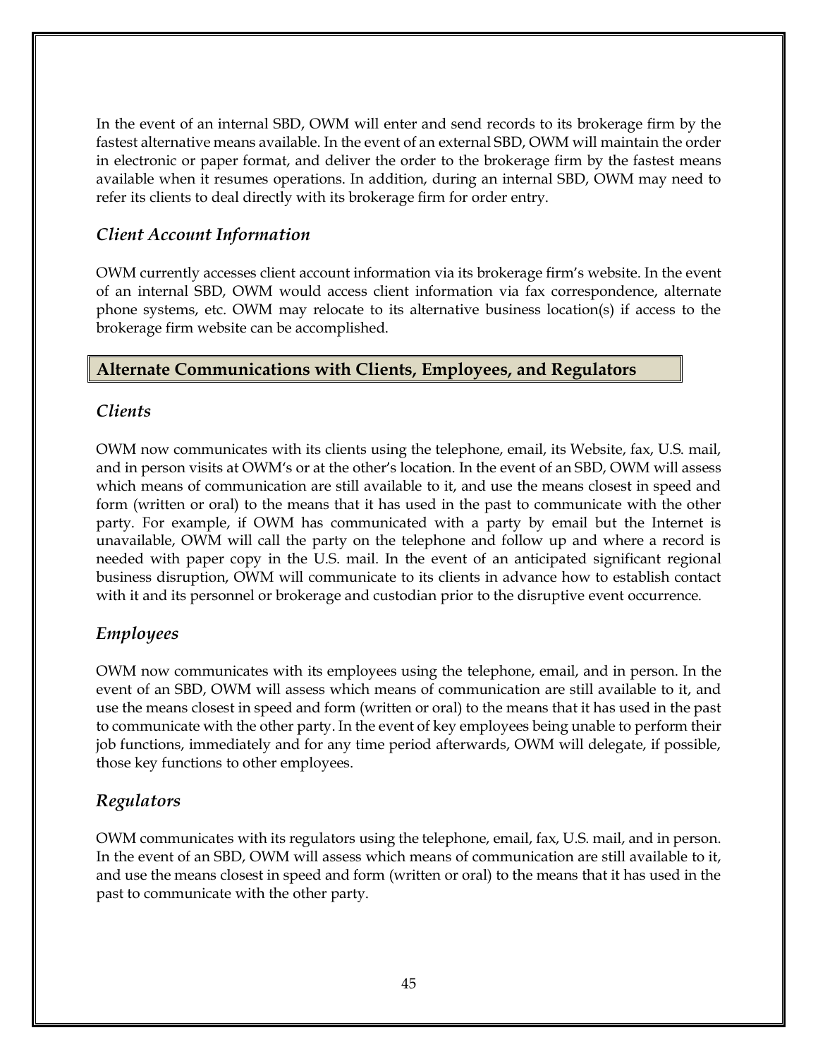In the event of an internal SBD, OWM will enter and send records to its brokerage firm by the fastest alternative means available. In the event of an external SBD, OWM will maintain the order in electronic or paper format, and deliver the order to the brokerage firm by the fastest means available when it resumes operations. In addition, during an internal SBD, OWM may need to refer its clients to deal directly with its brokerage firm for order entry.

### *Client Account Information*

OWM currently accesses client account information via its brokerage firm's website. In the event of an internal SBD, OWM would access client information via fax correspondence, alternate phone systems, etc. OWM may relocate to its alternative business location(s) if access to the brokerage firm website can be accomplished.

## Alternate Communications with Clients, Employees, and Regulators

### *Clients*

OWM now communicates with its clients using the telephone, email, its Website, fax, U.S. mail, and in person visits at OWM's or at the other's location. In the event of an SBD, OWM will assess which means of communication are still available to it, and use the means closest in speed and form (written or oral) to the means that it has used in the past to communicate with the other party. For example, if OWM has communicated with a party by email but the Internet is unavailable, OWM will call the party on the telephone and follow up and where a record is needed with paper copy in the U.S. mail. In the event of an anticipated significant regional business disruption, OWM will communicate to its clients in advance how to establish contact with it and its personnel or brokerage and custodian prior to the disruptive event occurrence.

### *Employees*

OWM now communicates with its employees using the telephone, email, and in person. In the event of an SBD, OWM will assess which means of communication are still available to it, and use the means closest in speed and form (written or oral) to the means that it has used in the past to communicate with the other party. In the event of key employees being unable to perform their job functions, immediately and for any time period afterwards, OWM will delegate, if possible, those key functions to other employees.

### *Regulators*

OWM communicates with its regulators using the telephone, email, fax, U.S. mail, and in person. In the event of an SBD, OWM will assess which means of communication are still available to it, and use the means closest in speed and form (written or oral) to the means that it has used in the past to communicate with the other party.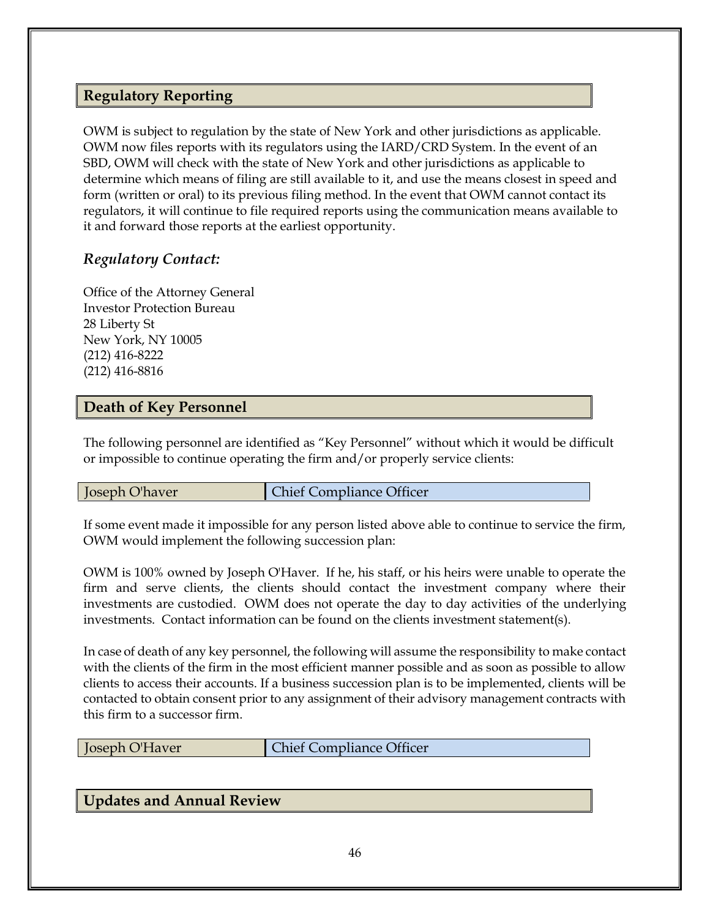## Regulatory Reporting

OWM is subject to regulation by the state of New York and other jurisdictions as applicable. OWM now files reports with its regulators using the IARD/CRD System. In the event of an SBD, OWM will check with the state of New York and other jurisdictions as applicable to determine which means of filing are still available to it, and use the means closest in speed and form (written or oral) to its previous filing method. In the event that OWM cannot contact its regulators, it will continue to file required reports using the communication means available to it and forward those reports at the earliest opportunity.

### *Regulatory Contact:*

Office of the Attorney General
Investor Protection Bureau
28 Liberty St
New York, NY 10005
(212) 416-8222
(212) 416-8816

## Death of Key Personnel

The following personnel are identified as "Key Personnel" without which it would be difficult or impossible to continue operating the firm and/or properly service clients:

| Joseph O'haver | Chief Compliance Officer |
|---|---|

If some event made it impossible for any person listed above able to continue to service the firm, OWM would implement the following succession plan:

OWM is 100% owned by Joseph O'Haver. If he, his staff, or his heirs were unable to operate the firm and serve clients, the clients should contact the investment company where their investments are custodied. OWM does not operate the day to day activities of the underlying investments. Contact information can be found on the clients investment statement(s).

In case of death of any key personnel, the following will assume the responsibility to make contact with the clients of the firm in the most efficient manner possible and as soon as possible to allow clients to access their accounts. If a business succession plan is to be implemented, clients will be contacted to obtain consent prior to any assignment of their advisory management contracts with this firm to a successor firm.

| Joseph O'Haver | Chief Compliance Officer |
|---|---|

## Updates and Annual Review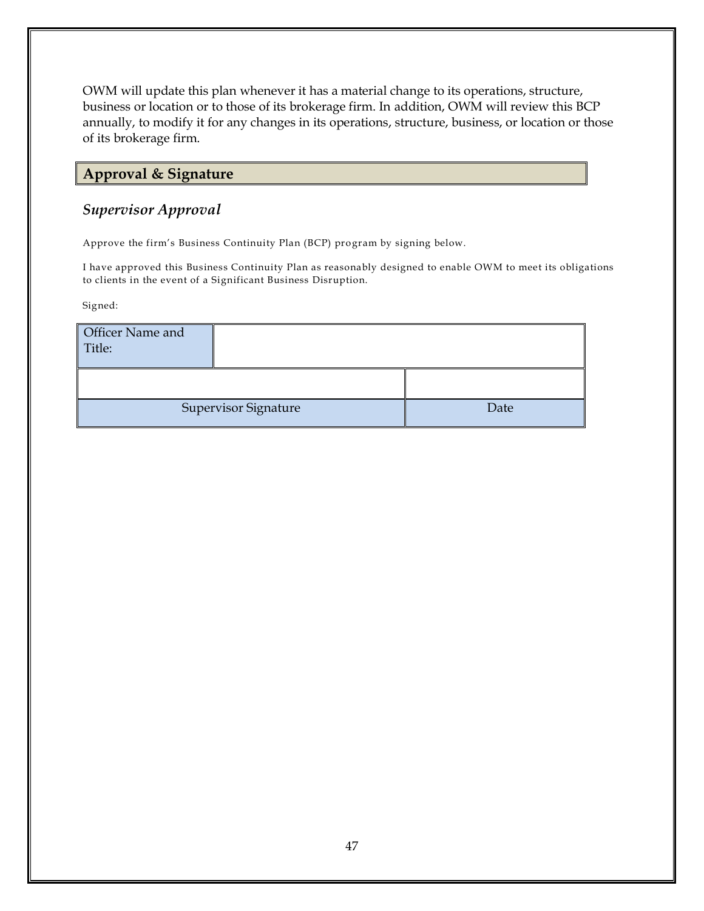OWM will update this plan whenever it has a material change to its operations, structure, business or location or to those of its brokerage firm. In addition, OWM will review this BCP annually, to modify it for any changes in its operations, structure, business, or location or those of its brokerage firm.

## Approval & Signature

### *Supervisor Approval*

Approve the firm's Business Continuity Plan (BCP) program by signing below.

I have approved this Business Continuity Plan as reasonably designed to enable OWM to meet its obligations to clients in the event of a Significant Business Disruption.

Signed:

| Officer Name and Title: | |
|---|---|
| | |
| Supervisor Signature | Date |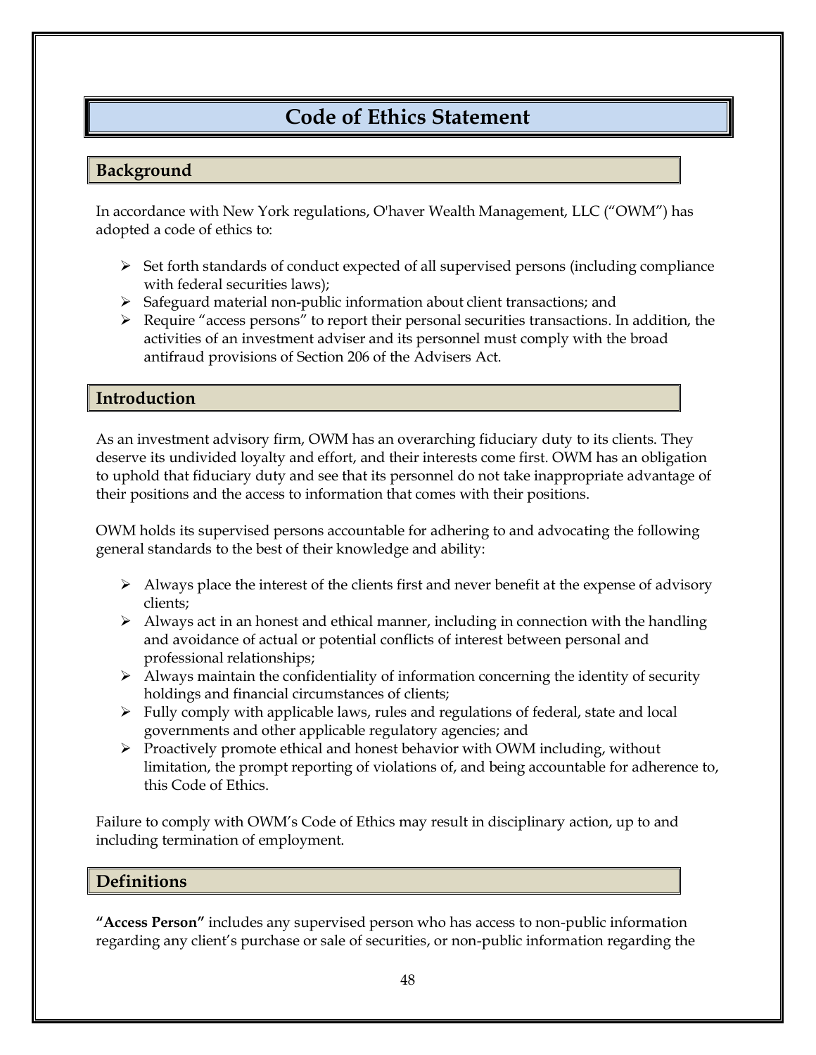# Code of Ethics Statement

## Background

In accordance with New York regulations, O'haver Wealth Management, LLC ("OWM") has adopted a code of ethics to:

- Set forth standards of conduct expected of all supervised persons (including compliance with federal securities laws);
- Safeguard material non-public information about client transactions; and
- Require "access persons" to report their personal securities transactions. In addition, the activities of an investment adviser and its personnel must comply with the broad antifraud provisions of Section 206 of the Advisers Act.

## Introduction

As an investment advisory firm, OWM has an overarching fiduciary duty to its clients. They deserve its undivided loyalty and effort, and their interests come first. OWM has an obligation to uphold that fiduciary duty and see that its personnel do not take inappropriate advantage of their positions and the access to information that comes with their positions.

OWM holds its supervised persons accountable for adhering to and advocating the following general standards to the best of their knowledge and ability:

- Always place the interest of the clients first and never benefit at the expense of advisory clients;
- Always act in an honest and ethical manner, including in connection with the handling and avoidance of actual or potential conflicts of interest between personal and professional relationships;
- Always maintain the confidentiality of information concerning the identity of security holdings and financial circumstances of clients;
- Fully comply with applicable laws, rules and regulations of federal, state and local governments and other applicable regulatory agencies; and
- Proactively promote ethical and honest behavior with OWM including, without limitation, the prompt reporting of violations of, and being accountable for adherence to, this Code of Ethics.

Failure to comply with OWM's Code of Ethics may result in disciplinary action, up to and including termination of employment.

## Definitions

**"Access Person"** includes any supervised person who has access to non-public information regarding any client's purchase or sale of securities, or non-public information regarding the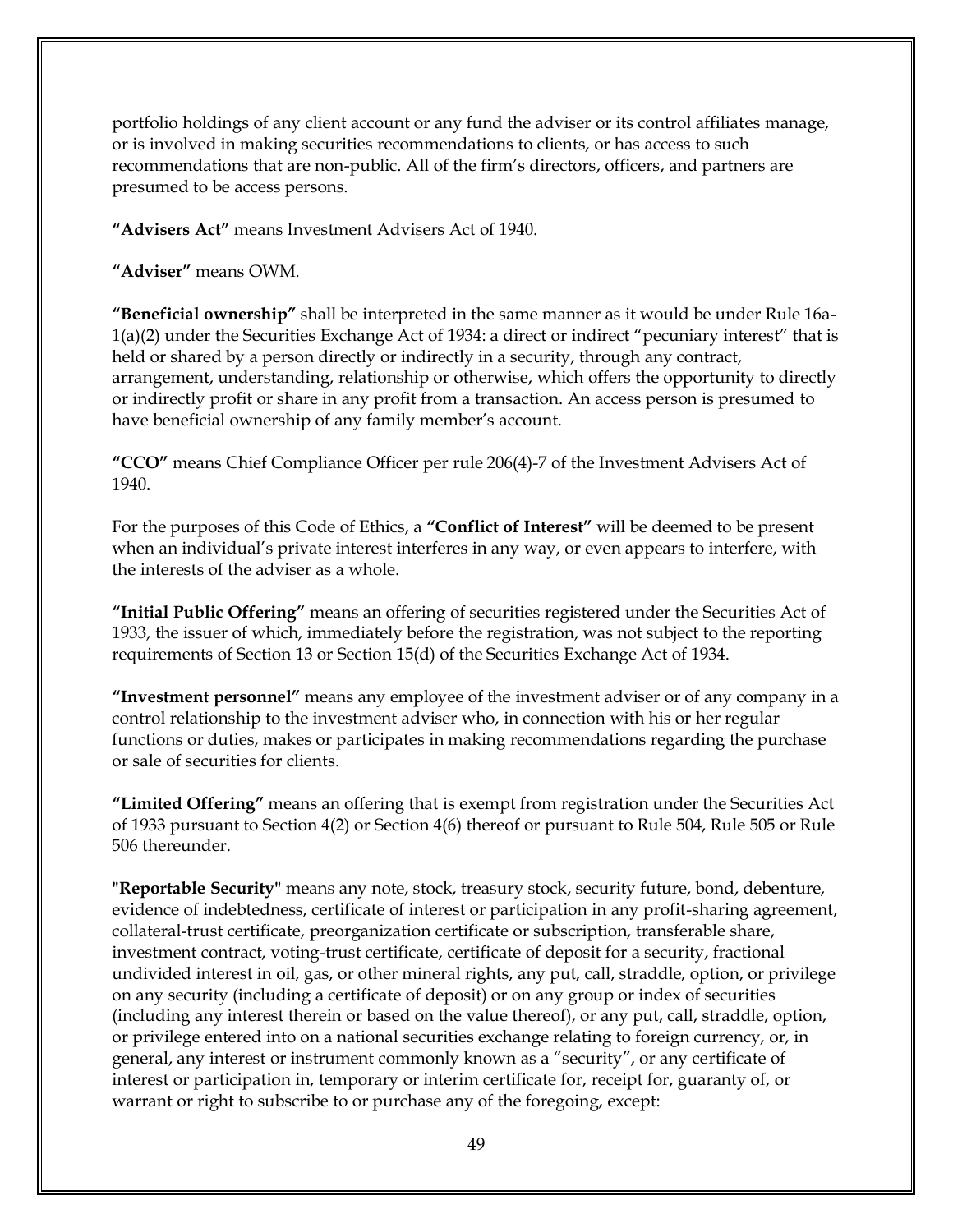portfolio holdings of any client account or any fund the adviser or its control affiliates manage, or is involved in making securities recommendations to clients, or has access to such recommendations that are non-public. All of the firm's directors, officers, and partners are presumed to be access persons.

**"Advisers Act"** means Investment Advisers Act of 1940.

**"Adviser"** means OWM.

**"Beneficial ownership"** shall be interpreted in the same manner as it would be under Rule 16a-1(a)(2) under the Securities Exchange Act of 1934: a direct or indirect "pecuniary interest" that is held or shared by a person directly or indirectly in a security, through any contract, arrangement, understanding, relationship or otherwise, which offers the opportunity to directly or indirectly profit or share in any profit from a transaction. An access person is presumed to have beneficial ownership of any family member's account.

**"CCO"** means Chief Compliance Officer per rule 206(4)-7 of the Investment Advisers Act of 1940.

For the purposes of this Code of Ethics, a **"Conflict of Interest"** will be deemed to be present when an individual's private interest interferes in any way, or even appears to interfere, with the interests of the adviser as a whole.

**"Initial Public Offering"** means an offering of securities registered under the Securities Act of 1933, the issuer of which, immediately before the registration, was not subject to the reporting requirements of Section 13 or Section 15(d) of the Securities Exchange Act of 1934.

**"Investment personnel"** means any employee of the investment adviser or of any company in a control relationship to the investment adviser who, in connection with his or her regular functions or duties, makes or participates in making recommendations regarding the purchase or sale of securities for clients.

**"Limited Offering"** means an offering that is exempt from registration under the Securities Act of 1933 pursuant to Section 4(2) or Section 4(6) thereof or pursuant to Rule 504, Rule 505 or Rule 506 thereunder.

**"Reportable Security"** means any note, stock, treasury stock, security future, bond, debenture, evidence of indebtedness, certificate of interest or participation in any profit-sharing agreement, collateral-trust certificate, preorganization certificate or subscription, transferable share, investment contract, voting-trust certificate, certificate of deposit for a security, fractional undivided interest in oil, gas, or other mineral rights, any put, call, straddle, option, or privilege on any security (including a certificate of deposit) or on any group or index of securities (including any interest therein or based on the value thereof), or any put, call, straddle, option, or privilege entered into on a national securities exchange relating to foreign currency, or, in general, any interest or instrument commonly known as a "security", or any certificate of interest or participation in, temporary or interim certificate for, receipt for, guaranty of, or warrant or right to subscribe to or purchase any of the foregoing, except: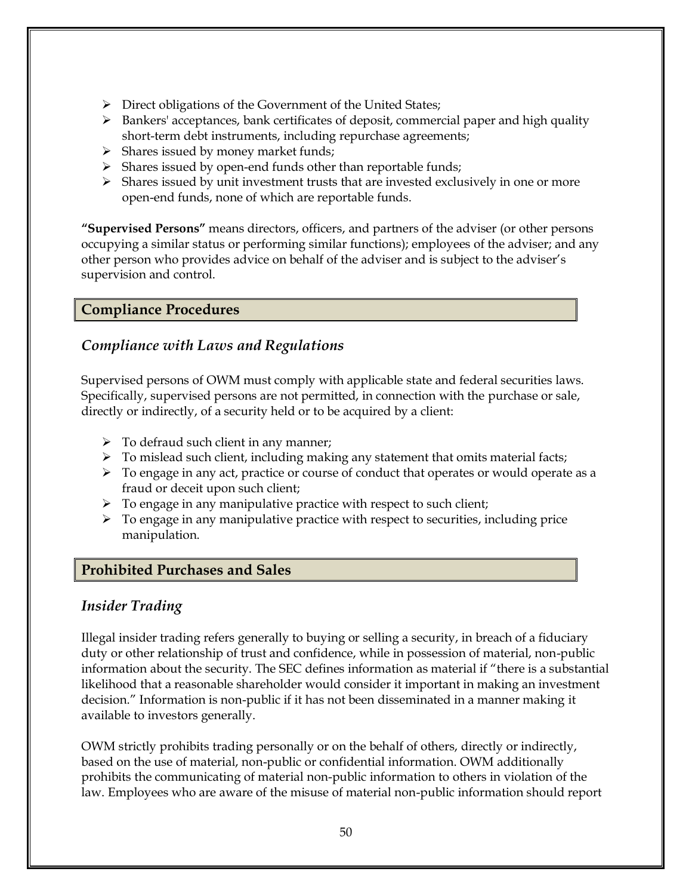- Direct obligations of the Government of the United States;
- Bankers' acceptances, bank certificates of deposit, commercial paper and high quality short-term debt instruments, including repurchase agreements;
- Shares issued by money market funds;
- Shares issued by open-end funds other than reportable funds;
- Shares issued by unit investment trusts that are invested exclusively in one or more open-end funds, none of which are reportable funds.

**"Supervised Persons"** means directors, officers, and partners of the adviser (or other persons occupying a similar status or performing similar functions); employees of the adviser; and any other person who provides advice on behalf of the adviser and is subject to the adviser's supervision and control.

## Compliance Procedures

### *Compliance with Laws and Regulations*

Supervised persons of OWM must comply with applicable state and federal securities laws. Specifically, supervised persons are not permitted, in connection with the purchase or sale, directly or indirectly, of a security held or to be acquired by a client:

- To defraud such client in any manner;
- To mislead such client, including making any statement that omits material facts;
- To engage in any act, practice or course of conduct that operates or would operate as a fraud or deceit upon such client;
- To engage in any manipulative practice with respect to such client;
- To engage in any manipulative practice with respect to securities, including price manipulation.

## Prohibited Purchases and Sales

### *Insider Trading*

Illegal insider trading refers generally to buying or selling a security, in breach of a fiduciary duty or other relationship of trust and confidence, while in possession of material, non-public information about the security. The SEC defines information as material if "there is a substantial likelihood that a reasonable shareholder would consider it important in making an investment decision." Information is non-public if it has not been disseminated in a manner making it available to investors generally.

OWM strictly prohibits trading personally or on the behalf of others, directly or indirectly, based on the use of material, non-public or confidential information. OWM additionally prohibits the communicating of material non-public information to others in violation of the law. Employees who are aware of the misuse of material non-public information should report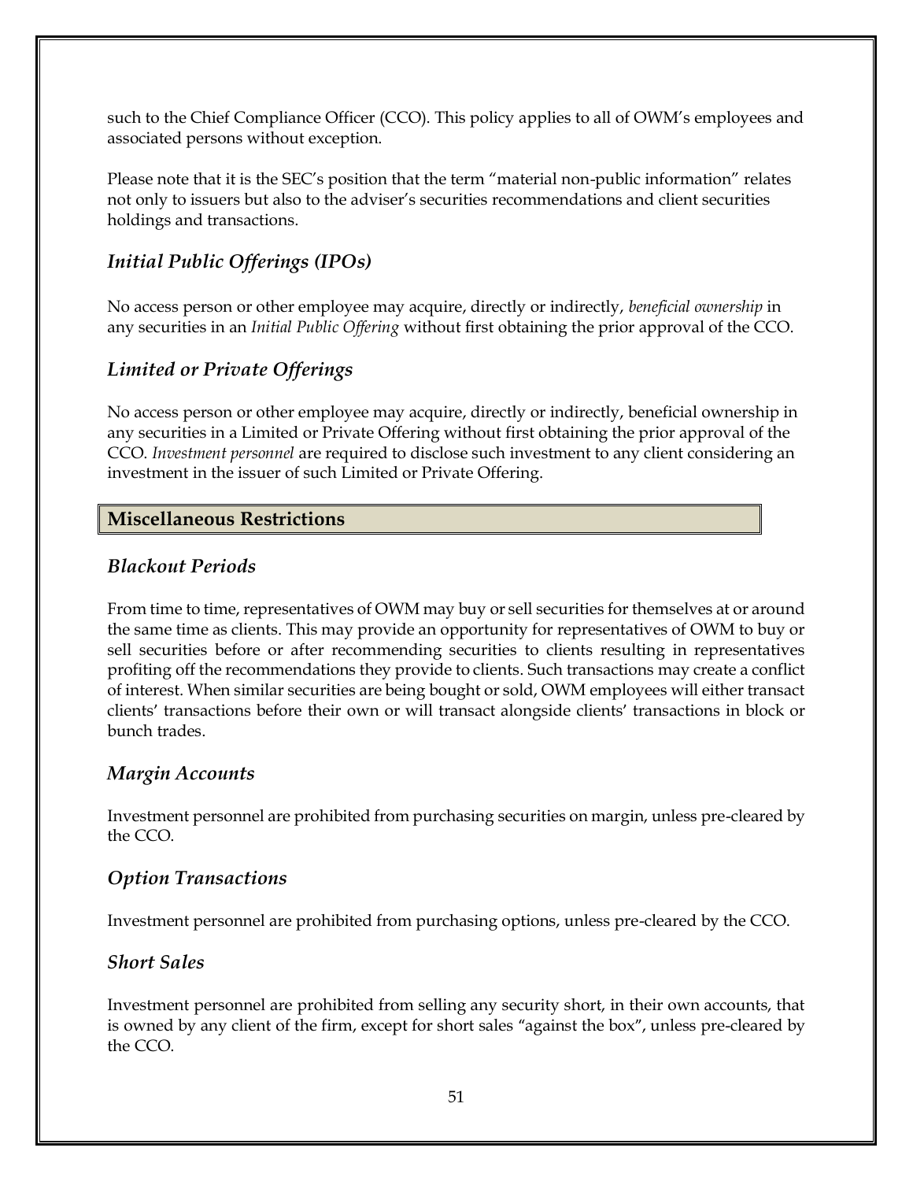such to the Chief Compliance Officer (CCO). This policy applies to all of OWM's employees and associated persons without exception.

Please note that it is the SEC's position that the term "material non-public information" relates not only to issuers but also to the adviser's securities recommendations and client securities holdings and transactions.

### *Initial Public Offerings (IPOs)*

No access person or other employee may acquire, directly or indirectly, *beneficial ownership* in any securities in an *Initial Public Offering* without first obtaining the prior approval of the CCO.

### *Limited or Private Offerings*

No access person or other employee may acquire, directly or indirectly, beneficial ownership in any securities in a Limited or Private Offering without first obtaining the prior approval of the CCO. *Investment personnel* are required to disclose such investment to any client considering an investment in the issuer of such Limited or Private Offering.

## **Miscellaneous Restrictions**

### *Blackout Periods*

From time to time, representatives of OWM may buy or sell securities for themselves at or around the same time as clients. This may provide an opportunity for representatives of OWM to buy or sell securities before or after recommending securities to clients resulting in representatives profiting off the recommendations they provide to clients. Such transactions may create a conflict of interest. When similar securities are being bought or sold, OWM employees will either transact clients' transactions before their own or will transact alongside clients' transactions in block or bunch trades.

### *Margin Accounts*

Investment personnel are prohibited from purchasing securities on margin, unless pre-cleared by the CCO.

### *Option Transactions*

Investment personnel are prohibited from purchasing options, unless pre-cleared by the CCO.

### *Short Sales*

Investment personnel are prohibited from selling any security short, in their own accounts, that is owned by any client of the firm, except for short sales "against the box", unless pre-cleared by the CCO.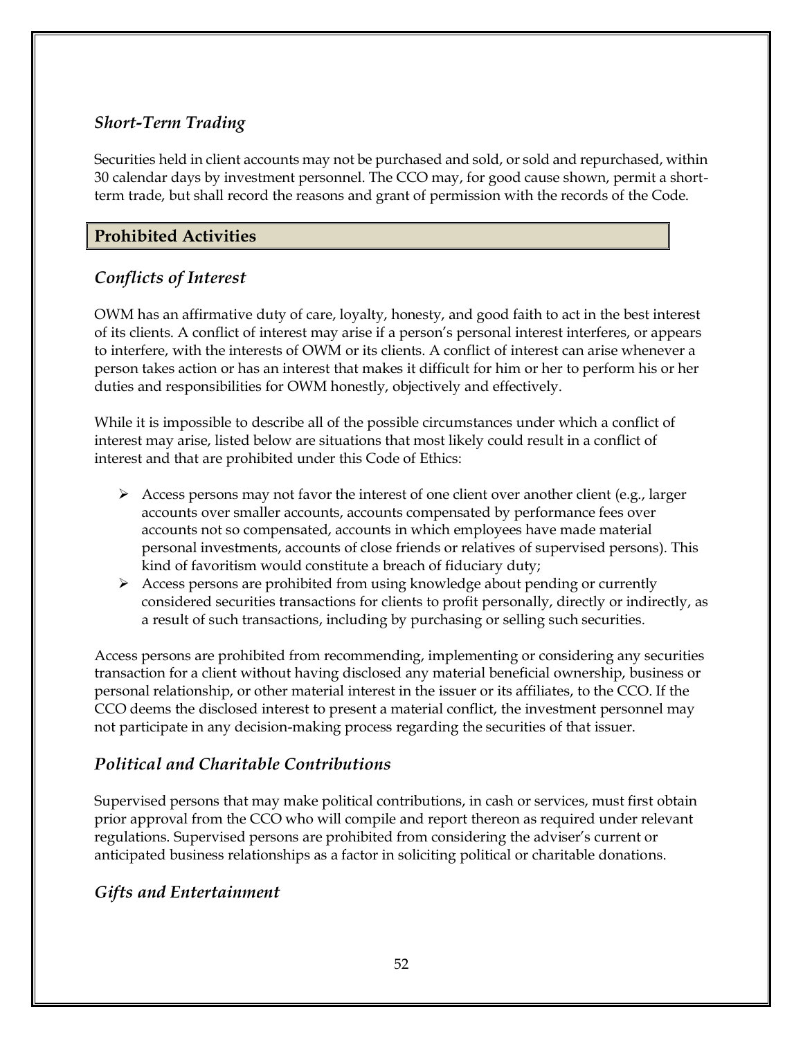### *Short-Term Trading*

Securities held in client accounts may not be purchased and sold, or sold and repurchased, within 30 calendar days by investment personnel. The CCO may, for good cause shown, permit a short-term trade, but shall record the reasons and grant of permission with the records of the Code.

## Prohibited Activities

### *Conflicts of Interest*

OWM has an affirmative duty of care, loyalty, honesty, and good faith to act in the best interest of its clients. A conflict of interest may arise if a person's personal interest interferes, or appears to interfere, with the interests of OWM or its clients. A conflict of interest can arise whenever a person takes action or has an interest that makes it difficult for him or her to perform his or her duties and responsibilities for OWM honestly, objectively and effectively.

While it is impossible to describe all of the possible circumstances under which a conflict of interest may arise, listed below are situations that most likely could result in a conflict of interest and that are prohibited under this Code of Ethics:

- Access persons may not favor the interest of one client over another client (e.g., larger accounts over smaller accounts, accounts compensated by performance fees over accounts not so compensated, accounts in which employees have made material personal investments, accounts of close friends or relatives of supervised persons). This kind of favoritism would constitute a breach of fiduciary duty;
- Access persons are prohibited from using knowledge about pending or currently considered securities transactions for clients to profit personally, directly or indirectly, as a result of such transactions, including by purchasing or selling such securities.

Access persons are prohibited from recommending, implementing or considering any securities transaction for a client without having disclosed any material beneficial ownership, business or personal relationship, or other material interest in the issuer or its affiliates, to the CCO. If the CCO deems the disclosed interest to present a material conflict, the investment personnel may not participate in any decision-making process regarding the securities of that issuer.

### *Political and Charitable Contributions*

Supervised persons that may make political contributions, in cash or services, must first obtain prior approval from the CCO who will compile and report thereon as required under relevant regulations. Supervised persons are prohibited from considering the adviser's current or anticipated business relationships as a factor in soliciting political or charitable donations.

### *Gifts and Entertainment*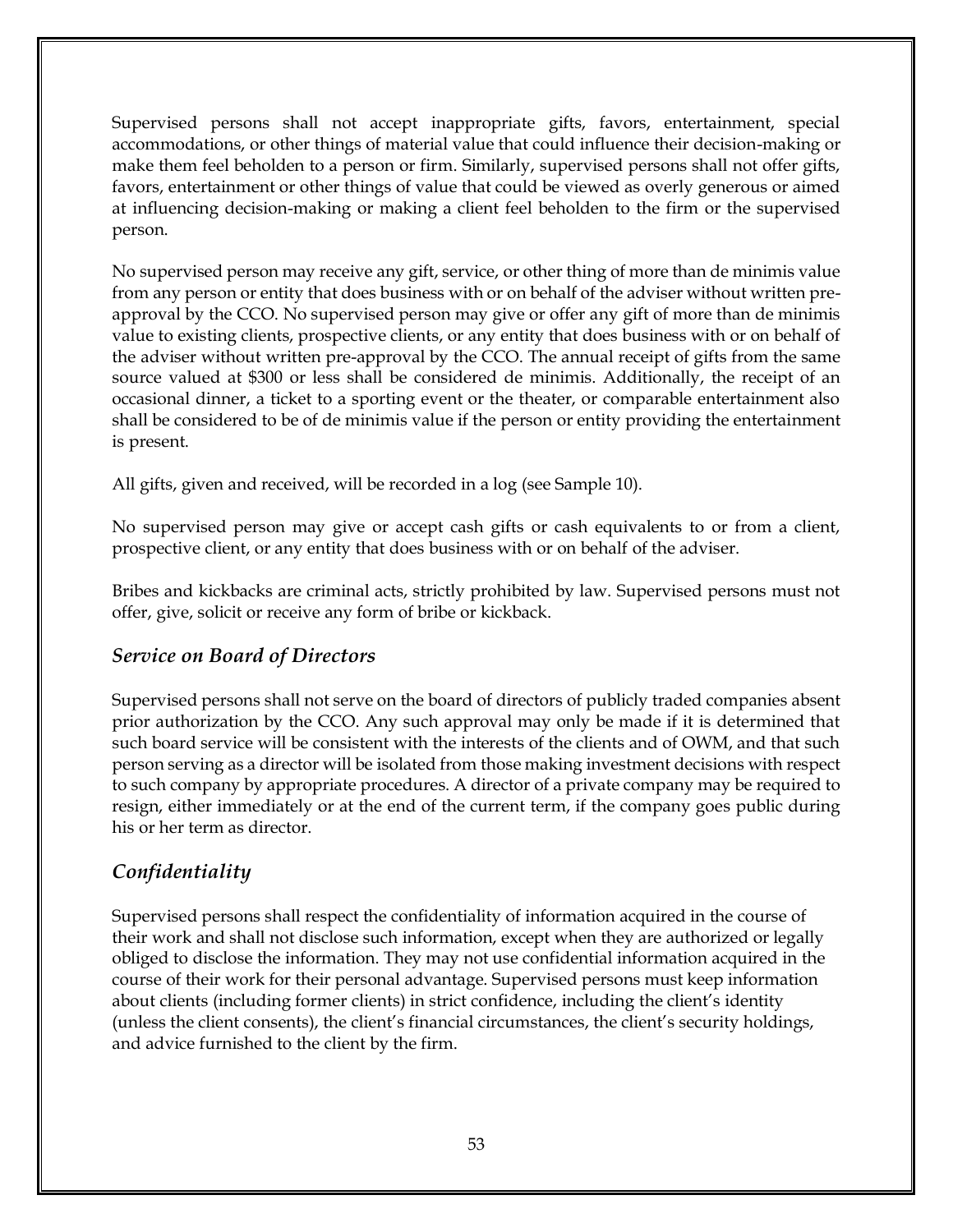Supervised persons shall not accept inappropriate gifts, favors, entertainment, special accommodations, or other things of material value that could influence their decision-making or make them feel beholden to a person or firm. Similarly, supervised persons shall not offer gifts, favors, entertainment or other things of value that could be viewed as overly generous or aimed at influencing decision-making or making a client feel beholden to the firm or the supervised person.

No supervised person may receive any gift, service, or other thing of more than de minimis value from any person or entity that does business with or on behalf of the adviser without written pre-approval by the CCO. No supervised person may give or offer any gift of more than de minimis value to existing clients, prospective clients, or any entity that does business with or on behalf of the adviser without written pre-approval by the CCO. The annual receipt of gifts from the same source valued at $300 or less shall be considered de minimis. Additionally, the receipt of an occasional dinner, a ticket to a sporting event or the theater, or comparable entertainment also shall be considered to be of de minimis value if the person or entity providing the entertainment is present.

All gifts, given and received, will be recorded in a log (see Sample 10).

No supervised person may give or accept cash gifts or cash equivalents to or from a client, prospective client, or any entity that does business with or on behalf of the adviser.

Bribes and kickbacks are criminal acts, strictly prohibited by law. Supervised persons must not offer, give, solicit or receive any form of bribe or kickback.

## *Service on Board of Directors*

Supervised persons shall not serve on the board of directors of publicly traded companies absent prior authorization by the CCO. Any such approval may only be made if it is determined that such board service will be consistent with the interests of the clients and of OWM, and that such person serving as a director will be isolated from those making investment decisions with respect to such company by appropriate procedures. A director of a private company may be required to resign, either immediately or at the end of the current term, if the company goes public during his or her term as director.

## *Confidentiality*

Supervised persons shall respect the confidentiality of information acquired in the course of their work and shall not disclose such information, except when they are authorized or legally obliged to disclose the information. They may not use confidential information acquired in the course of their work for their personal advantage. Supervised persons must keep information about clients (including former clients) in strict confidence, including the client's identity (unless the client consents), the client's financial circumstances, the client's security holdings, and advice furnished to the client by the firm.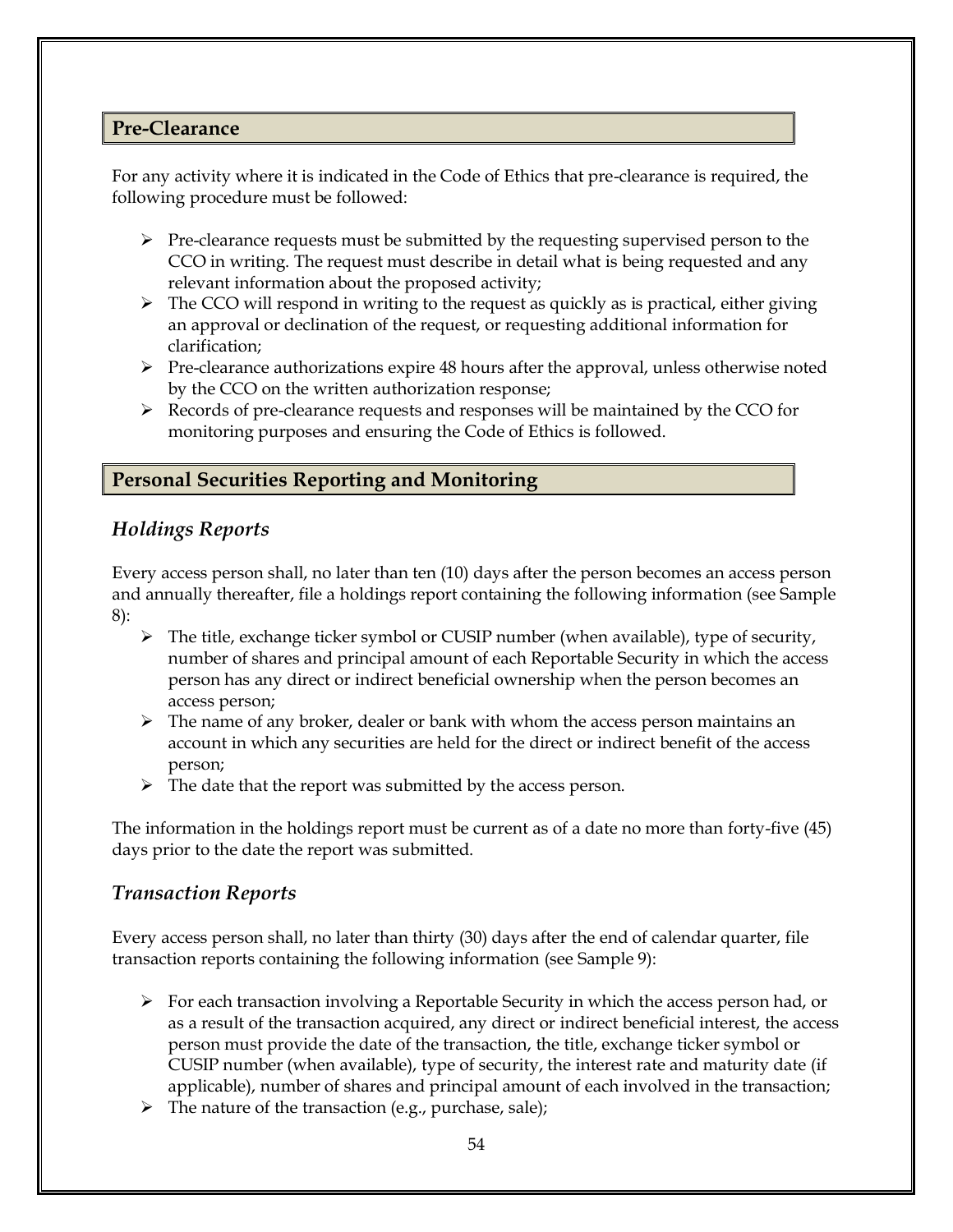## Pre-Clearance

For any activity where it is indicated in the Code of Ethics that pre-clearance is required, the following procedure must be followed:

- Pre-clearance requests must be submitted by the requesting supervised person to the CCO in writing. The request must describe in detail what is being requested and any relevant information about the proposed activity;
- The CCO will respond in writing to the request as quickly as is practical, either giving an approval or declination of the request, or requesting additional information for clarification;
- Pre-clearance authorizations expire 48 hours after the approval, unless otherwise noted by the CCO on the written authorization response;
- Records of pre-clearance requests and responses will be maintained by the CCO for monitoring purposes and ensuring the Code of Ethics is followed.

## Personal Securities Reporting and Monitoring

### *Holdings Reports*

Every access person shall, no later than ten (10) days after the person becomes an access person and annually thereafter, file a holdings report containing the following information (see Sample 8):

- The title, exchange ticker symbol or CUSIP number (when available), type of security, number of shares and principal amount of each Reportable Security in which the access person has any direct or indirect beneficial ownership when the person becomes an access person;
- The name of any broker, dealer or bank with whom the access person maintains an account in which any securities are held for the direct or indirect benefit of the access person;
- The date that the report was submitted by the access person.

The information in the holdings report must be current as of a date no more than forty-five (45) days prior to the date the report was submitted.

### *Transaction Reports*

Every access person shall, no later than thirty (30) days after the end of calendar quarter, file transaction reports containing the following information (see Sample 9):

- For each transaction involving a Reportable Security in which the access person had, or as a result of the transaction acquired, any direct or indirect beneficial interest, the access person must provide the date of the transaction, the title, exchange ticker symbol or CUSIP number (when available), type of security, the interest rate and maturity date (if applicable), number of shares and principal amount of each involved in the transaction;
- The nature of the transaction (e.g., purchase, sale);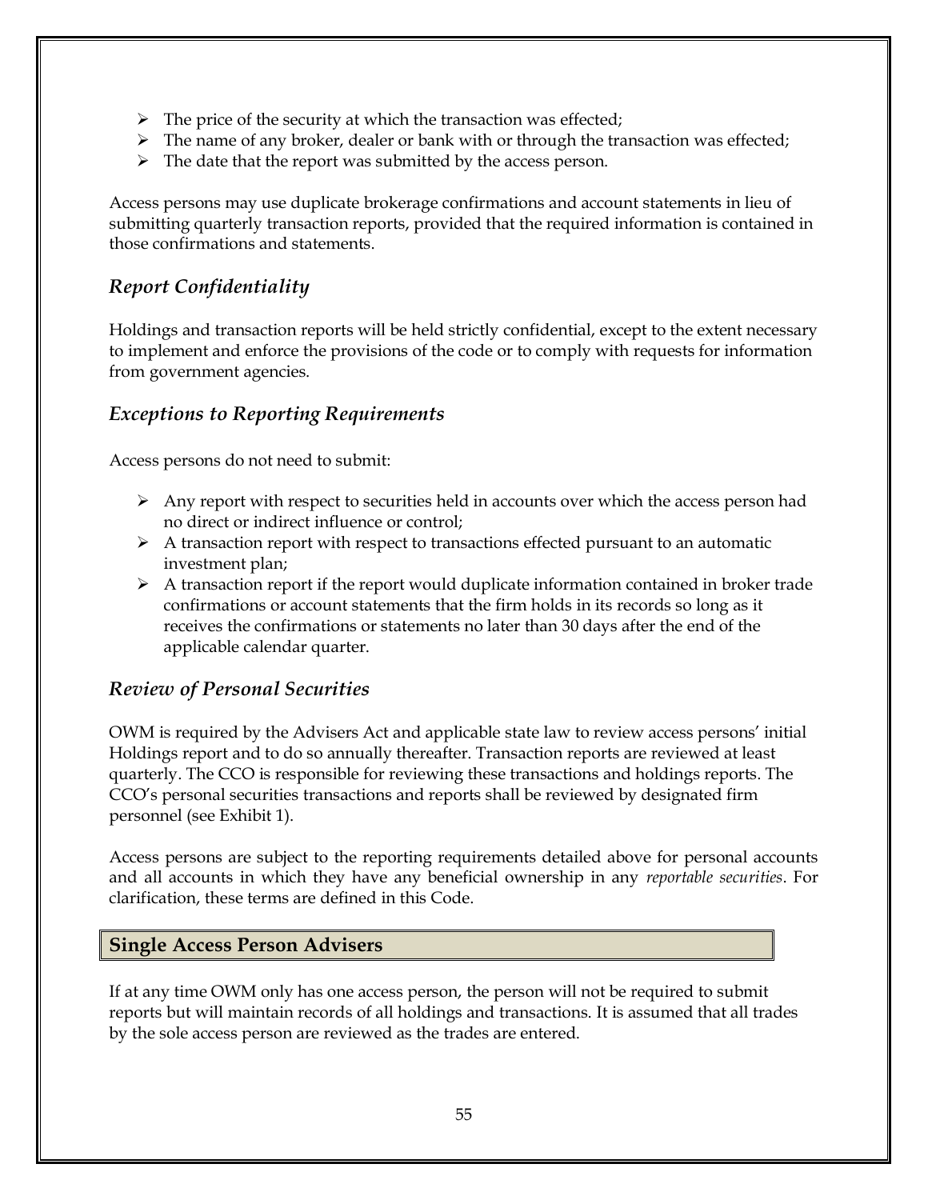- The price of the security at which the transaction was effected;
- The name of any broker, dealer or bank with or through the transaction was effected;
- The date that the report was submitted by the access person.

Access persons may use duplicate brokerage confirmations and account statements in lieu of submitting quarterly transaction reports, provided that the required information is contained in those confirmations and statements.

### *Report Confidentiality*

Holdings and transaction reports will be held strictly confidential, except to the extent necessary to implement and enforce the provisions of the code or to comply with requests for information from government agencies.

### *Exceptions to Reporting Requirements*

Access persons do not need to submit:

- Any report with respect to securities held in accounts over which the access person had no direct or indirect influence or control;
- A transaction report with respect to transactions effected pursuant to an automatic investment plan;
- A transaction report if the report would duplicate information contained in broker trade confirmations or account statements that the firm holds in its records so long as it receives the confirmations or statements no later than 30 days after the end of the applicable calendar quarter.

### *Review of Personal Securities*

OWM is required by the Advisers Act and applicable state law to review access persons' initial Holdings report and to do so annually thereafter. Transaction reports are reviewed at least quarterly. The CCO is responsible for reviewing these transactions and holdings reports. The CCO's personal securities transactions and reports shall be reviewed by designated firm personnel (see Exhibit 1).

Access persons are subject to the reporting requirements detailed above for personal accounts and all accounts in which they have any beneficial ownership in any *reportable securities*. For clarification, these terms are defined in this Code.

## **Single Access Person Advisers**

If at any time OWM only has one access person, the person will not be required to submit reports but will maintain records of all holdings and transactions. It is assumed that all trades by the sole access person are reviewed as the trades are entered.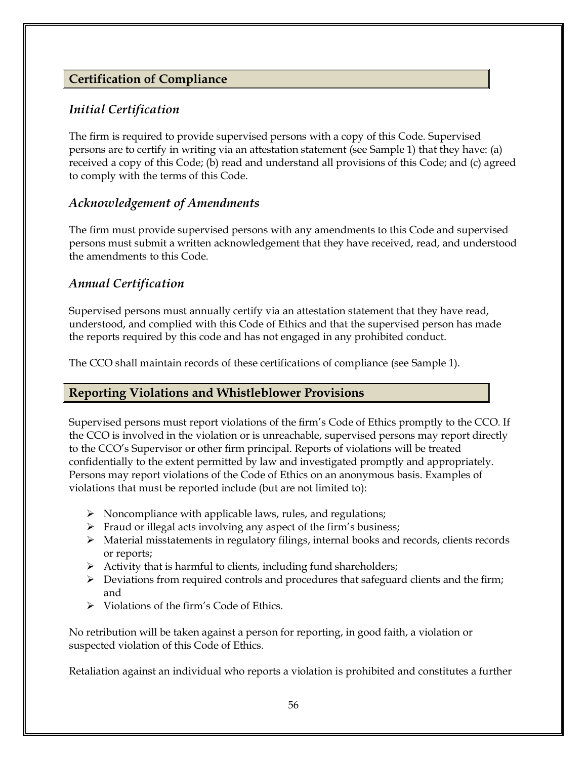## Certification of Compliance

### *Initial Certification*

The firm is required to provide supervised persons with a copy of this Code. Supervised persons are to certify in writing via an attestation statement (see Sample 1) that they have: (a) received a copy of this Code; (b) read and understand all provisions of this Code; and (c) agreed to comply with the terms of this Code.

### *Acknowledgement of Amendments*

The firm must provide supervised persons with any amendments to this Code and supervised persons must submit a written acknowledgement that they have received, read, and understood the amendments to this Code.

### *Annual Certification*

Supervised persons must annually certify via an attestation statement that they have read, understood, and complied with this Code of Ethics and that the supervised person has made the reports required by this code and has not engaged in any prohibited conduct.

The CCO shall maintain records of these certifications of compliance (see Sample 1).

## Reporting Violations and Whistleblower Provisions

Supervised persons must report violations of the firm's Code of Ethics promptly to the CCO. If the CCO is involved in the violation or is unreachable, supervised persons may report directly to the CCO's Supervisor or other firm principal. Reports of violations will be treated confidentially to the extent permitted by law and investigated promptly and appropriately. Persons may report violations of the Code of Ethics on an anonymous basis. Examples of violations that must be reported include (but are not limited to):

- Noncompliance with applicable laws, rules, and regulations;
- Fraud or illegal acts involving any aspect of the firm's business;
- Material misstatements in regulatory filings, internal books and records, clients records or reports;
- Activity that is harmful to clients, including fund shareholders;
- Deviations from required controls and procedures that safeguard clients and the firm; and
- Violations of the firm's Code of Ethics.

No retribution will be taken against a person for reporting, in good faith, a violation or suspected violation of this Code of Ethics.

Retaliation against an individual who reports a violation is prohibited and constitutes a further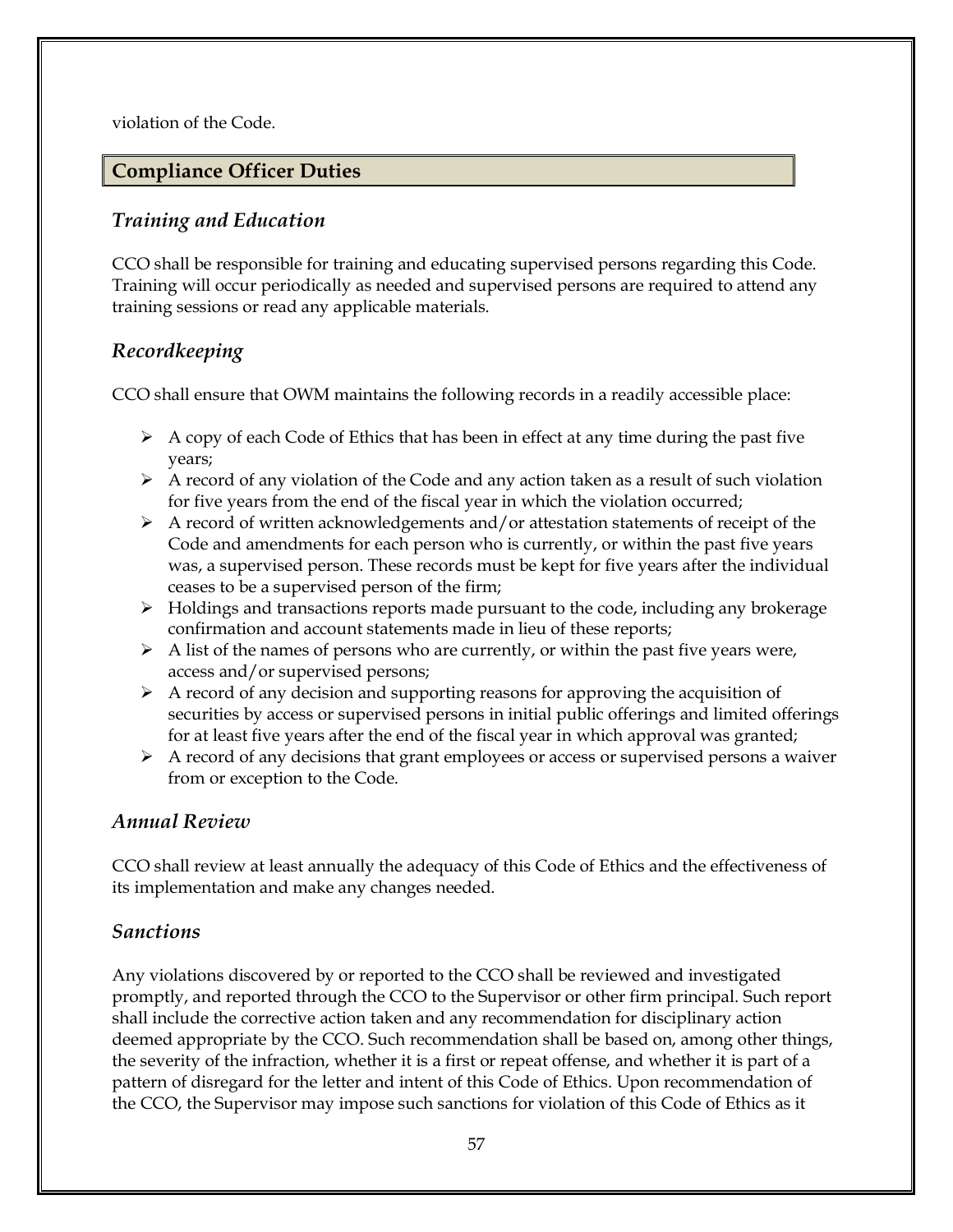violation of the Code.

## Compliance Officer Duties

### *Training and Education*

CCO shall be responsible for training and educating supervised persons regarding this Code. Training will occur periodically as needed and supervised persons are required to attend any training sessions or read any applicable materials.

### *Recordkeeping*

CCO shall ensure that OWM maintains the following records in a readily accessible place:

- A copy of each Code of Ethics that has been in effect at any time during the past five years;
- A record of any violation of the Code and any action taken as a result of such violation for five years from the end of the fiscal year in which the violation occurred;
- A record of written acknowledgements and/or attestation statements of receipt of the Code and amendments for each person who is currently, or within the past five years was, a supervised person. These records must be kept for five years after the individual ceases to be a supervised person of the firm;
- Holdings and transactions reports made pursuant to the code, including any brokerage confirmation and account statements made in lieu of these reports;
- A list of the names of persons who are currently, or within the past five years were, access and/or supervised persons;
- A record of any decision and supporting reasons for approving the acquisition of securities by access or supervised persons in initial public offerings and limited offerings for at least five years after the end of the fiscal year in which approval was granted;
- A record of any decisions that grant employees or access or supervised persons a waiver from or exception to the Code.

### *Annual Review*

CCO shall review at least annually the adequacy of this Code of Ethics and the effectiveness of its implementation and make any changes needed.

### *Sanctions*

Any violations discovered by or reported to the CCO shall be reviewed and investigated promptly, and reported through the CCO to the Supervisor or other firm principal. Such report shall include the corrective action taken and any recommendation for disciplinary action deemed appropriate by the CCO. Such recommendation shall be based on, among other things, the severity of the infraction, whether it is a first or repeat offense, and whether it is part of a pattern of disregard for the letter and intent of this Code of Ethics. Upon recommendation of the CCO, the Supervisor may impose such sanctions for violation of this Code of Ethics as it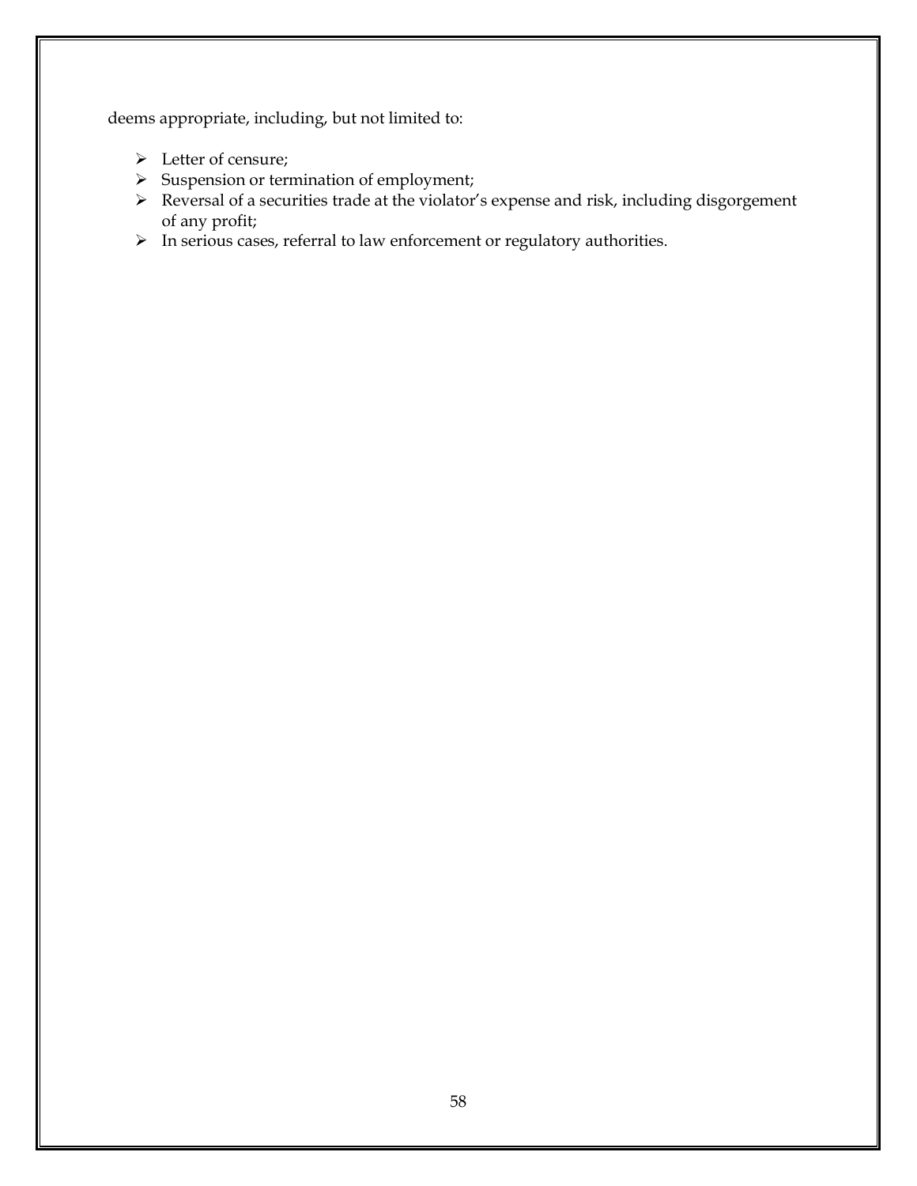deems appropriate, including, but not limited to:

- Letter of censure;
- Suspension or termination of employment;
- Reversal of a securities trade at the violator's expense and risk, including disgorgement of any profit;
- In serious cases, referral to law enforcement or regulatory authorities.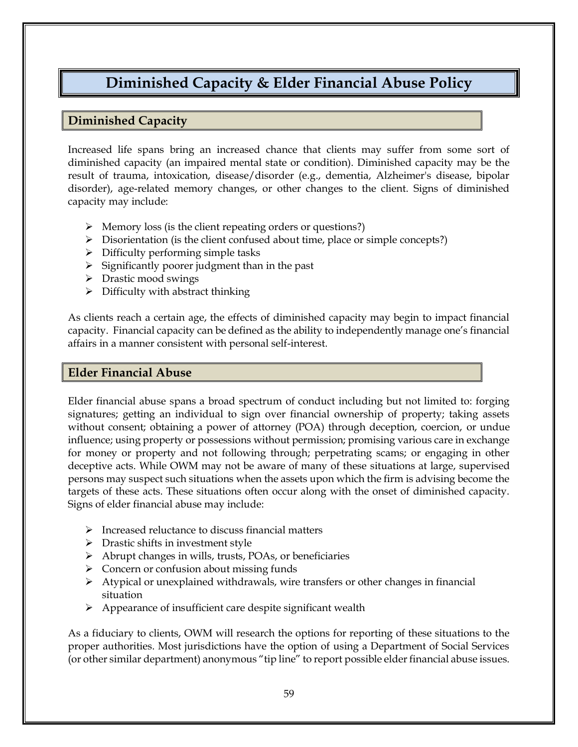# Diminished Capacity & Elder Financial Abuse Policy

## Diminished Capacity

Increased life spans bring an increased chance that clients may suffer from some sort of diminished capacity (an impaired mental state or condition). Diminished capacity may be the result of trauma, intoxication, disease/disorder (e.g., dementia, Alzheimer's disease, bipolar disorder), age-related memory changes, or other changes to the client. Signs of diminished capacity may include:

- Memory loss (is the client repeating orders or questions?)
- Disorientation (is the client confused about time, place or simple concepts?)
- Difficulty performing simple tasks
- Significantly poorer judgment than in the past
- Drastic mood swings
- Difficulty with abstract thinking

As clients reach a certain age, the effects of diminished capacity may begin to impact financial capacity. Financial capacity can be defined as the ability to independently manage one's financial affairs in a manner consistent with personal self-interest.

## Elder Financial Abuse

Elder financial abuse spans a broad spectrum of conduct including but not limited to: forging signatures; getting an individual to sign over financial ownership of property; taking assets without consent; obtaining a power of attorney (POA) through deception, coercion, or undue influence; using property or possessions without permission; promising various care in exchange for money or property and not following through; perpetrating scams; or engaging in other deceptive acts. While OWM may not be aware of many of these situations at large, supervised persons may suspect such situations when the assets upon which the firm is advising become the targets of these acts. These situations often occur along with the onset of diminished capacity. Signs of elder financial abuse may include:

- Increased reluctance to discuss financial matters
- Drastic shifts in investment style
- Abrupt changes in wills, trusts, POAs, or beneficiaries
- Concern or confusion about missing funds
- Atypical or unexplained withdrawals, wire transfers or other changes in financial situation
- Appearance of insufficient care despite significant wealth

As a fiduciary to clients, OWM will research the options for reporting of these situations to the proper authorities. Most jurisdictions have the option of using a Department of Social Services (or other similar department) anonymous "tip line" to report possible elder financial abuse issues.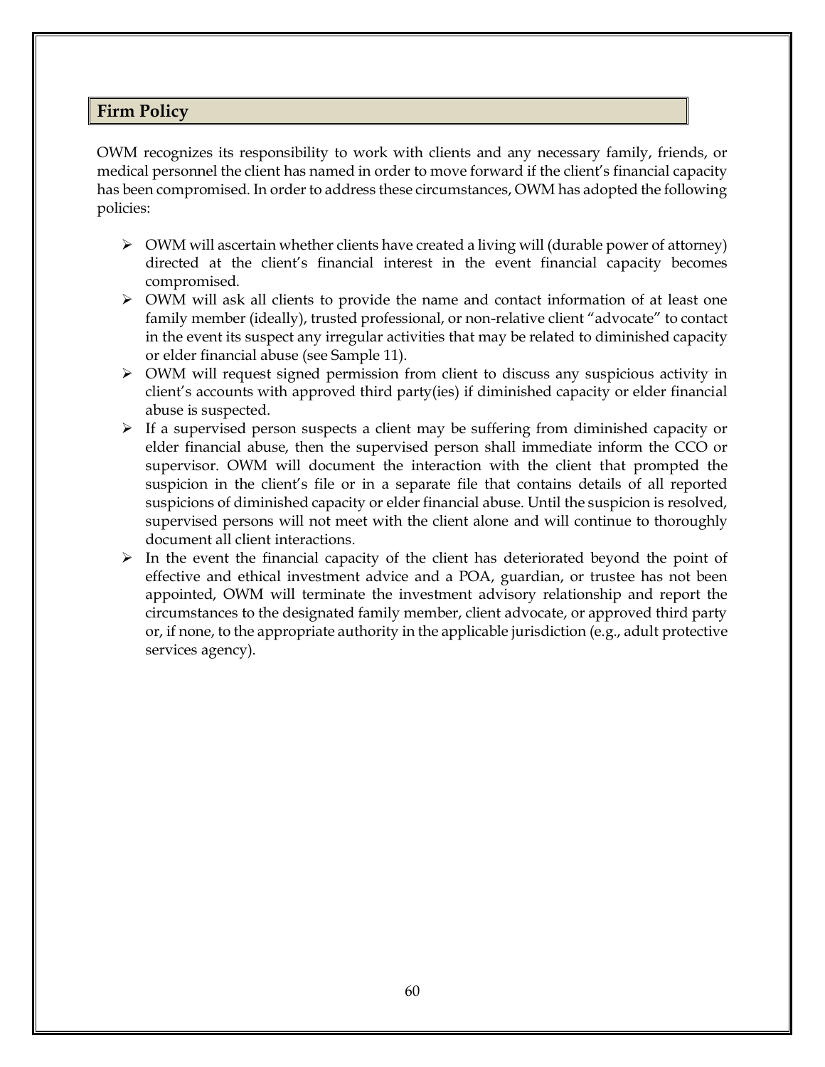## Firm Policy

OWM recognizes its responsibility to work with clients and any necessary family, friends, or medical personnel the client has named in order to move forward if the client's financial capacity has been compromised. In order to address these circumstances, OWM has adopted the following policies:

- OWM will ascertain whether clients have created a living will (durable power of attorney) directed at the client's financial interest in the event financial capacity becomes compromised.
- OWM will ask all clients to provide the name and contact information of at least one family member (ideally), trusted professional, or non-relative client "advocate" to contact in the event its suspect any irregular activities that may be related to diminished capacity or elder financial abuse (see Sample 11).
- OWM will request signed permission from client to discuss any suspicious activity in client's accounts with approved third party(ies) if diminished capacity or elder financial abuse is suspected.
- If a supervised person suspects a client may be suffering from diminished capacity or elder financial abuse, then the supervised person shall immediate inform the CCO or supervisor. OWM will document the interaction with the client that prompted the suspicion in the client's file or in a separate file that contains details of all reported suspicions of diminished capacity or elder financial abuse. Until the suspicion is resolved, supervised persons will not meet with the client alone and will continue to thoroughly document all client interactions.
- In the event the financial capacity of the client has deteriorated beyond the point of effective and ethical investment advice and a POA, guardian, or trustee has not been appointed, OWM will terminate the investment advisory relationship and report the circumstances to the designated family member, client advocate, or approved third party or, if none, to the appropriate authority in the applicable jurisdiction (e.g., adult protective services agency).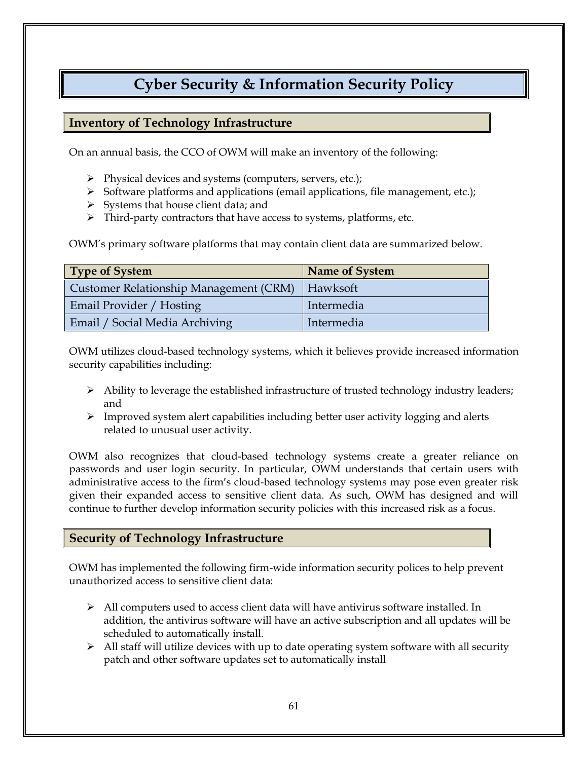# Cyber Security & Information Security Policy

## Inventory of Technology Infrastructure

On an annual basis, the CCO of OWM will make an inventory of the following:

- Physical devices and systems (computers, servers, etc.);
- Software platforms and applications (email applications, file management, etc.);
- Systems that house client data; and
- Third-party contractors that have access to systems, platforms, etc.

OWM's primary software platforms that may contain client data are summarized below.

| Type of System | Name of System |
| --- | --- |
| Customer Relationship Management (CRM) | Hawksoft |
| Email Provider / Hosting | Intermedia |
| Email / Social Media Archiving | Intermedia |

OWM utilizes cloud-based technology systems, which it believes provide increased information security capabilities including:

- Ability to leverage the established infrastructure of trusted technology industry leaders; and
- Improved system alert capabilities including better user activity logging and alerts related to unusual user activity.

OWM also recognizes that cloud-based technology systems create a greater reliance on passwords and user login security. In particular, OWM understands that certain users with administrative access to the firm's cloud-based technology systems may pose even greater risk given their expanded access to sensitive client data. As such, OWM has designed and will continue to further develop information security policies with this increased risk as a focus.

## Security of Technology Infrastructure

OWM has implemented the following firm-wide information security polices to help prevent unauthorized access to sensitive client data:

- All computers used to access client data will have antivirus software installed. In addition, the antivirus software will have an active subscription and all updates will be scheduled to automatically install.
- All staff will utilize devices with up to date operating system software with all security patch and other software updates set to automatically install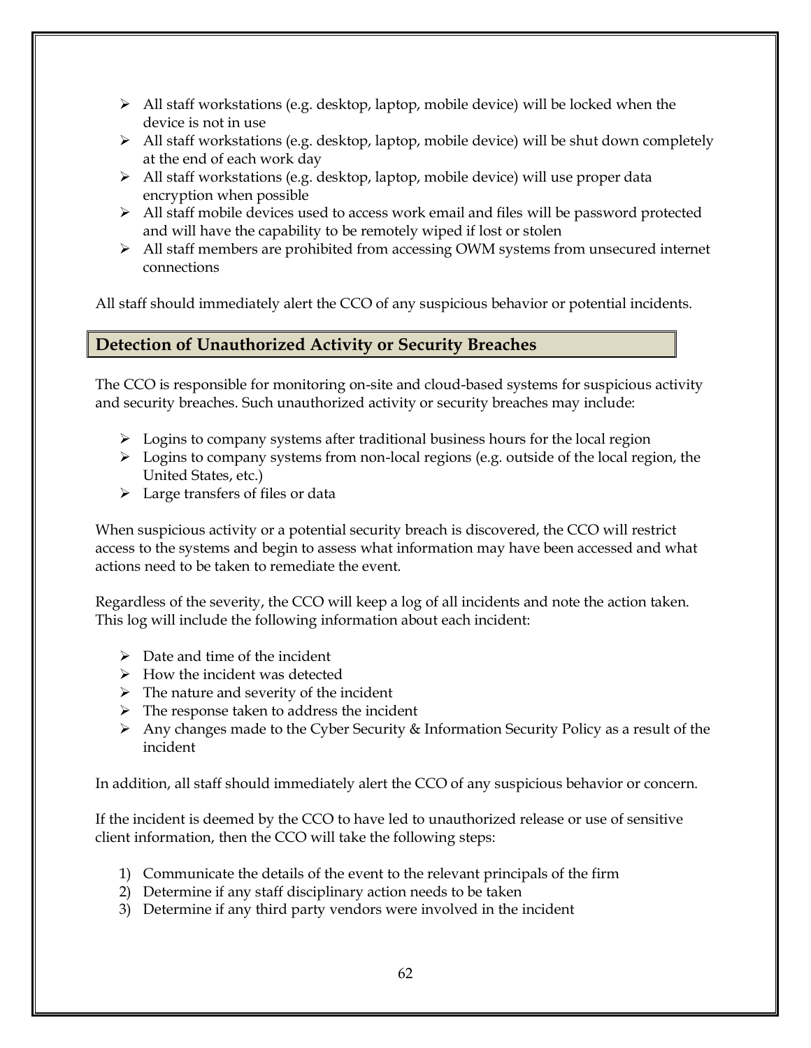- All staff workstations (e.g. desktop, laptop, mobile device) will be locked when the device is not in use
- All staff workstations (e.g. desktop, laptop, mobile device) will be shut down completely at the end of each work day
- All staff workstations (e.g. desktop, laptop, mobile device) will use proper data encryption when possible
- All staff mobile devices used to access work email and files will be password protected and will have the capability to be remotely wiped if lost or stolen
- All staff members are prohibited from accessing OWM systems from unsecured internet connections

All staff should immediately alert the CCO of any suspicious behavior or potential incidents.

## Detection of Unauthorized Activity or Security Breaches

The CCO is responsible for monitoring on-site and cloud-based systems for suspicious activity and security breaches. Such unauthorized activity or security breaches may include:

- Logins to company systems after traditional business hours for the local region
- Logins to company systems from non-local regions (e.g. outside of the local region, the United States, etc.)
- Large transfers of files or data

When suspicious activity or a potential security breach is discovered, the CCO will restrict access to the systems and begin to assess what information may have been accessed and what actions need to be taken to remediate the event.

Regardless of the severity, the CCO will keep a log of all incidents and note the action taken. This log will include the following information about each incident:

- Date and time of the incident
- How the incident was detected
- The nature and severity of the incident
- The response taken to address the incident
- Any changes made to the Cyber Security & Information Security Policy as a result of the incident

In addition, all staff should immediately alert the CCO of any suspicious behavior or concern.

If the incident is deemed by the CCO to have led to unauthorized release or use of sensitive client information, then the CCO will take the following steps:

1) Communicate the details of the event to the relevant principals of the firm
2) Determine if any staff disciplinary action needs to be taken
3) Determine if any third party vendors were involved in the incident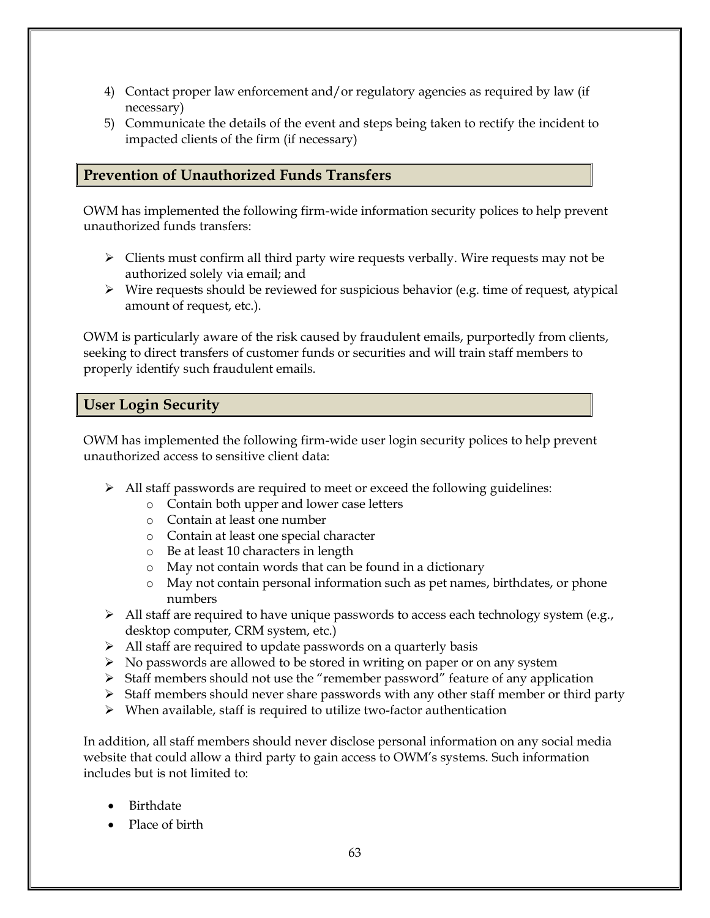4) Contact proper law enforcement and/or regulatory agencies as required by law (if necessary)
5) Communicate the details of the event and steps being taken to rectify the incident to impacted clients of the firm (if necessary)

## Prevention of Unauthorized Funds Transfers

OWM has implemented the following firm-wide information security polices to help prevent unauthorized funds transfers:

- Clients must confirm all third party wire requests verbally. Wire requests may not be authorized solely via email; and
- Wire requests should be reviewed for suspicious behavior (e.g. time of request, atypical amount of request, etc.).

OWM is particularly aware of the risk caused by fraudulent emails, purportedly from clients, seeking to direct transfers of customer funds or securities and will train staff members to properly identify such fraudulent emails.

## User Login Security

OWM has implemented the following firm-wide user login security polices to help prevent unauthorized access to sensitive client data:

- All staff passwords are required to meet or exceed the following guidelines:
  - Contain both upper and lower case letters
  - Contain at least one number
  - Contain at least one special character
  - Be at least 10 characters in length
  - May not contain words that can be found in a dictionary
  - May not contain personal information such as pet names, birthdates, or phone numbers
- All staff are required to have unique passwords to access each technology system (e.g., desktop computer, CRM system, etc.)
- All staff are required to update passwords on a quarterly basis
- No passwords are allowed to be stored in writing on paper or on any system
- Staff members should not use the "remember password" feature of any application
- Staff members should never share passwords with any other staff member or third party
- When available, staff is required to utilize two-factor authentication

In addition, all staff members should never disclose personal information on any social media website that could allow a third party to gain access to OWM's systems. Such information includes but is not limited to:

- Birthdate
- Place of birth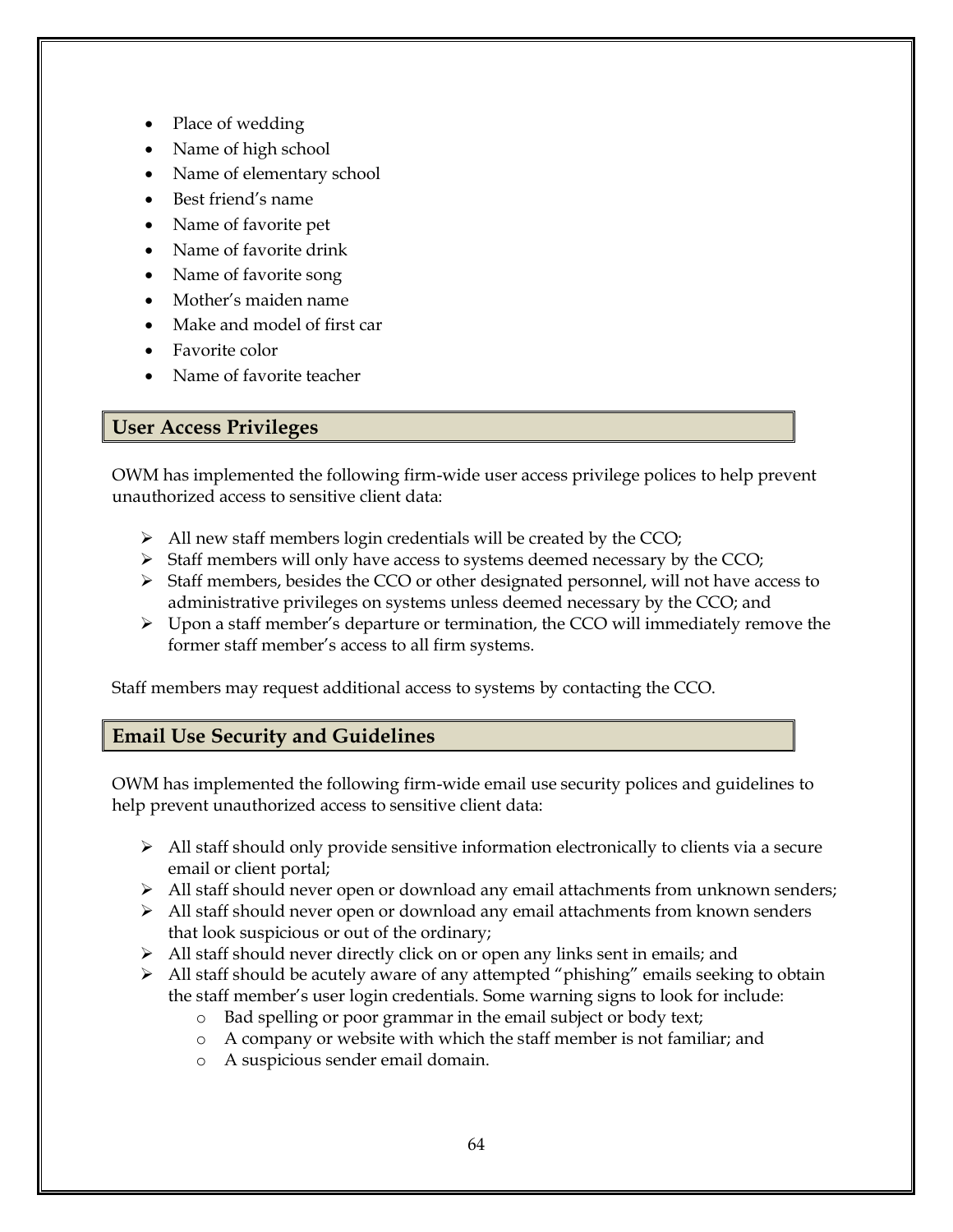- Place of wedding
- Name of high school
- Name of elementary school
- Best friend's name
- Name of favorite pet
- Name of favorite drink
- Name of favorite song
- Mother's maiden name
- Make and model of first car
- Favorite color
- Name of favorite teacher

## User Access Privileges

OWM has implemented the following firm-wide user access privilege polices to help prevent unauthorized access to sensitive client data:

- All new staff members login credentials will be created by the CCO;
- Staff members will only have access to systems deemed necessary by the CCO;
- Staff members, besides the CCO or other designated personnel, will not have access to administrative privileges on systems unless deemed necessary by the CCO; and
- Upon a staff member's departure or termination, the CCO will immediately remove the former staff member's access to all firm systems.

Staff members may request additional access to systems by contacting the CCO.

## Email Use Security and Guidelines

OWM has implemented the following firm-wide email use security polices and guidelines to help prevent unauthorized access to sensitive client data:

- All staff should only provide sensitive information electronically to clients via a secure email or client portal;
- All staff should never open or download any email attachments from unknown senders;
- All staff should never open or download any email attachments from known senders that look suspicious or out of the ordinary;
- All staff should never directly click on or open any links sent in emails; and
- All staff should be acutely aware of any attempted "phishing" emails seeking to obtain the staff member's user login credentials. Some warning signs to look for include:
  - Bad spelling or poor grammar in the email subject or body text;
  - A company or website with which the staff member is not familiar; and
  - A suspicious sender email domain.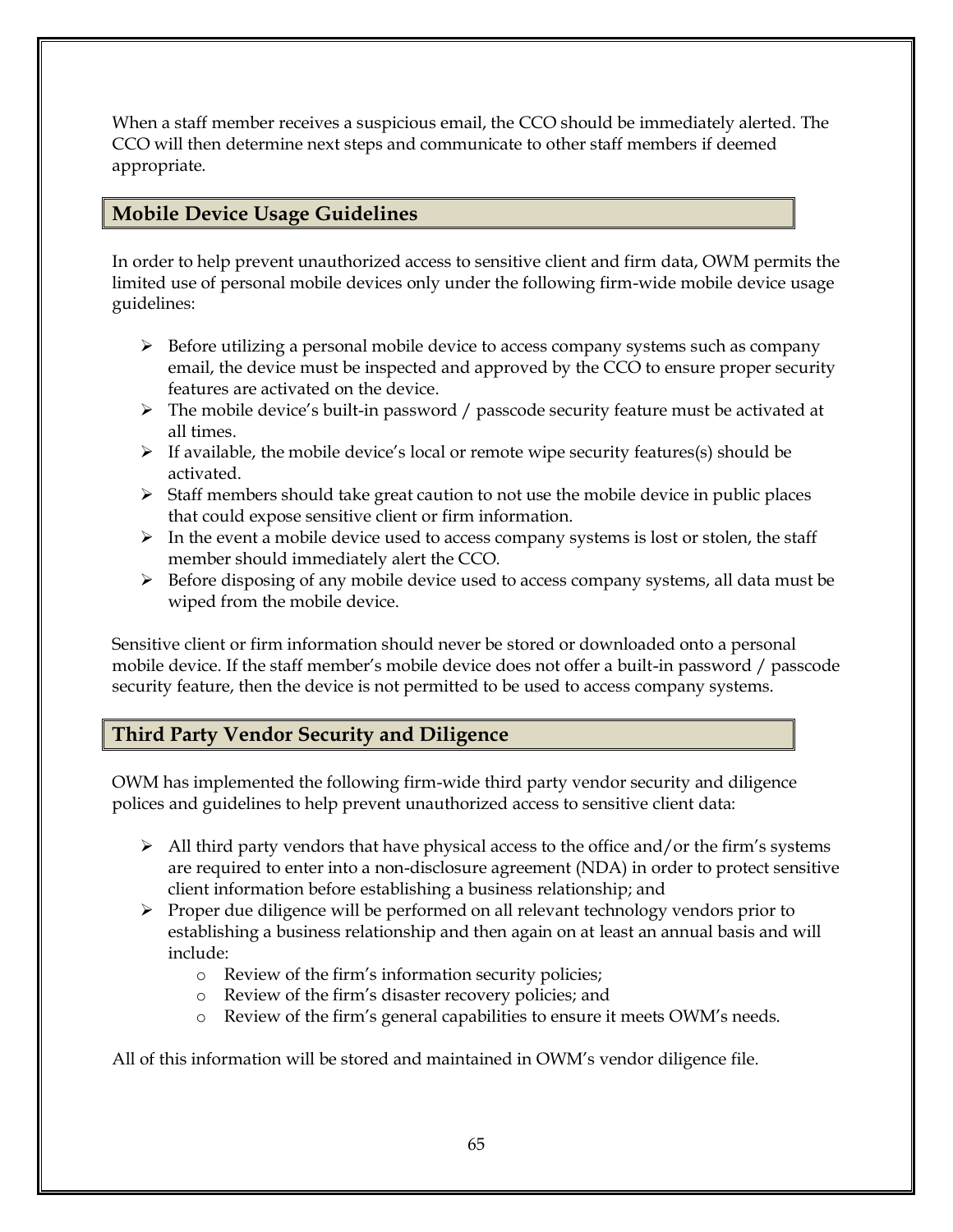When a staff member receives a suspicious email, the CCO should be immediately alerted. The CCO will then determine next steps and communicate to other staff members if deemed appropriate.

## Mobile Device Usage Guidelines

In order to help prevent unauthorized access to sensitive client and firm data, OWM permits the limited use of personal mobile devices only under the following firm-wide mobile device usage guidelines:

- Before utilizing a personal mobile device to access company systems such as company email, the device must be inspected and approved by the CCO to ensure proper security features are activated on the device.
- The mobile device's built-in password / passcode security feature must be activated at all times.
- If available, the mobile device's local or remote wipe security features(s) should be activated.
- Staff members should take great caution to not use the mobile device in public places that could expose sensitive client or firm information.
- In the event a mobile device used to access company systems is lost or stolen, the staff member should immediately alert the CCO.
- Before disposing of any mobile device used to access company systems, all data must be wiped from the mobile device.

Sensitive client or firm information should never be stored or downloaded onto a personal mobile device. If the staff member's mobile device does not offer a built-in password / passcode security feature, then the device is not permitted to be used to access company systems.

## Third Party Vendor Security and Diligence

OWM has implemented the following firm-wide third party vendor security and diligence polices and guidelines to help prevent unauthorized access to sensitive client data:

- All third party vendors that have physical access to the office and/or the firm's systems are required to enter into a non-disclosure agreement (NDA) in order to protect sensitive client information before establishing a business relationship; and
- Proper due diligence will be performed on all relevant technology vendors prior to establishing a business relationship and then again on at least an annual basis and will include:
  - Review of the firm's information security policies;
  - Review of the firm's disaster recovery policies; and
  - Review of the firm's general capabilities to ensure it meets OWM's needs.

All of this information will be stored and maintained in OWM's vendor diligence file.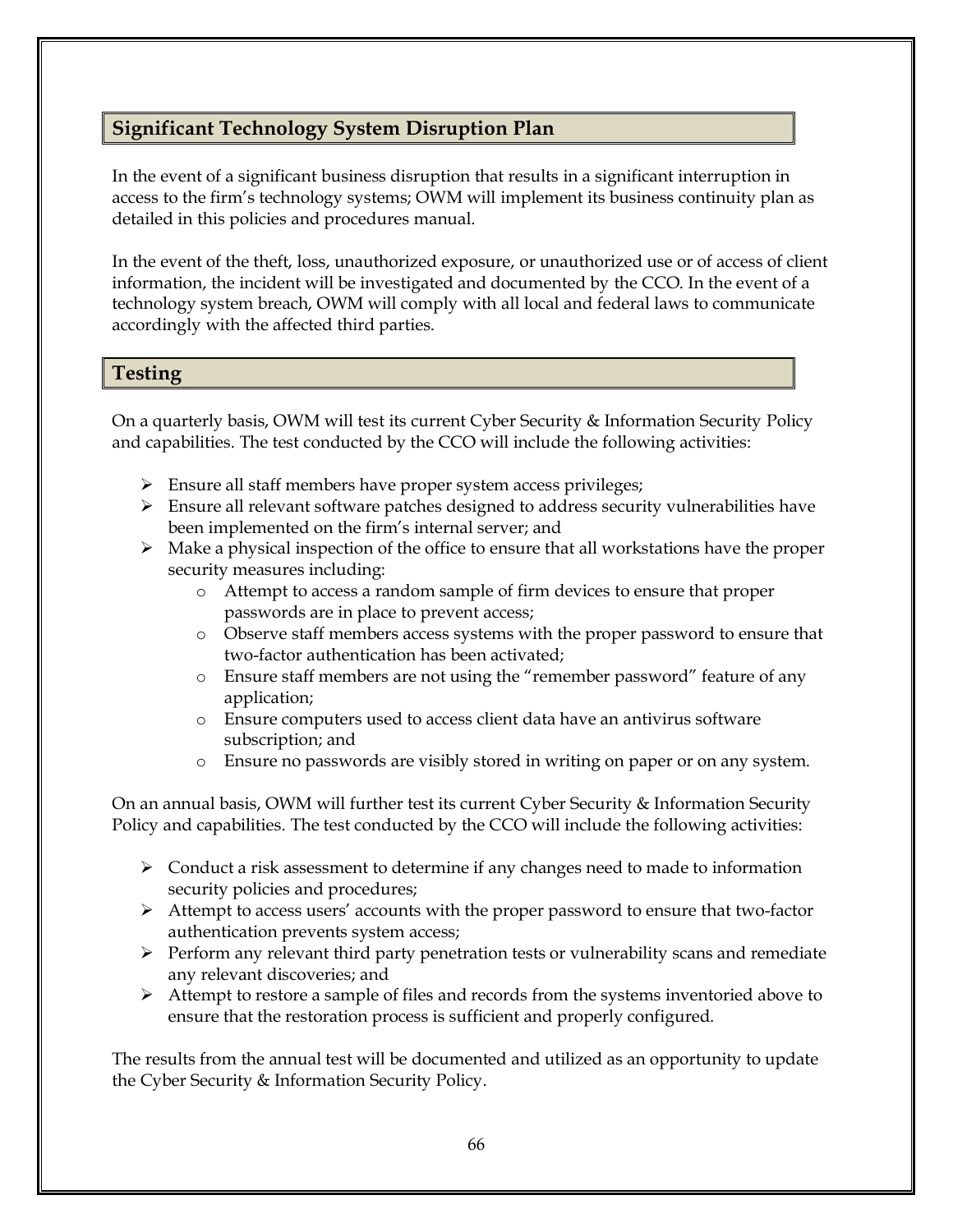## Significant Technology System Disruption Plan

In the event of a significant business disruption that results in a significant interruption in access to the firm's technology systems; OWM will implement its business continuity plan as detailed in this policies and procedures manual.

In the event of the theft, loss, unauthorized exposure, or unauthorized use or of access of client information, the incident will be investigated and documented by the CCO. In the event of a technology system breach, OWM will comply with all local and federal laws to communicate accordingly with the affected third parties.

## Testing

On a quarterly basis, OWM will test its current Cyber Security & Information Security Policy and capabilities. The test conducted by the CCO will include the following activities:

- Ensure all staff members have proper system access privileges;
- Ensure all relevant software patches designed to address security vulnerabilities have been implemented on the firm's internal server; and
- Make a physical inspection of the office to ensure that all workstations have the proper security measures including:
  - Attempt to access a random sample of firm devices to ensure that proper passwords are in place to prevent access;
  - Observe staff members access systems with the proper password to ensure that two-factor authentication has been activated;
  - Ensure staff members are not using the "remember password" feature of any application;
  - Ensure computers used to access client data have an antivirus software subscription; and
  - Ensure no passwords are visibly stored in writing on paper or on any system.

On an annual basis, OWM will further test its current Cyber Security & Information Security Policy and capabilities. The test conducted by the CCO will include the following activities:

- Conduct a risk assessment to determine if any changes need to made to information security policies and procedures;
- Attempt to access users' accounts with the proper password to ensure that two-factor authentication prevents system access;
- Perform any relevant third party penetration tests or vulnerability scans and remediate any relevant discoveries; and
- Attempt to restore a sample of files and records from the systems inventoried above to ensure that the restoration process is sufficient and properly configured.

The results from the annual test will be documented and utilized as an opportunity to update the Cyber Security & Information Security Policy.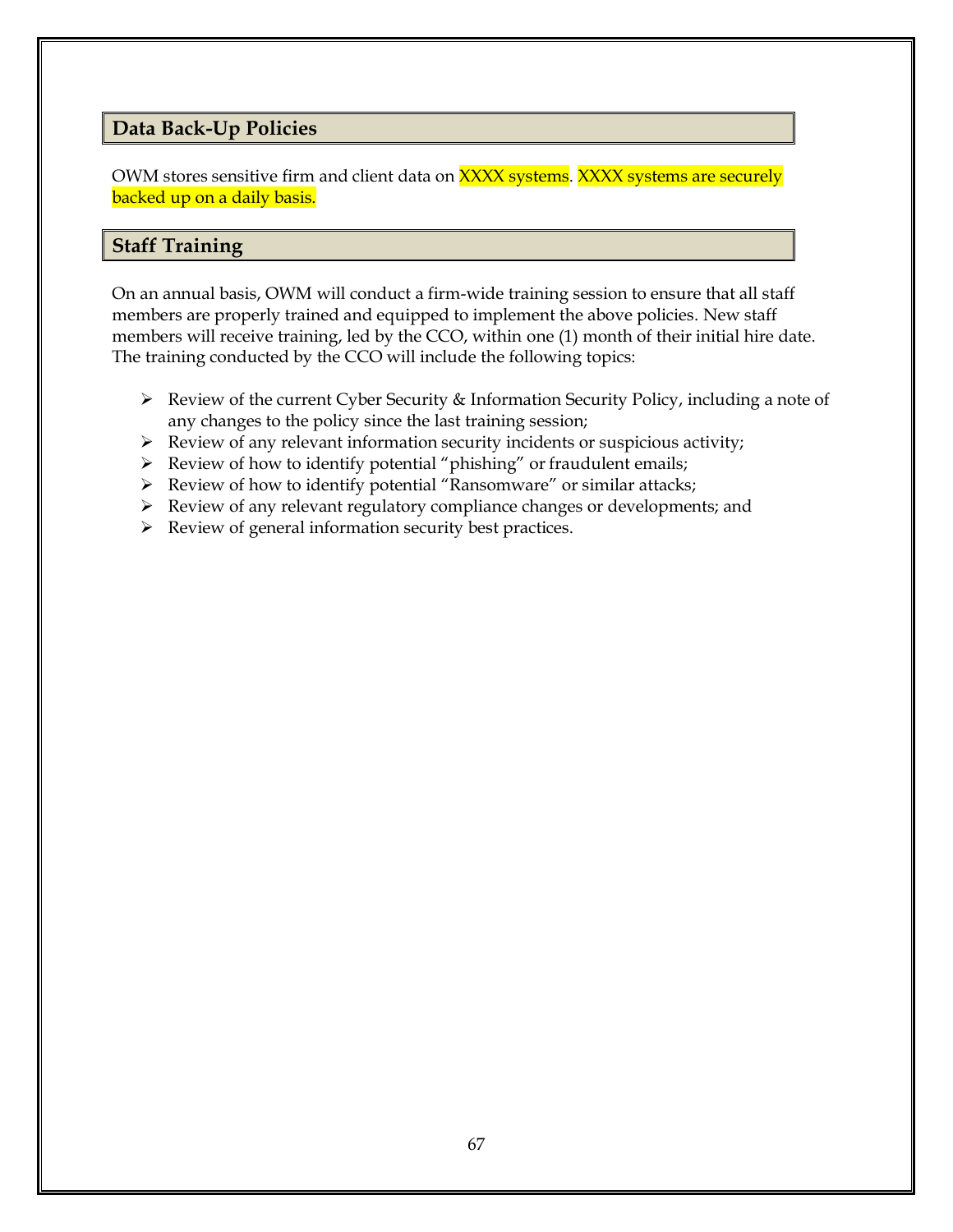## Data Back-Up Policies

OWM stores sensitive firm and client data on XXXX systems. XXXX systems are securely backed up on a daily basis.

## Staff Training

On an annual basis, OWM will conduct a firm-wide training session to ensure that all staff members are properly trained and equipped to implement the above policies. New staff members will receive training, led by the CCO, within one (1) month of their initial hire date. The training conducted by the CCO will include the following topics:

- Review of the current Cyber Security & Information Security Policy, including a note of any changes to the policy since the last training session;
- Review of any relevant information security incidents or suspicious activity;
- Review of how to identify potential "phishing" or fraudulent emails;
- Review of how to identify potential "Ransomware" or similar attacks;
- Review of any relevant regulatory compliance changes or developments; and
- Review of general information security best practices.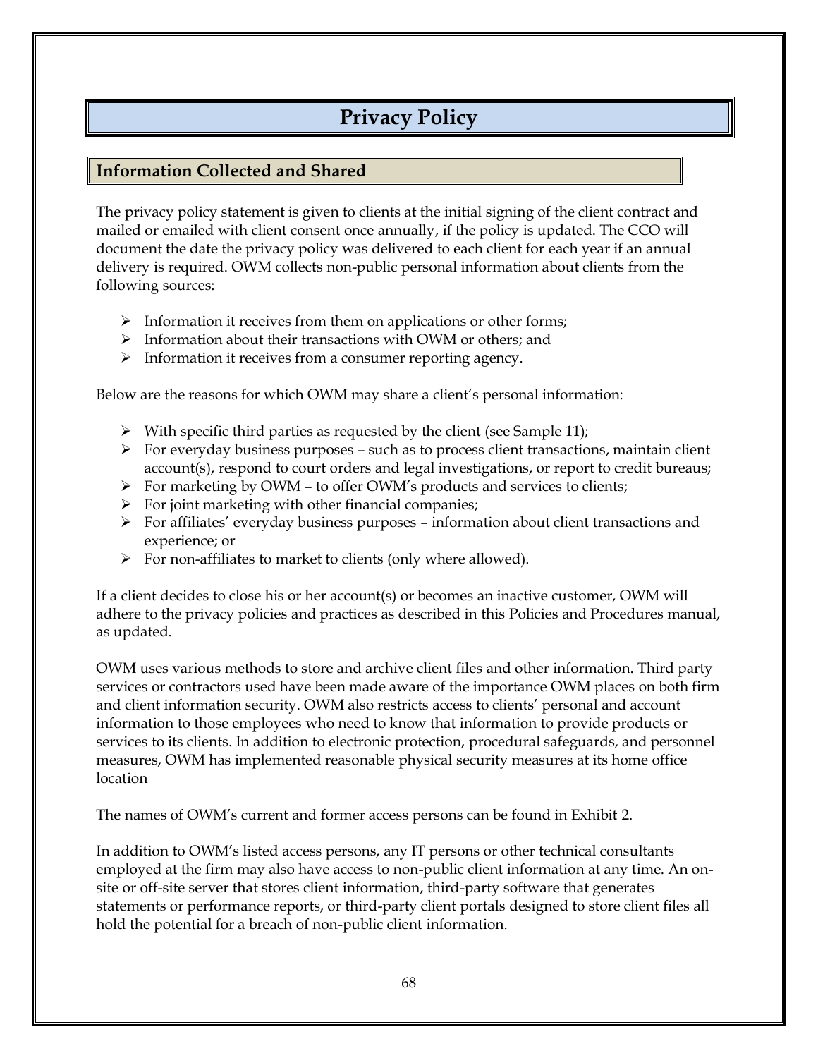# Privacy Policy

## Information Collected and Shared

The privacy policy statement is given to clients at the initial signing of the client contract and mailed or emailed with client consent once annually, if the policy is updated. The CCO will document the date the privacy policy was delivered to each client for each year if an annual delivery is required. OWM collects non-public personal information about clients from the following sources:

- Information it receives from them on applications or other forms;
- Information about their transactions with OWM or others; and
- Information it receives from a consumer reporting agency.

Below are the reasons for which OWM may share a client's personal information:

- With specific third parties as requested by the client (see Sample 11);
- For everyday business purposes – such as to process client transactions, maintain client account(s), respond to court orders and legal investigations, or report to credit bureaus;
- For marketing by OWM – to offer OWM's products and services to clients;
- For joint marketing with other financial companies;
- For affiliates' everyday business purposes – information about client transactions and experience; or
- For non-affiliates to market to clients (only where allowed).

If a client decides to close his or her account(s) or becomes an inactive customer, OWM will adhere to the privacy policies and practices as described in this Policies and Procedures manual, as updated.

OWM uses various methods to store and archive client files and other information. Third party services or contractors used have been made aware of the importance OWM places on both firm and client information security. OWM also restricts access to clients' personal and account information to those employees who need to know that information to provide products or services to its clients. In addition to electronic protection, procedural safeguards, and personnel measures, OWM has implemented reasonable physical security measures at its home office location

The names of OWM's current and former access persons can be found in Exhibit 2.

In addition to OWM's listed access persons, any IT persons or other technical consultants employed at the firm may also have access to non-public client information at any time. An on-site or off-site server that stores client information, third-party software that generates statements or performance reports, or third-party client portals designed to store client files all hold the potential for a breach of non-public client information.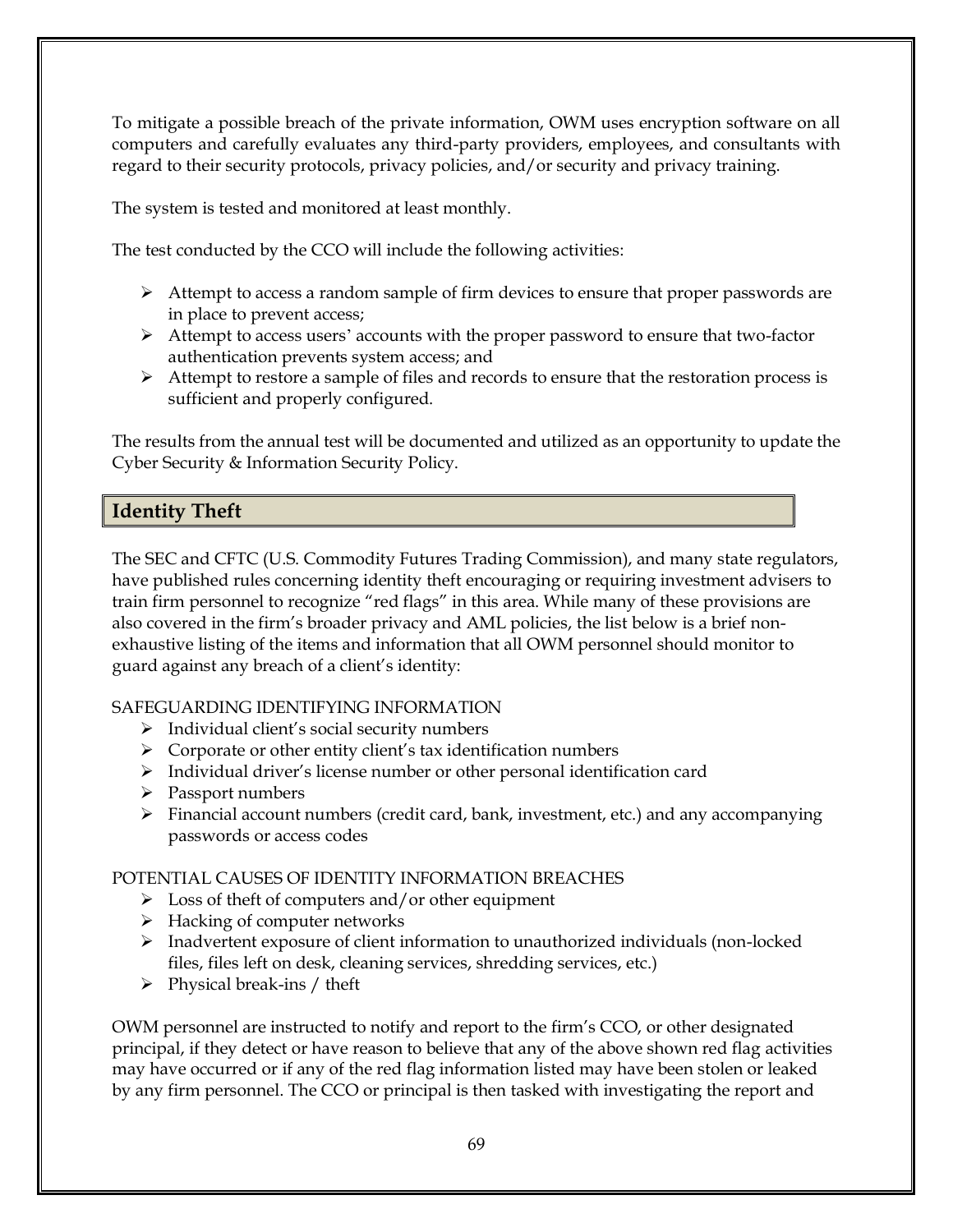To mitigate a possible breach of the private information, OWM uses encryption software on all computers and carefully evaluates any third-party providers, employees, and consultants with regard to their security protocols, privacy policies, and/or security and privacy training.

The system is tested and monitored at least monthly.

The test conducted by the CCO will include the following activities:

- Attempt to access a random sample of firm devices to ensure that proper passwords are in place to prevent access;
- Attempt to access users' accounts with the proper password to ensure that two-factor authentication prevents system access; and
- Attempt to restore a sample of files and records to ensure that the restoration process is sufficient and properly configured.

The results from the annual test will be documented and utilized as an opportunity to update the Cyber Security & Information Security Policy.

## Identity Theft

The SEC and CFTC (U.S. Commodity Futures Trading Commission), and many state regulators, have published rules concerning identity theft encouraging or requiring investment advisers to train firm personnel to recognize "red flags" in this area. While many of these provisions are also covered in the firm's broader privacy and AML policies, the list below is a brief non-exhaustive listing of the items and information that all OWM personnel should monitor to guard against any breach of a client's identity:

SAFEGUARDING IDENTIFYING INFORMATION

- Individual client's social security numbers
- Corporate or other entity client's tax identification numbers
- Individual driver's license number or other personal identification card
- Passport numbers
- Financial account numbers (credit card, bank, investment, etc.) and any accompanying passwords or access codes

POTENTIAL CAUSES OF IDENTITY INFORMATION BREACHES

- Loss of theft of computers and/or other equipment
- Hacking of computer networks
- Inadvertent exposure of client information to unauthorized individuals (non-locked files, files left on desk, cleaning services, shredding services, etc.)
- Physical break-ins / theft

OWM personnel are instructed to notify and report to the firm's CCO, or other designated principal, if they detect or have reason to believe that any of the above shown red flag activities may have occurred or if any of the red flag information listed may have been stolen or leaked by any firm personnel. The CCO or principal is then tasked with investigating the report and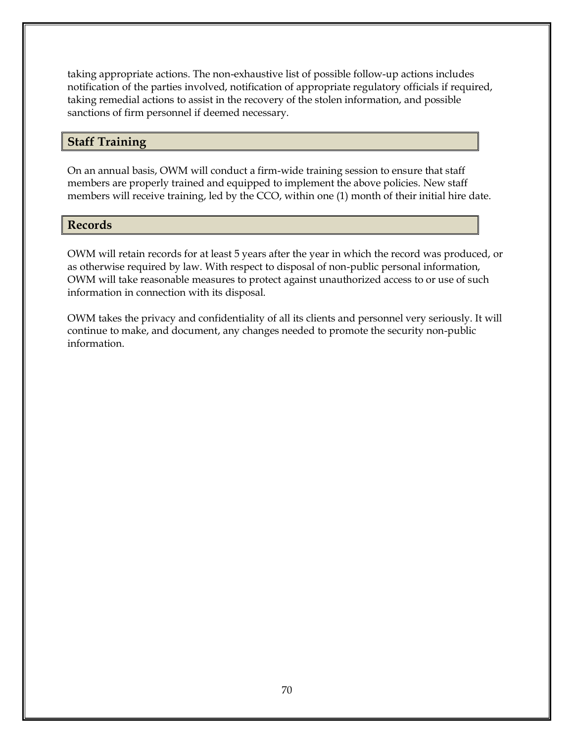taking appropriate actions. The non-exhaustive list of possible follow-up actions includes notification of the parties involved, notification of appropriate regulatory officials if required, taking remedial actions to assist in the recovery of the stolen information, and possible sanctions of firm personnel if deemed necessary.

## Staff Training

On an annual basis, OWM will conduct a firm-wide training session to ensure that staff members are properly trained and equipped to implement the above policies. New staff members will receive training, led by the CCO, within one (1) month of their initial hire date.

## Records

OWM will retain records for at least 5 years after the year in which the record was produced, or as otherwise required by law. With respect to disposal of non-public personal information, OWM will take reasonable measures to protect against unauthorized access to or use of such information in connection with its disposal.

OWM takes the privacy and confidentiality of all its clients and personnel very seriously. It will continue to make, and document, any changes needed to promote the security non-public information.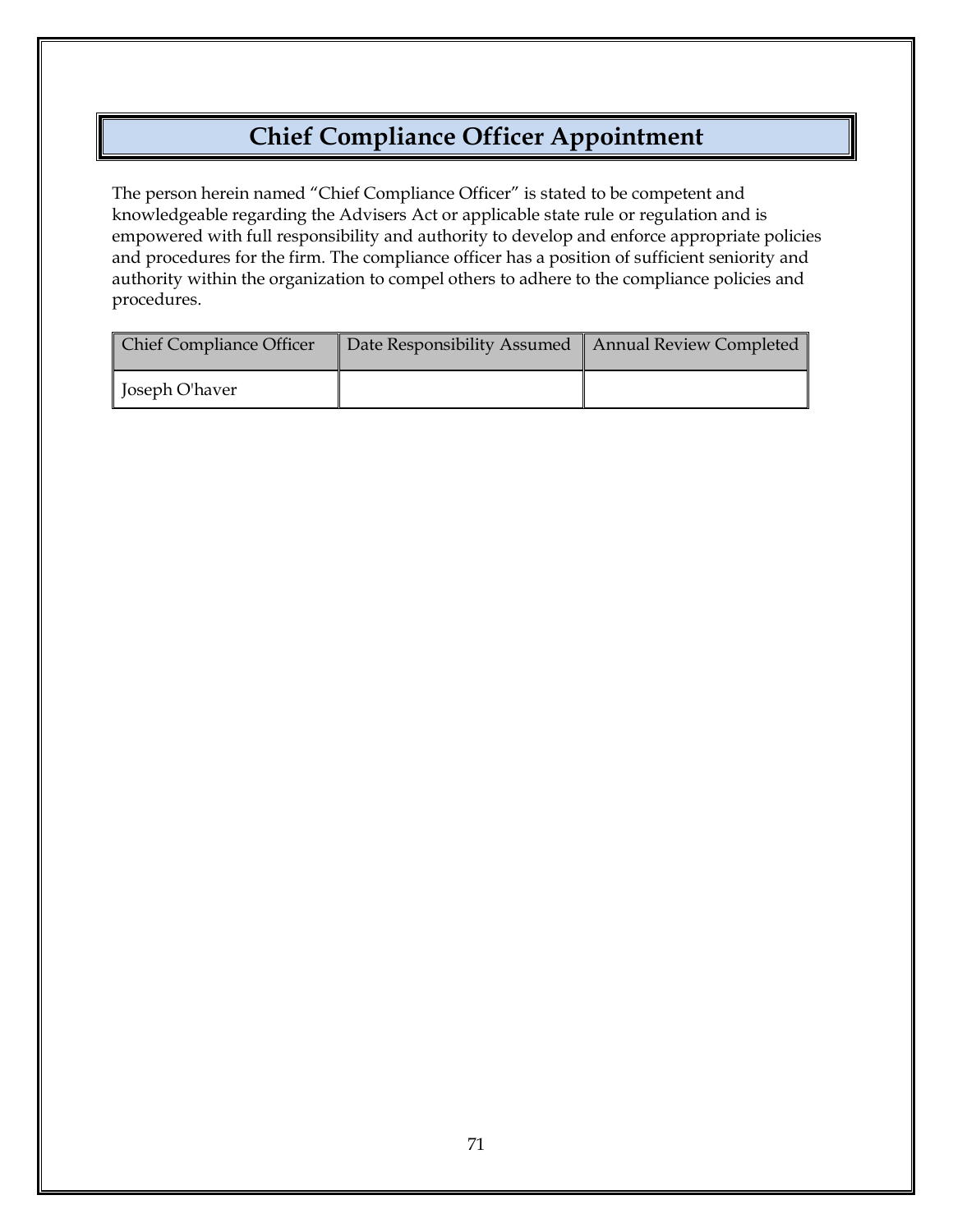# Chief Compliance Officer Appointment

The person herein named "Chief Compliance Officer" is stated to be competent and knowledgeable regarding the Advisers Act or applicable state rule or regulation and is empowered with full responsibility and authority to develop and enforce appropriate policies and procedures for the firm. The compliance officer has a position of sufficient seniority and authority within the organization to compel others to adhere to the compliance policies and procedures.

| Chief Compliance Officer | Date Responsibility Assumed | Annual Review Completed |
|---|---|---|
| Joseph O'haver | | |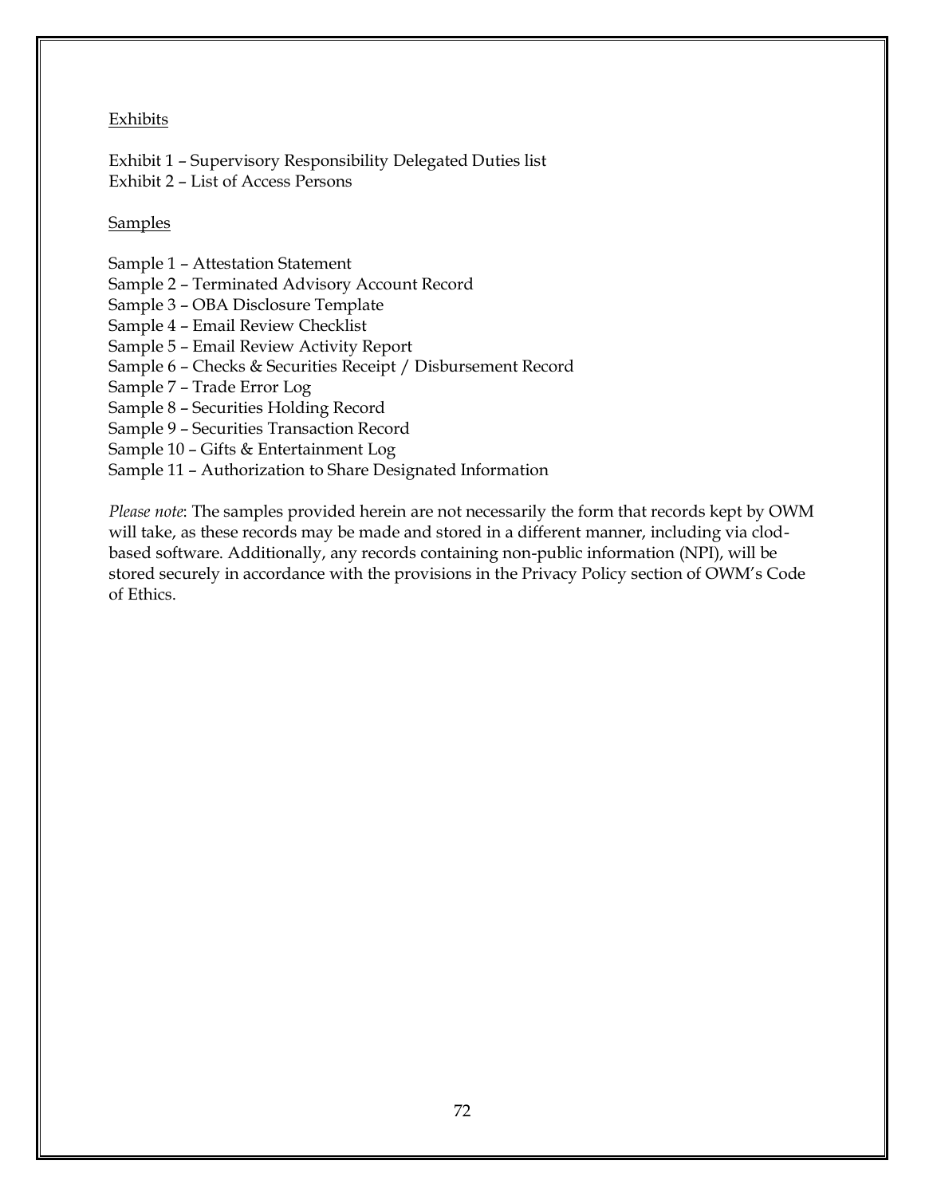<u>Exhibits</u>

Exhibit 1 – Supervisory Responsibility Delegated Duties list
Exhibit 2 – List of Access Persons

<u>Samples</u>

Sample 1 – Attestation Statement
Sample 2 – Terminated Advisory Account Record
Sample 3 – OBA Disclosure Template
Sample 4 – Email Review Checklist
Sample 5 – Email Review Activity Report
Sample 6 – Checks & Securities Receipt / Disbursement Record
Sample 7 – Trade Error Log
Sample 8 – Securities Holding Record
Sample 9 – Securities Transaction Record
Sample 10 – Gifts & Entertainment Log
Sample 11 – Authorization to Share Designated Information

*Please note*: The samples provided herein are not necessarily the form that records kept by OWM will take, as these records may be made and stored in a different manner, including via clod-based software. Additionally, any records containing non-public information (NPI), will be stored securely in accordance with the provisions in the Privacy Policy section of OWM's Code of Ethics.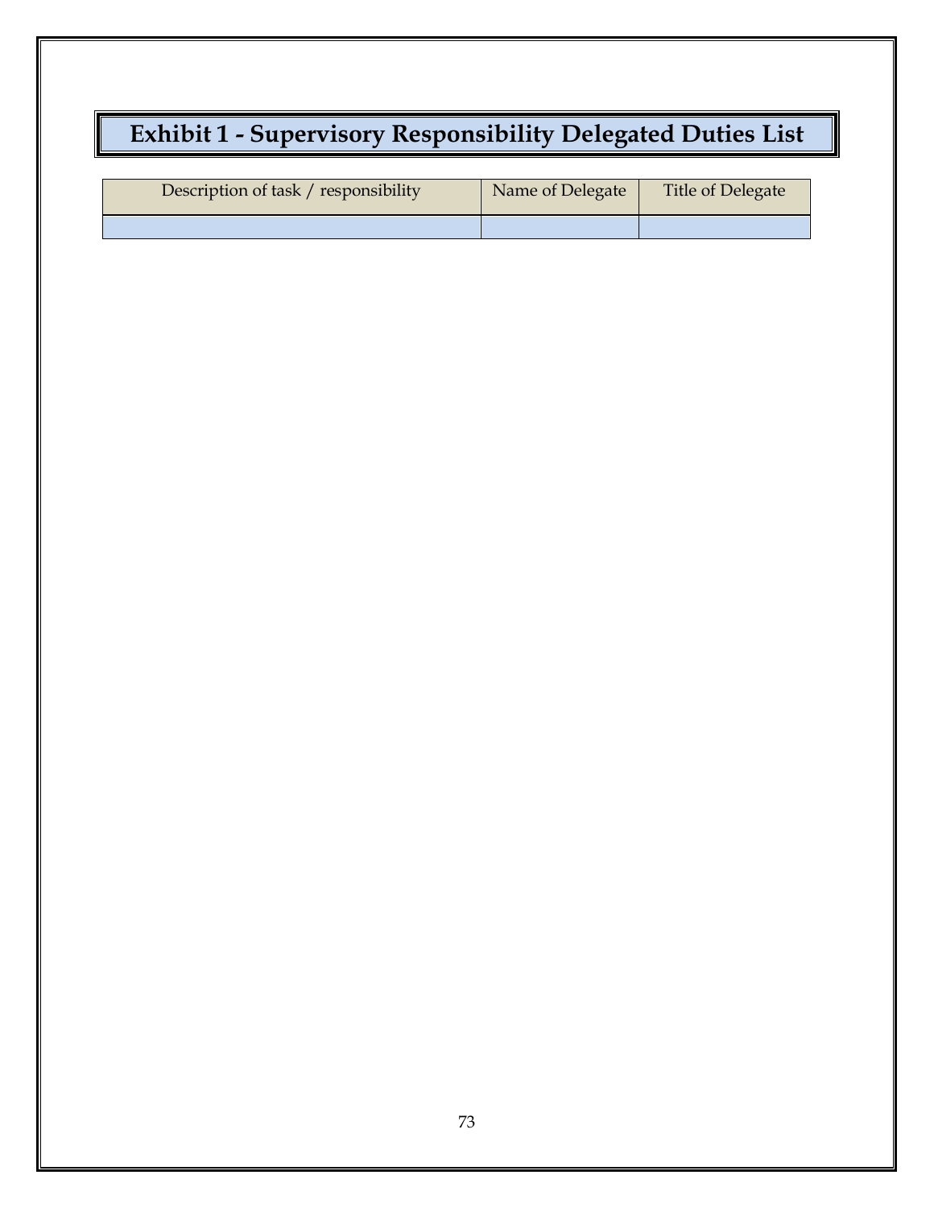# Exhibit 1 - Supervisory Responsibility Delegated Duties List

| Description of task / responsibility | Name of Delegate | Title of Delegate |
| --- | --- | --- |
| | | |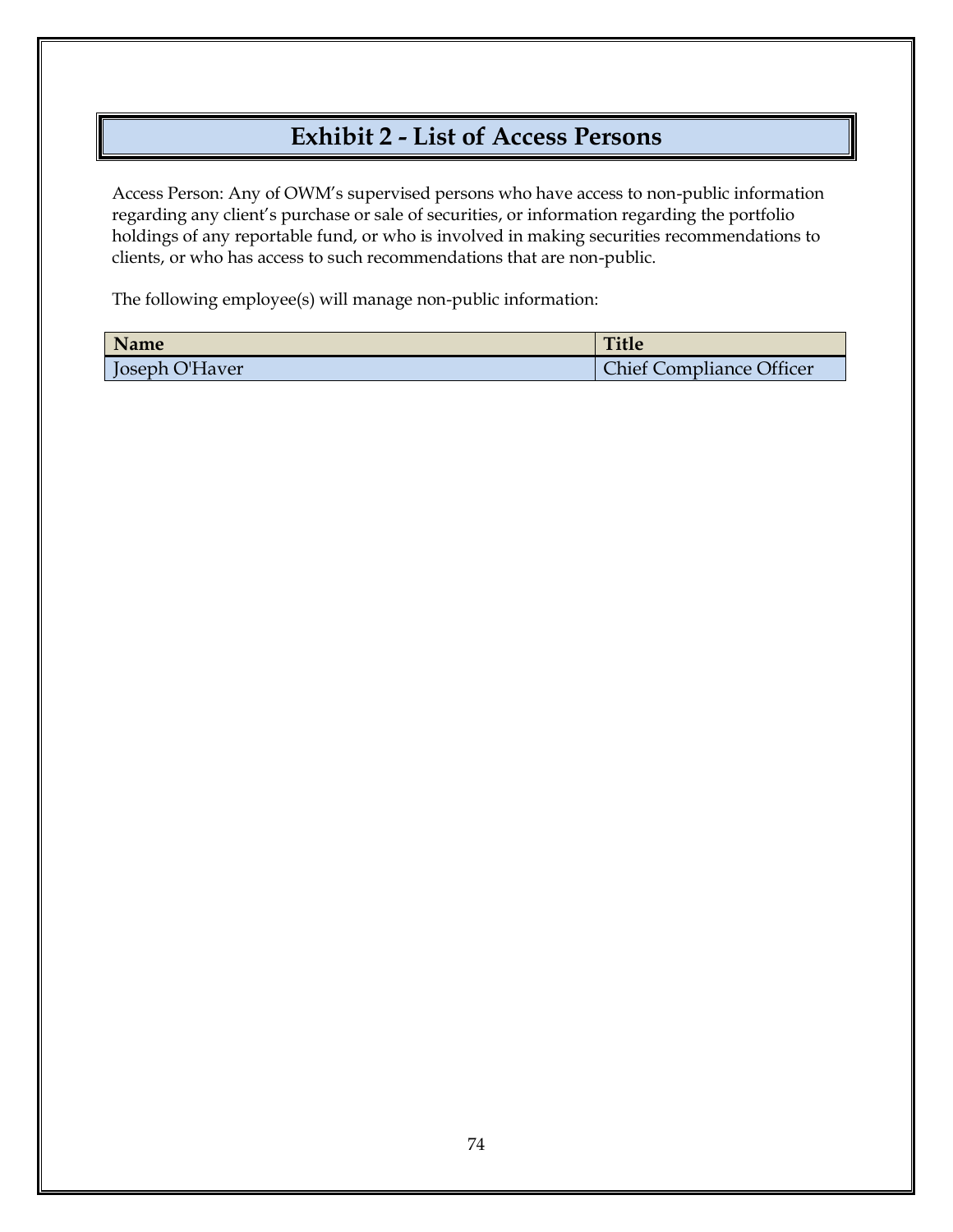# Exhibit 2 - List of Access Persons

Access Person: Any of OWM's supervised persons who have access to non-public information regarding any client's purchase or sale of securities, or information regarding the portfolio holdings of any reportable fund, or who is involved in making securities recommendations to clients, or who has access to such recommendations that are non-public.

The following employee(s) will manage non-public information:

| Name | Title |
| --- | --- |
| Joseph O'Haver | Chief Compliance Officer |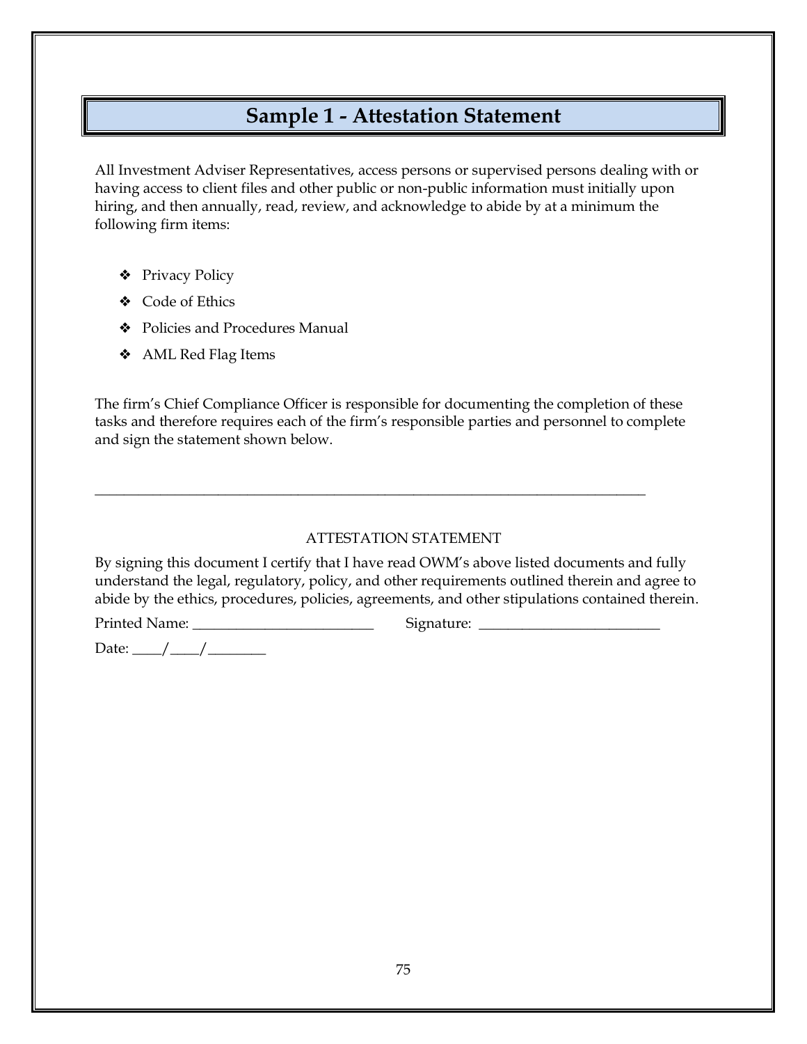# Sample 1 - Attestation Statement

All Investment Adviser Representatives, access persons or supervised persons dealing with or having access to client files and other public or non-public information must initially upon hiring, and then annually, read, review, and acknowledge to abide by at a minimum the following firm items:

- Privacy Policy
- Code of Ethics
- Policies and Procedures Manual
- AML Red Flag Items

The firm's Chief Compliance Officer is responsible for documenting the completion of these tasks and therefore requires each of the firm's responsible parties and personnel to complete and sign the statement shown below.

---

ATTESTATION STATEMENT

By signing this document I certify that I have read OWM's above listed documents and fully understand the legal, regulatory, policy, and other requirements outlined therein and agree to abide by the ethics, procedures, policies, agreements, and other stipulations contained therein.

Printed Name: _________________________ Signature: _________________________

Date: ____/____/________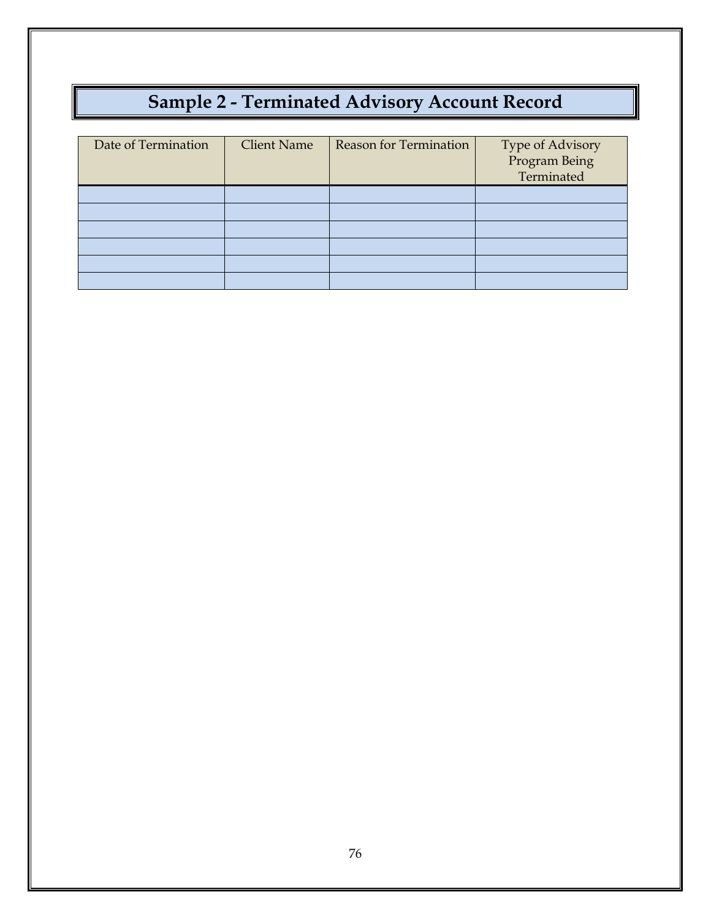# Sample 2 - Terminated Advisory Account Record

| Date of Termination | Client Name | Reason for Termination | Type of Advisory Program Being Terminated |
|---|---|---|---|
| | | | |
| | | | |
| | | | |
| | | | |
| | | | |
| | | | |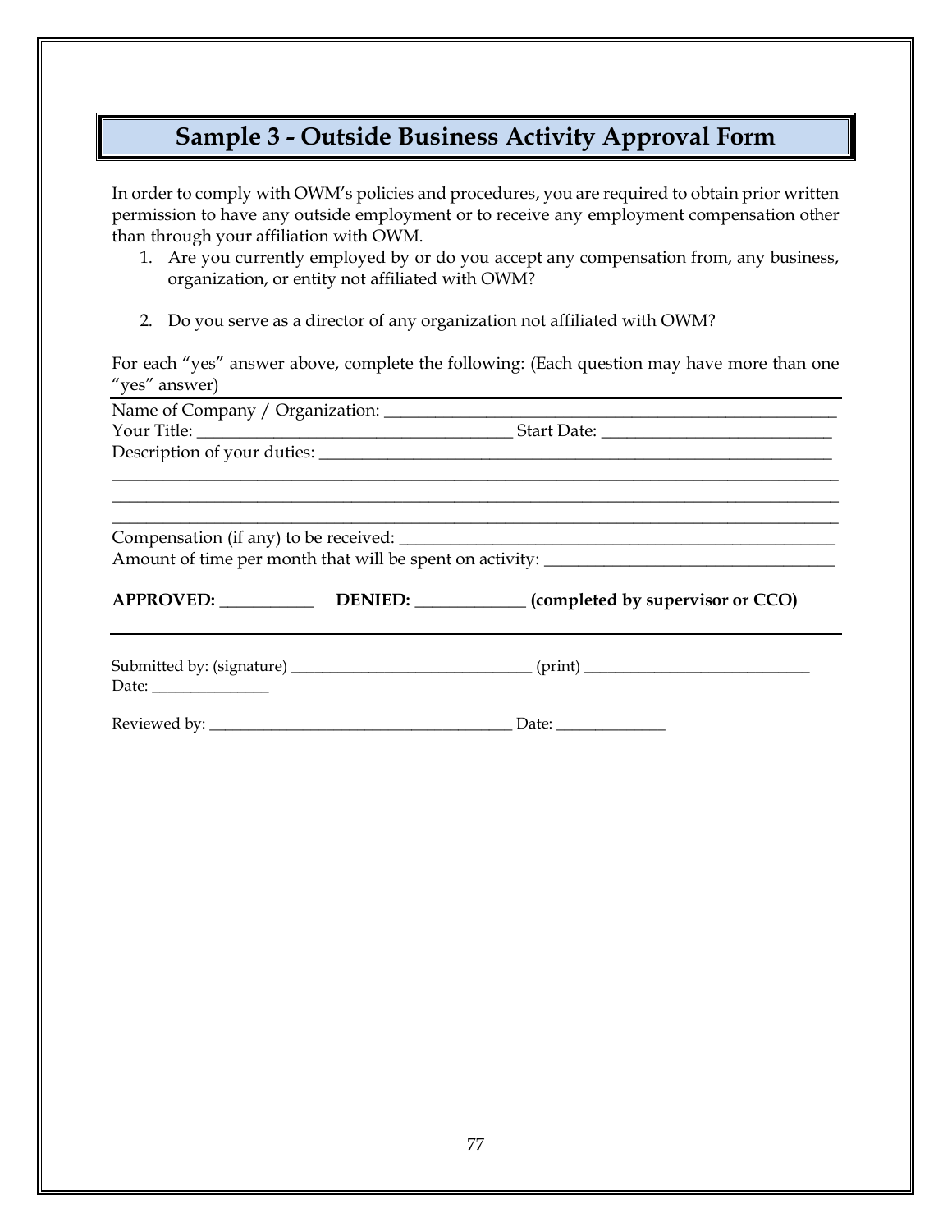# Sample 3 - Outside Business Activity Approval Form

In order to comply with OWM's policies and procedures, you are required to obtain prior written permission to have any outside employment or to receive any employment compensation other than through your affiliation with OWM.

1. Are you currently employed by or do you accept any compensation from, any business, organization, or entity not affiliated with OWM?

2. Do you serve as a director of any organization not affiliated with OWM?

For each "yes" answer above, complete the following: (Each question may have more than one "yes" answer)

---

Name of Company / Organization: ______________________________________________________

Your Title: ____________________________________ Start Date: ___________________________

Description of your duties: _____________________________________________________________

__________________________________________________________________________________

__________________________________________________________________________________

__________________________________________________________________________________

Compensation (if any) to be received: ____________________________________________________

Amount of time per month that will be spent on activity: _________________________________

**APPROVED: ___________ DENIED: _____________ (completed by supervisor or CCO)**

---

Submitted by: (signature) ______________________________ (print) ____________________________

Date: _______________

Reviewed by: ______________________________________ Date: ______________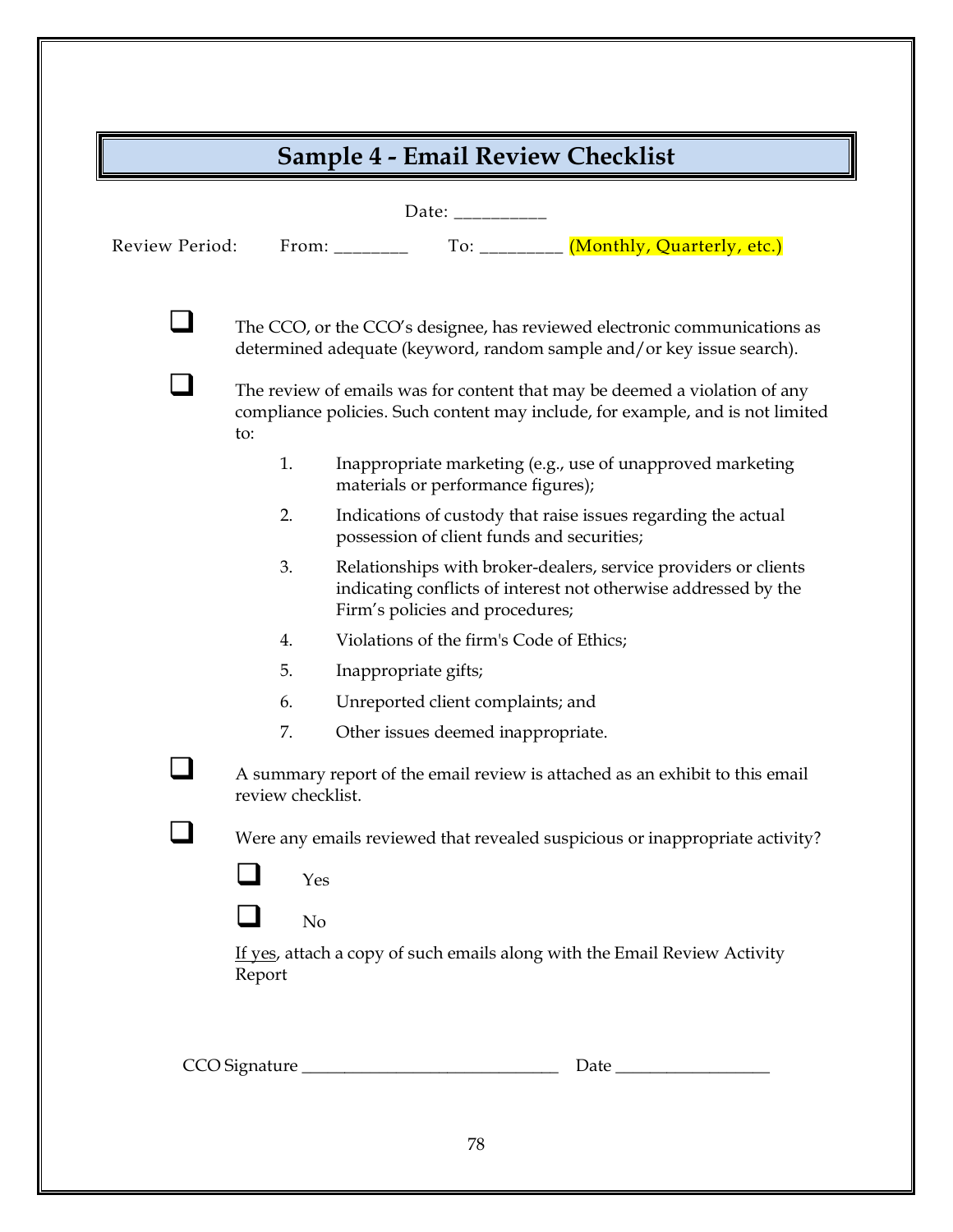# Sample 4 - Email Review Checklist

Date: __________

Review Period: From: ________ To: _________ (Monthly, Quarterly, etc.)

- ☐ The CCO, or the CCO's designee, has reviewed electronic communications as determined adequate (keyword, random sample and/or key issue search).

- ☐ The review of emails was for content that may be deemed a violation of any compliance policies. Such content may include, for example, and is not limited to:

  1. Inappropriate marketing (e.g., use of unapproved marketing materials or performance figures);
  2. Indications of custody that raise issues regarding the actual possession of client funds and securities;
  3. Relationships with broker-dealers, service providers or clients indicating conflicts of interest not otherwise addressed by the Firm's policies and procedures;
  4. Violations of the firm's Code of Ethics;
  5. Inappropriate gifts;
  6. Unreported client complaints; and
  7. Other issues deemed inappropriate.

- ☐ A summary report of the email review is attached as an exhibit to this email review checklist.

- ☐ Were any emails reviewed that revealed suspicious or inappropriate activity?

  - ☐ Yes
  - ☐ No

  If yes, attach a copy of such emails along with the Email Review Activity Report

CCO Signature ______________________________ Date _________________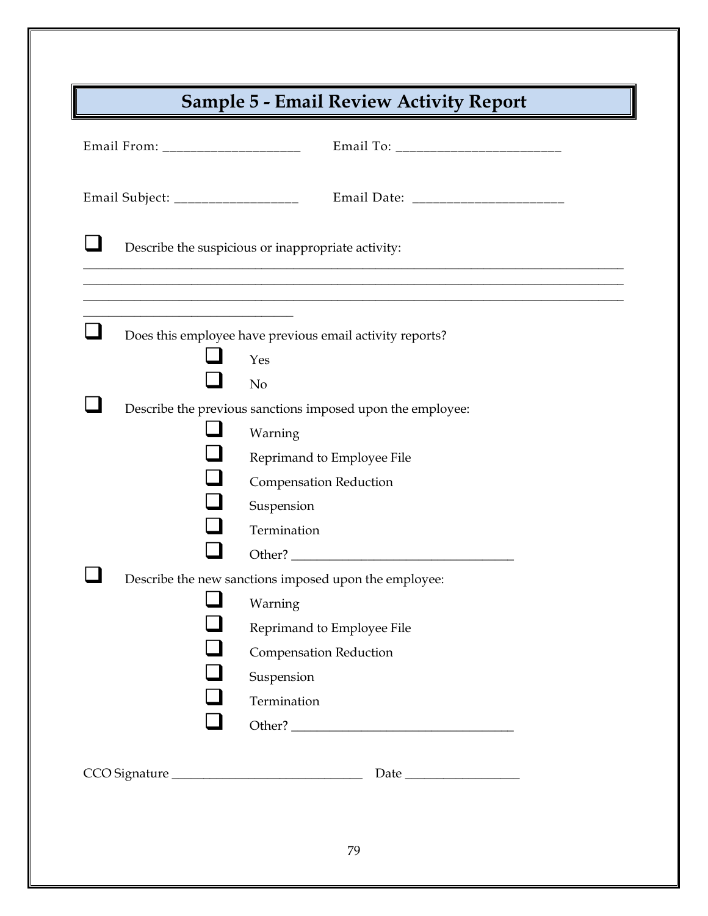# Sample 5 - Email Review Activity Report

Email From: ____________________ Email To: ________________________

Email Subject: __________________ Email Date: ______________________

- [ ] Describe the suspicious or inappropriate activity:

________________________________________________________________________________
________________________________________________________________________________
________________________________________________________________________________
_______________________________

- [ ] Does this employee have previous email activity reports?
    - [ ] Yes
    - [ ] No
- [ ] Describe the previous sanctions imposed upon the employee:
    - [ ] Warning
    - [ ] Reprimand to Employee File
    - [ ] Compensation Reduction
    - [ ] Suspension
    - [ ] Termination
    - [ ] Other? __________________________________
- [ ] Describe the new sanctions imposed upon the employee:
    - [ ] Warning
    - [ ] Reprimand to Employee File
    - [ ] Compensation Reduction
    - [ ] Suspension
    - [ ] Termination
    - [ ] Other? __________________________________

CCO Signature _____________________________ Date _________________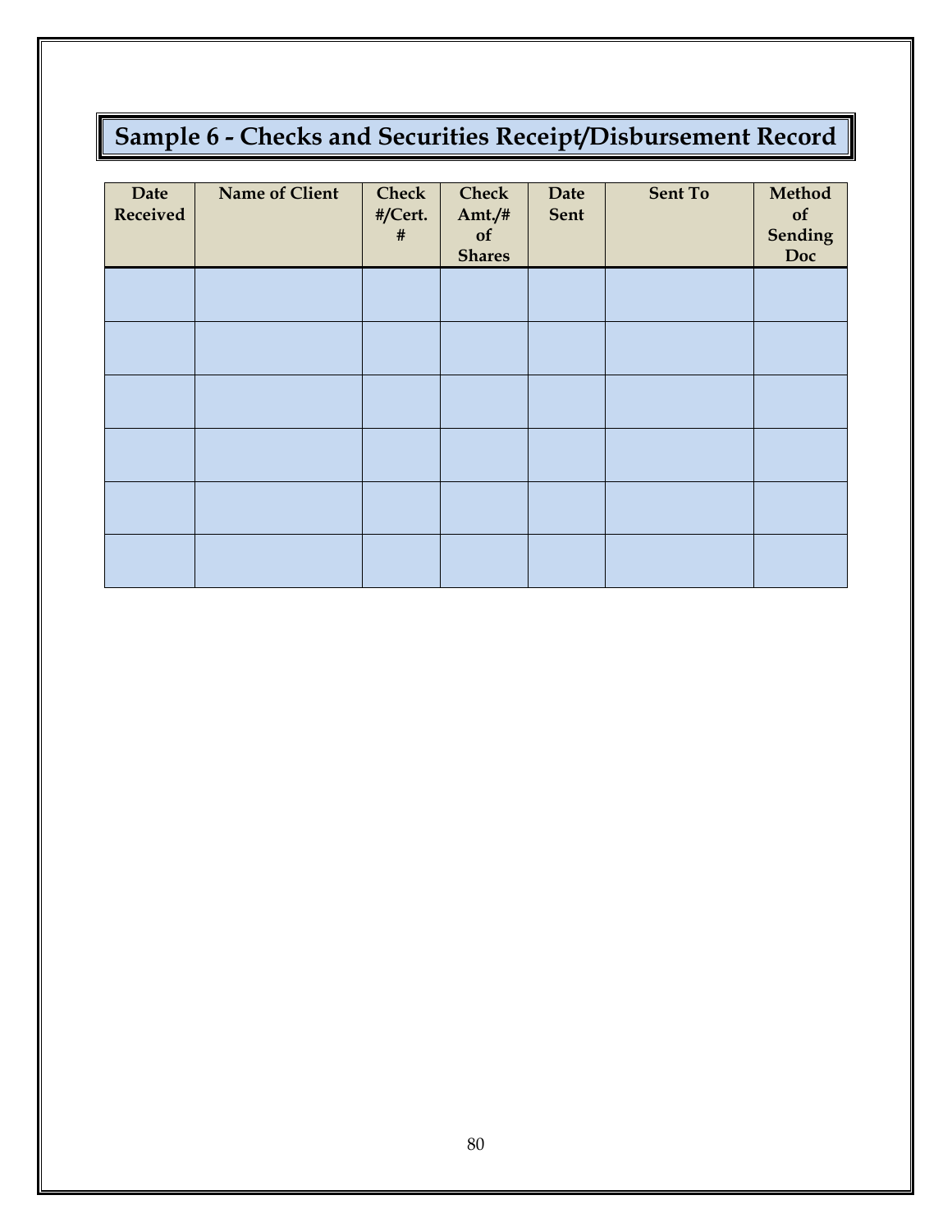# Sample 6 - Checks and Securities Receipt/Disbursement Record

| Date Received | Name of Client | Check #/Cert. # | Check Amt./# of Shares | Date Sent | Sent To | Method of Sending Doc |
|---|---|---|---|---|---|---|
| | | | | | | |
| | | | | | | |
| | | | | | | |
| | | | | | | |
| | | | | | | |
| | | | | | | |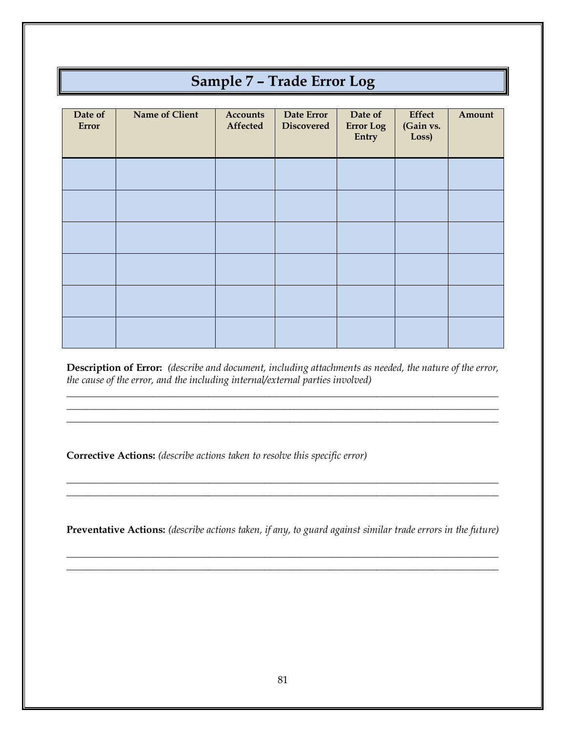# Sample 7 – Trade Error Log

| Date of Error | Name of Client | Accounts Affected | Date Error Discovered | Date of Error Log Entry | Effect (Gain vs. Loss) | Amount |
|---|---|---|---|---|---|---|
| | | | | | | |
| | | | | | | |
| | | | | | | |
| | | | | | | |
| | | | | | | |
| | | | | | | |

**Description of Error:** *(describe and document, including attachments as needed, the nature of the error, the cause of the error, and the including internal/external parties involved)*

______________________________________________________________________________
______________________________________________________________________________
______________________________________________________________________________

**Corrective Actions:** *(describe actions taken to resolve this specific error)*

______________________________________________________________________________
______________________________________________________________________________

**Preventative Actions:** *(describe actions taken, if any, to guard against similar trade errors in the future)*

______________________________________________________________________________
______________________________________________________________________________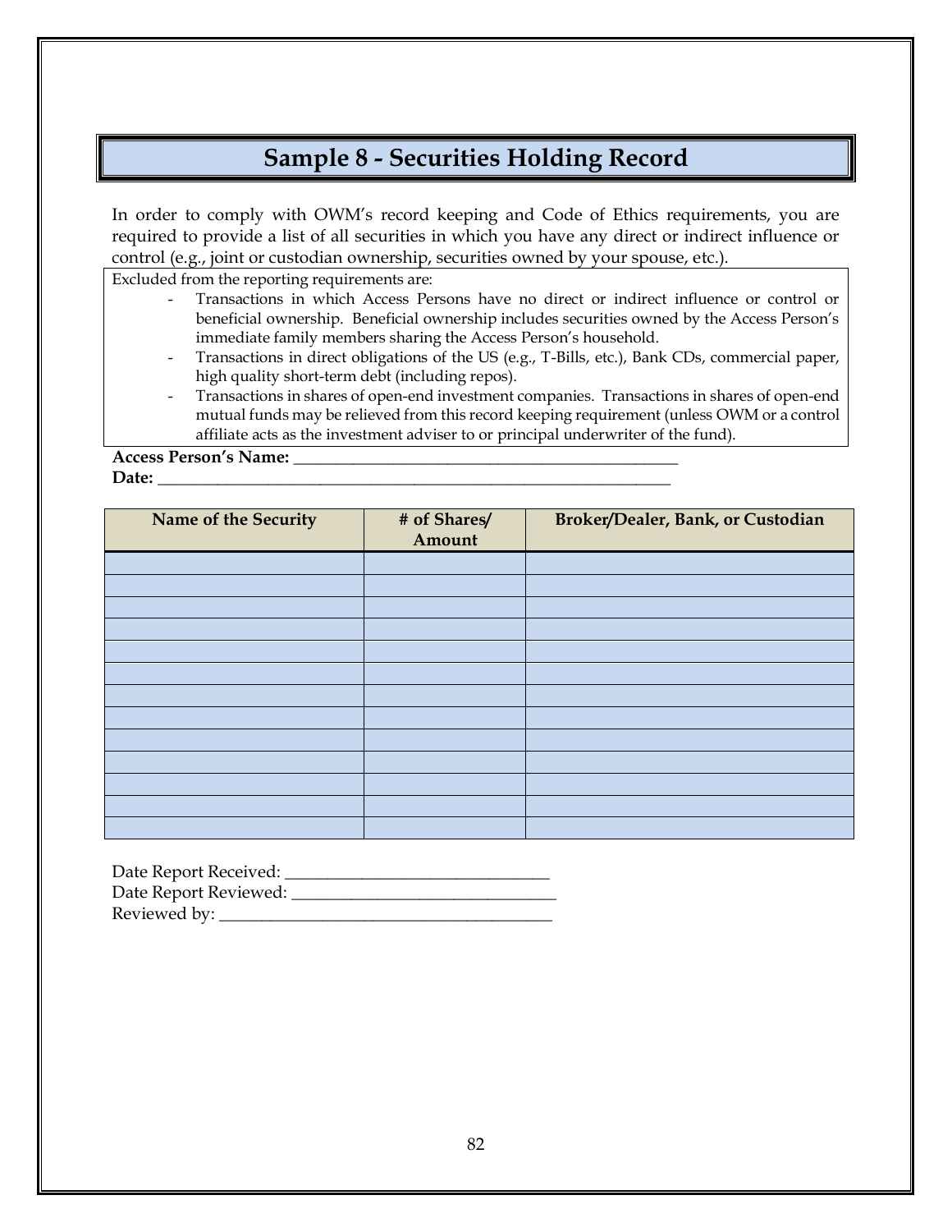# Sample 8 - Securities Holding Record

In order to comply with OWM's record keeping and Code of Ethics requirements, you are required to provide a list of all securities in which you have any direct or indirect influence or control (e.g., joint or custodian ownership, securities owned by your spouse, etc.).

Excluded from the reporting requirements are:

- Transactions in which Access Persons have no direct or indirect influence or control or beneficial ownership. Beneficial ownership includes securities owned by the Access Person's immediate family members sharing the Access Person's household.
- Transactions in direct obligations of the US (e.g., T-Bills, etc.), Bank CDs, commercial paper, high quality short-term debt (including repos).
- Transactions in shares of open-end investment companies. Transactions in shares of open-end mutual funds may be relieved from this record keeping requirement (unless OWM or a control affiliate acts as the investment adviser to or principal underwriter of the fund).

**Access Person's Name:** ______________________________________________

**Date:** ____________________________________________________________

| Name of the Security | # of Shares/ Amount | Broker/Dealer, Bank, or Custodian |
|---|---|---|
| | | |
| | | |
| | | |
| | | |
| | | |
| | | |
| | | |
| | | |
| | | |
| | | |
| | | |
| | | |
| | | |

Date Report Received: ______________________________

Date Report Reviewed: ______________________________

Reviewed by: ______________________________________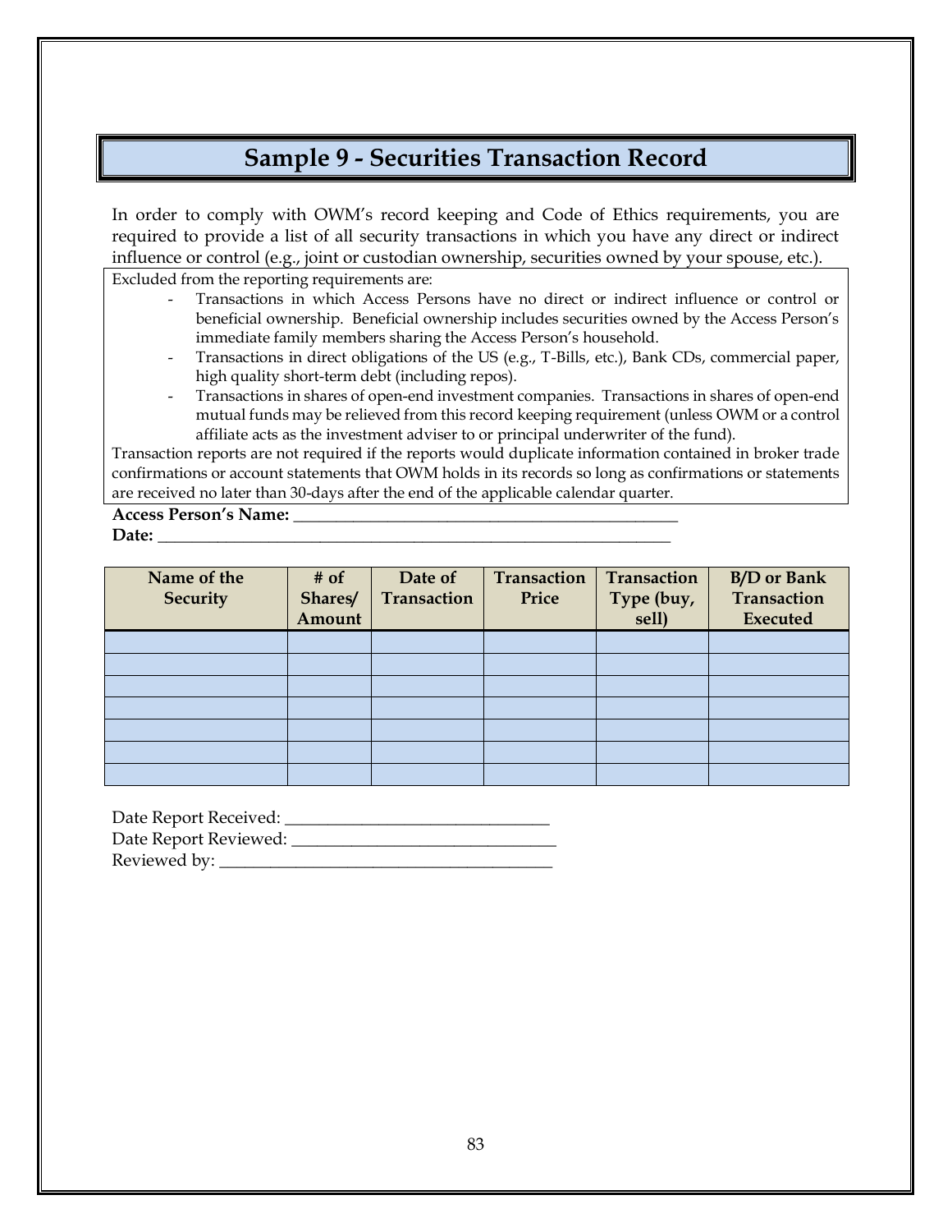# Sample 9 - Securities Transaction Record

In order to comply with OWM's record keeping and Code of Ethics requirements, you are required to provide a list of all security transactions in which you have any direct or indirect influence or control (e.g., joint or custodian ownership, securities owned by your spouse, etc.).

Excluded from the reporting requirements are:

- Transactions in which Access Persons have no direct or indirect influence or control or beneficial ownership. Beneficial ownership includes securities owned by the Access Person's immediate family members sharing the Access Person's household.
- Transactions in direct obligations of the US (e.g., T-Bills, etc.), Bank CDs, commercial paper, high quality short-term debt (including repos).
- Transactions in shares of open-end investment companies. Transactions in shares of open-end mutual funds may be relieved from this record keeping requirement (unless OWM or a control affiliate acts as the investment adviser to or principal underwriter of the fund).

Transaction reports are not required if the reports would duplicate information contained in broker trade confirmations or account statements that OWM holds in its records so long as confirmations or statements are received no later than 30-days after the end of the applicable calendar quarter.

**Access Person's Name:** ___________________________________________

**Date:** ___________________________________________________________

| Name of the Security | # of Shares/ Amount | Date of Transaction | Transaction Price | Transaction Type (buy, sell) | B/D or Bank Transaction Executed |
|---|---|---|---|---|---|
| | | | | | |
| | | | | | |
| | | | | | |
| | | | | | |
| | | | | | |
| | | | | | |
| | | | | | |

Date Report Received: ______________________________

Date Report Reviewed: ______________________________

Reviewed by: ______________________________________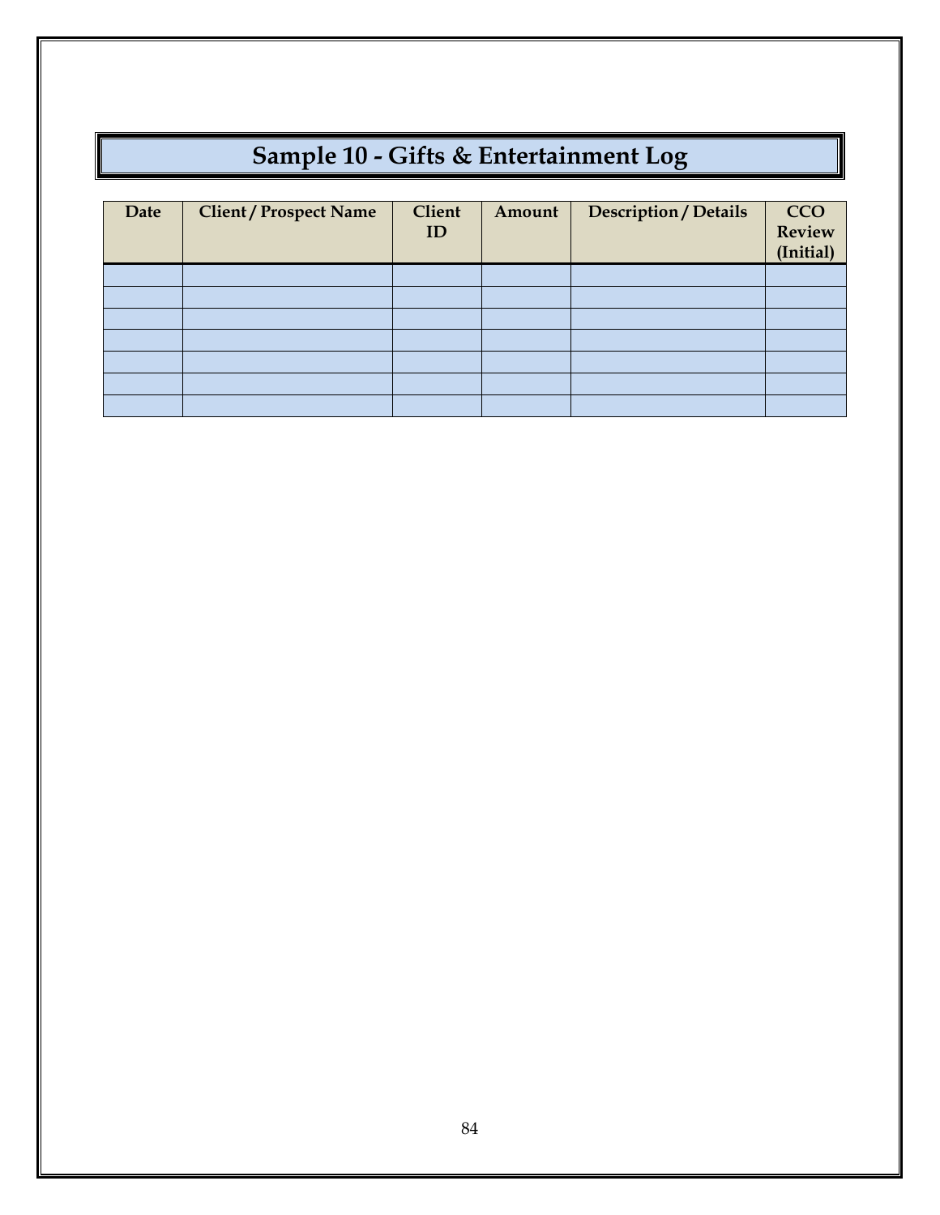# Sample 10 - Gifts & Entertainment Log

| Date | Client / Prospect Name | Client ID | Amount | Description / Details | CCO Review (Initial) |
|---|---|---|---|---|---|
| | | | | | |
| | | | | | |
| | | | | | |
| | | | | | |
| | | | | | |
| | | | | | |
| | | | | | |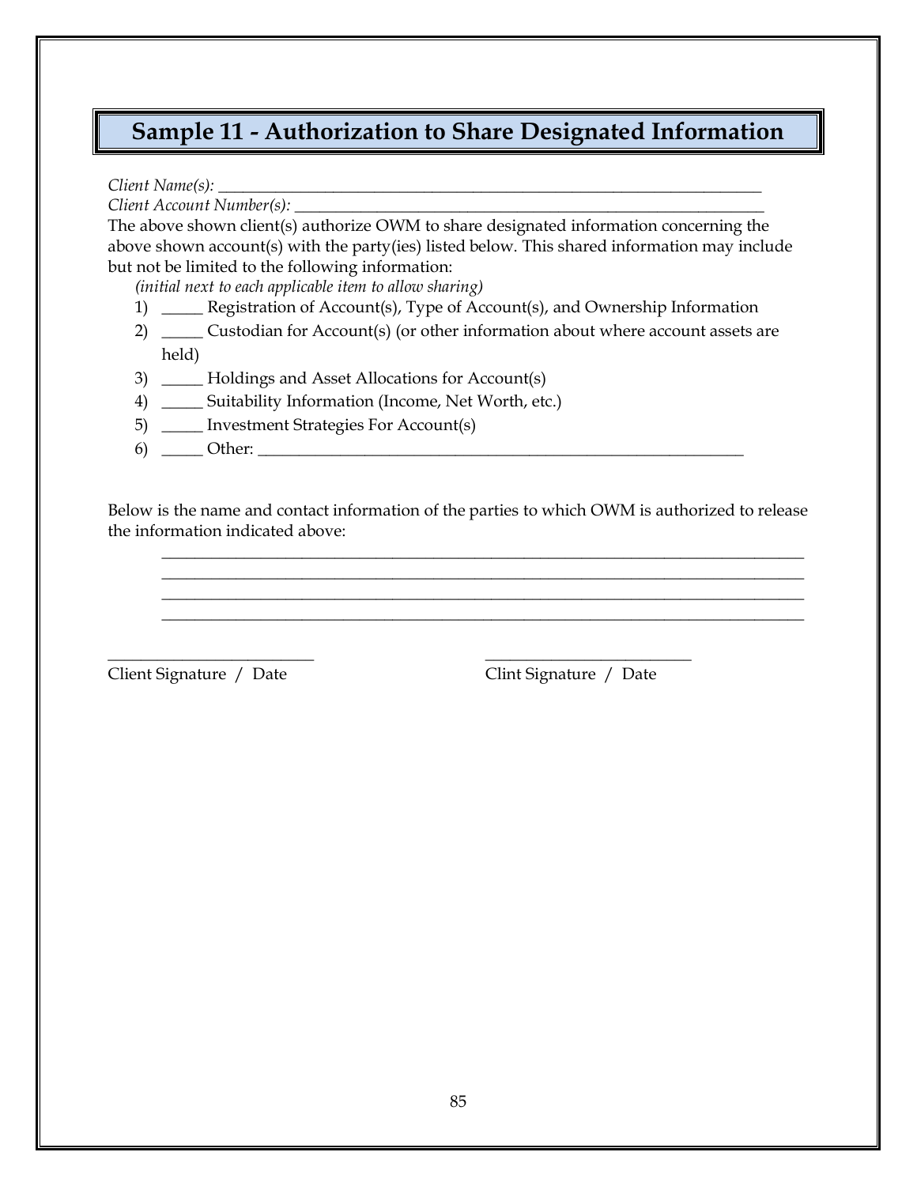# Sample 11 - Authorization to Share Designated Information

*Client Name(s):* ___________________________________________________________________

*Client Account Number(s):* ___________________________________________________________

The above shown client(s) authorize OWM to share designated information concerning the above shown account(s) with the party(ies) listed below. This shared information may include but not be limited to the following information:

*(initial next to each applicable item to allow sharing)*

1) _____ Registration of Account(s), Type of Account(s), and Ownership Information
2) _____ Custodian for Account(s) (or other information about where account assets are held)
3) _____ Holdings and Asset Allocations for Account(s)
4) _____ Suitability Information (Income, Net Worth, etc.)
5) _____ Investment Strategies For Account(s)
6) _____ Other: ____________________________________________________________

Below is the name and contact information of the parties to which OWM is authorized to release the information indicated above:

______________________________________________________________________________

______________________________________________________________________________

______________________________________________________________________________

______________________________________________________________________________

_________________________ _________________________

Client Signature / Date Clint Signature / Date